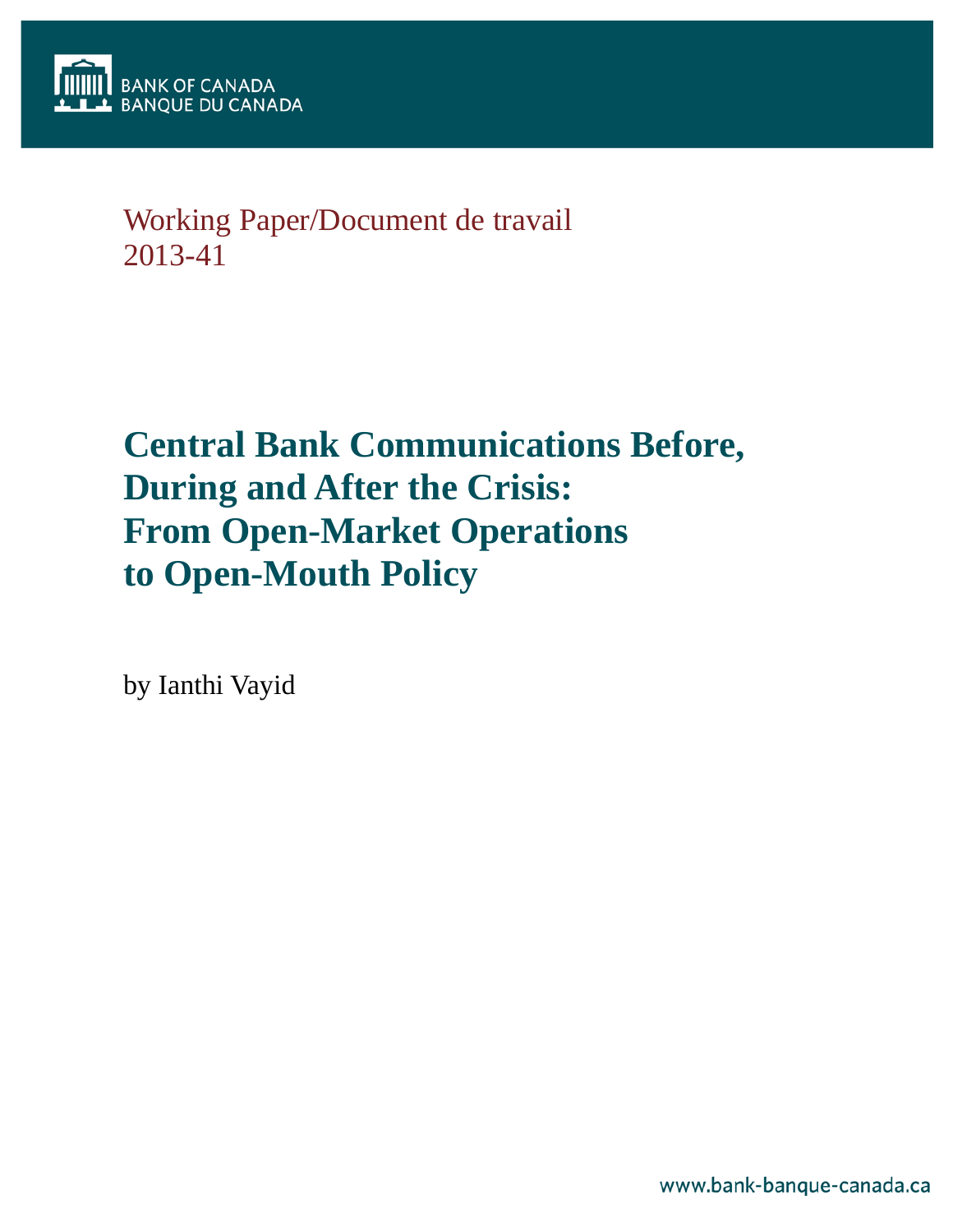BANK OF CANADA
BANQUE DU CANADA

Working Paper/Document de travail
2013-41

# Central Bank Communications Before, During and After the Crisis: From Open-Market Operations to Open-Mouth Policy

by Ianthi Vayid

www.bank-banque-canada.ca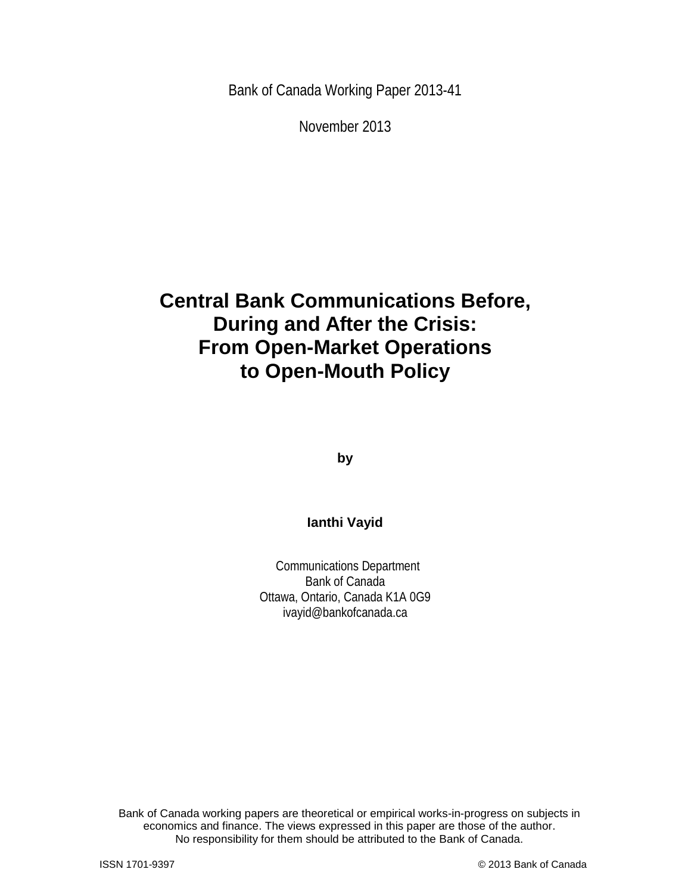Bank of Canada Working Paper 2013-41

November 2013

# Central Bank Communications Before, During and After the Crisis: From Open-Market Operations to Open-Mouth Policy

**by**

**Ianthi Vayid**

Communications Department
Bank of Canada
Ottawa, Ontario, Canada K1A 0G9
ivayid@bankofcanada.ca

Bank of Canada working papers are theoretical or empirical works-in-progress on subjects in economics and finance. The views expressed in this paper are those of the author. No responsibility for them should be attributed to the Bank of Canada.

ISSN 1701-9397 © 2013 Bank of Canada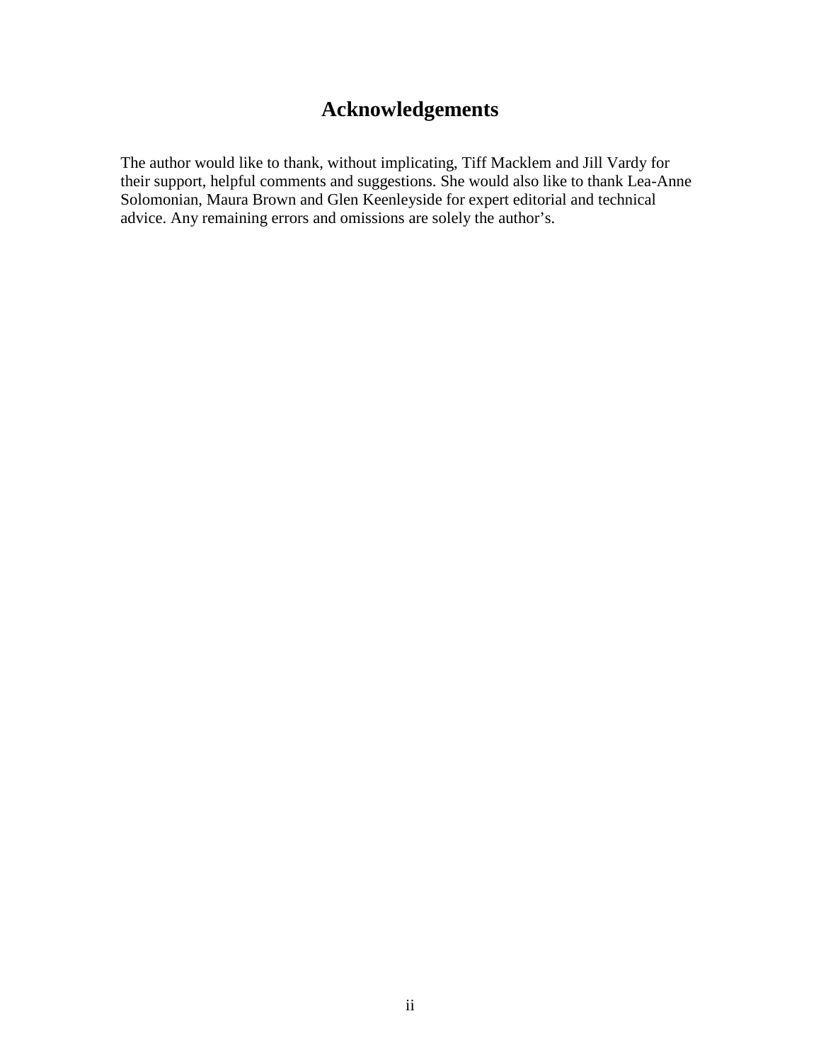# Acknowledgements

The author would like to thank, without implicating, Tiff Macklem and Jill Vardy for their support, helpful comments and suggestions. She would also like to thank Lea-Anne Solomonian, Maura Brown and Glen Keenleyside for expert editorial and technical advice. Any remaining errors and omissions are solely the author's.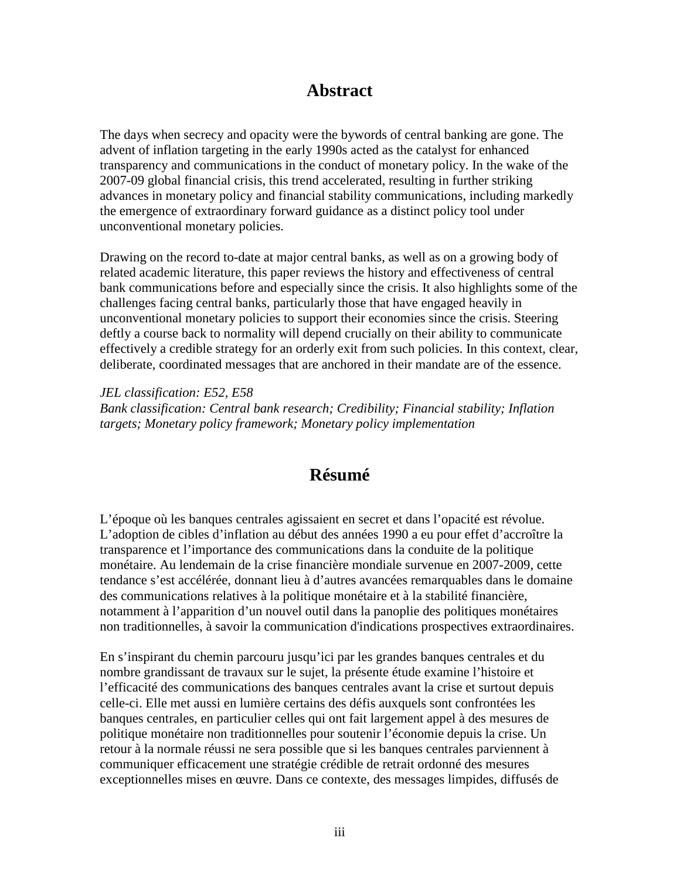## Abstract

The days when secrecy and opacity were the bywords of central banking are gone. The advent of inflation targeting in the early 1990s acted as the catalyst for enhanced transparency and communications in the conduct of monetary policy. In the wake of the 2007-09 global financial crisis, this trend accelerated, resulting in further striking advances in monetary policy and financial stability communications, including markedly the emergence of extraordinary forward guidance as a distinct policy tool under unconventional monetary policies.

Drawing on the record to-date at major central banks, as well as on a growing body of related academic literature, this paper reviews the history and effectiveness of central bank communications before and especially since the crisis. It also highlights some of the challenges facing central banks, particularly those that have engaged heavily in unconventional monetary policies to support their economies since the crisis. Steering deftly a course back to normality will depend crucially on their ability to communicate effectively a credible strategy for an orderly exit from such policies. In this context, clear, deliberate, coordinated messages that are anchored in their mandate are of the essence.

*JEL classification: E52, E58*
*Bank classification: Central bank research; Credibility; Financial stability; Inflation targets; Monetary policy framework; Monetary policy implementation*

## Résumé

L’époque où les banques centrales agissaient en secret et dans l’opacité est révolue. L’adoption de cibles d’inflation au début des années 1990 a eu pour effet d’accroître la transparence et l’importance des communications dans la conduite de la politique monétaire. Au lendemain de la crise financière mondiale survenue en 2007-2009, cette tendance s’est accélérée, donnant lieu à d’autres avancées remarquables dans le domaine des communications relatives à la politique monétaire et à la stabilité financière, notamment à l’apparition d’un nouvel outil dans la panoplie des politiques monétaires non traditionnelles, à savoir la communication d'indications prospectives extraordinaires.

En s’inspirant du chemin parcouru jusqu’ici par les grandes banques centrales et du nombre grandissant de travaux sur le sujet, la présente étude examine l’histoire et l’efficacité des communications des banques centrales avant la crise et surtout depuis celle-ci. Elle met aussi en lumière certains des défis auxquels sont confrontées les banques centrales, en particulier celles qui ont fait largement appel à des mesures de politique monétaire non traditionnelles pour soutenir l’économie depuis la crise. Un retour à la normale réussi ne sera possible que si les banques centrales parviennent à communiquer efficacement une stratégie crédible de retrait ordonné des mesures exceptionnelles mises en œuvre. Dans ce contexte, des messages limpides, diffusés de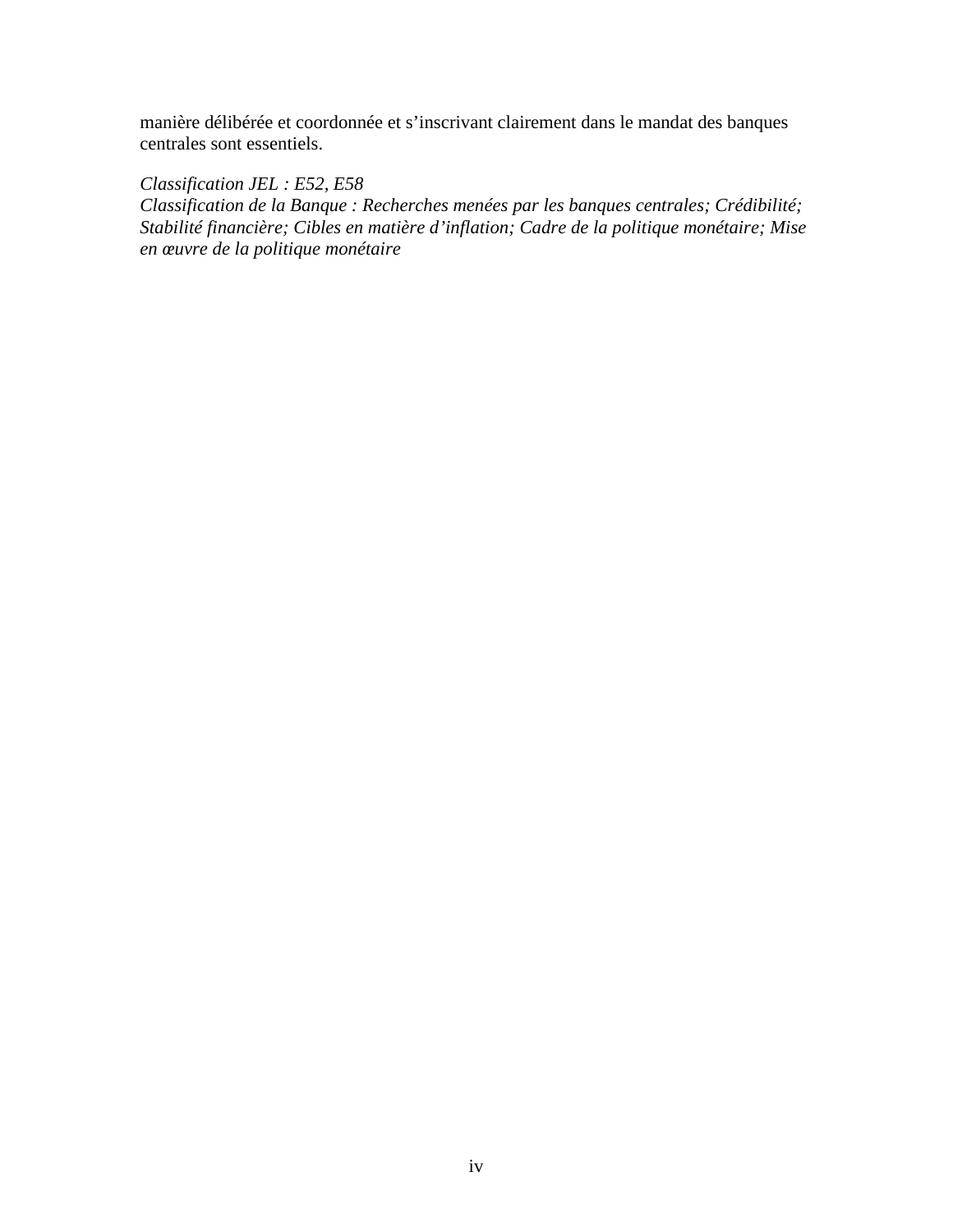manière délibérée et coordonnée et s’inscrivant clairement dans le mandat des banques centrales sont essentiels.

*Classification JEL : E52, E58*
*Classification de la Banque : Recherches menées par les banques centrales; Crédibilité; Stabilité financière; Cibles en matière d’inflation; Cadre de la politique monétaire; Mise en œuvre de la politique monétaire*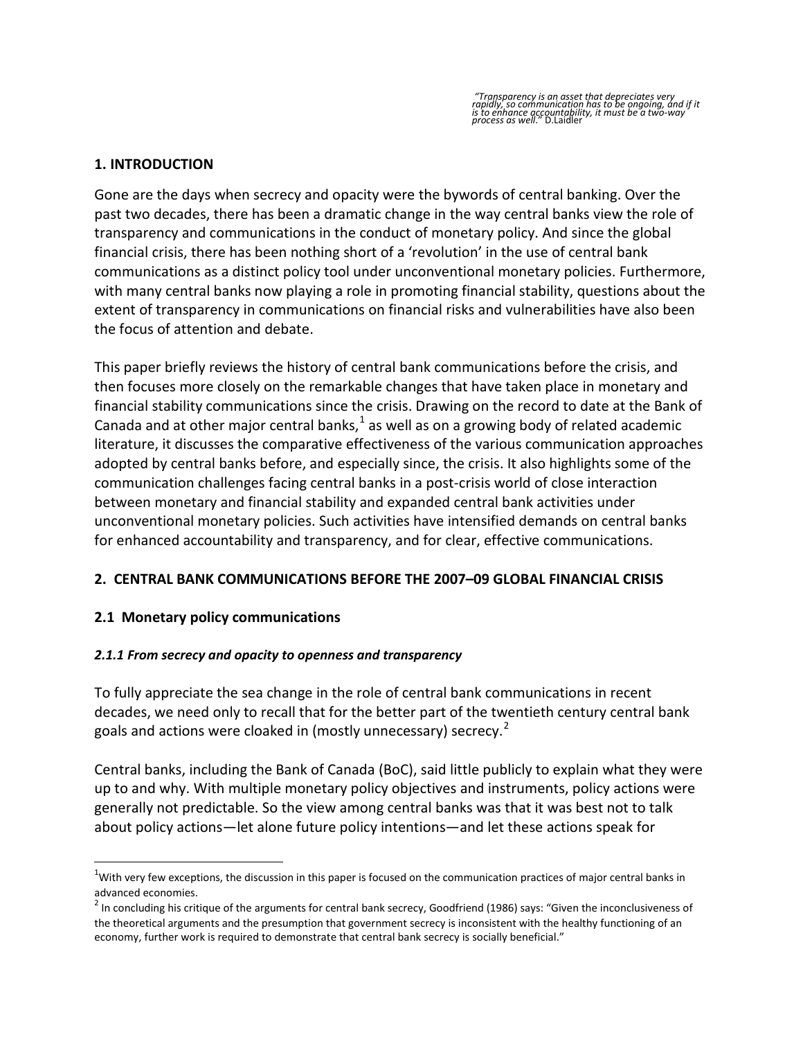*"Transparency is an asset that depreciates very rapidly, so communication has to be ongoing, and if it is to enhance accountability, it must be a two-way process as well."* D.Laidler

## 1. INTRODUCTION

Gone are the days when secrecy and opacity were the bywords of central banking. Over the past two decades, there has been a dramatic change in the way central banks view the role of transparency and communications in the conduct of monetary policy. And since the global financial crisis, there has been nothing short of a 'revolution' in the use of central bank communications as a distinct policy tool under unconventional monetary policies. Furthermore, with many central banks now playing a role in promoting financial stability, questions about the extent of transparency in communications on financial risks and vulnerabilities have also been the focus of attention and debate.

This paper briefly reviews the history of central bank communications before the crisis, and then focuses more closely on the remarkable changes that have taken place in monetary and financial stability communications since the crisis. Drawing on the record to date at the Bank of Canada and at other major central banks,[1] as well as on a growing body of related academic literature, it discusses the comparative effectiveness of the various communication approaches adopted by central banks before, and especially since, the crisis. It also highlights some of the communication challenges facing central banks in a post-crisis world of close interaction between monetary and financial stability and expanded central bank activities under unconventional monetary policies. Such activities have intensified demands on central banks for enhanced accountability and transparency, and for clear, effective communications.

## 2. CENTRAL BANK COMMUNICATIONS BEFORE THE 2007–09 GLOBAL FINANCIAL CRISIS

### 2.1 Monetary policy communications

#### *2.1.1 From secrecy and opacity to openness and transparency*

To fully appreciate the sea change in the role of central bank communications in recent decades, we need only to recall that for the better part of the twentieth century central bank goals and actions were cloaked in (mostly unnecessary) secrecy.[2]

Central banks, including the Bank of Canada (BoC), said little publicly to explain what they were up to and why. With multiple monetary policy objectives and instruments, policy actions were generally not predictable. So the view among central banks was that it was best not to talk about policy actions—let alone future policy intentions—and let these actions speak for

[1] With very few exceptions, the discussion in this paper is focused on the communication practices of major central banks in advanced economies.

[2] In concluding his critique of the arguments for central bank secrecy, Goodfriend (1986) says: "Given the inconclusiveness of the theoretical arguments and the presumption that government secrecy is inconsistent with the healthy functioning of an economy, further work is required to demonstrate that central bank secrecy is socially beneficial."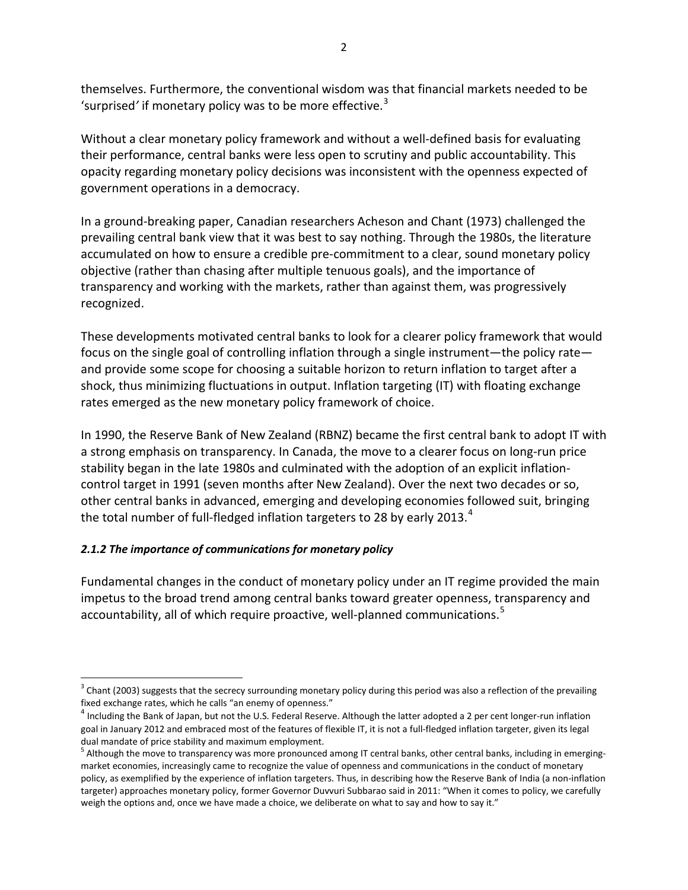themselves. Furthermore, the conventional wisdom was that financial markets needed to be 'surprised' if monetary policy was to be more effective.[3]

Without a clear monetary policy framework and without a well-defined basis for evaluating their performance, central banks were less open to scrutiny and public accountability. This opacity regarding monetary policy decisions was inconsistent with the openness expected of government operations in a democracy.

In a ground-breaking paper, Canadian researchers Acheson and Chant (1973) challenged the prevailing central bank view that it was best to say nothing. Through the 1980s, the literature accumulated on how to ensure a credible pre-commitment to a clear, sound monetary policy objective (rather than chasing after multiple tenuous goals), and the importance of transparency and working with the markets, rather than against them, was progressively recognized.

These developments motivated central banks to look for a clearer policy framework that would focus on the single goal of controlling inflation through a single instrument—the policy rate—and provide some scope for choosing a suitable horizon to return inflation to target after a shock, thus minimizing fluctuations in output. Inflation targeting (IT) with floating exchange rates emerged as the new monetary policy framework of choice.

In 1990, the Reserve Bank of New Zealand (RBNZ) became the first central bank to adopt IT with a strong emphasis on transparency. In Canada, the move to a clearer focus on long-run price stability began in the late 1980s and culminated with the adoption of an explicit inflation-control target in 1991 (seven months after New Zealand). Over the next two decades or so, other central banks in advanced, emerging and developing economies followed suit, bringing the total number of full-fledged inflation targeters to 28 by early 2013.[4]

### *2.1.2 The importance of communications for monetary policy*

Fundamental changes in the conduct of monetary policy under an IT regime provided the main impetus to the broad trend among central banks toward greater openness, transparency and accountability, all of which require proactive, well-planned communications.[5]

---

[3] Chant (2003) suggests that the secrecy surrounding monetary policy during this period was also a reflection of the prevailing fixed exchange rates, which he calls "an enemy of openness."

[4] Including the Bank of Japan, but not the U.S. Federal Reserve. Although the latter adopted a 2 per cent longer-run inflation goal in January 2012 and embraced most of the features of flexible IT, it is not a full-fledged inflation targeter, given its legal dual mandate of price stability and maximum employment.

[5] Although the move to transparency was more pronounced among IT central banks, other central banks, including in emerging-market economies, increasingly came to recognize the value of openness and communications in the conduct of monetary policy, as exemplified by the experience of inflation targeters. Thus, in describing how the Reserve Bank of India (a non-inflation targeter) approaches monetary policy, former Governor Duvvuri Subbarao said in 2011: "When it comes to policy, we carefully weigh the options and, once we have made a choice, we deliberate on what to say and how to say it."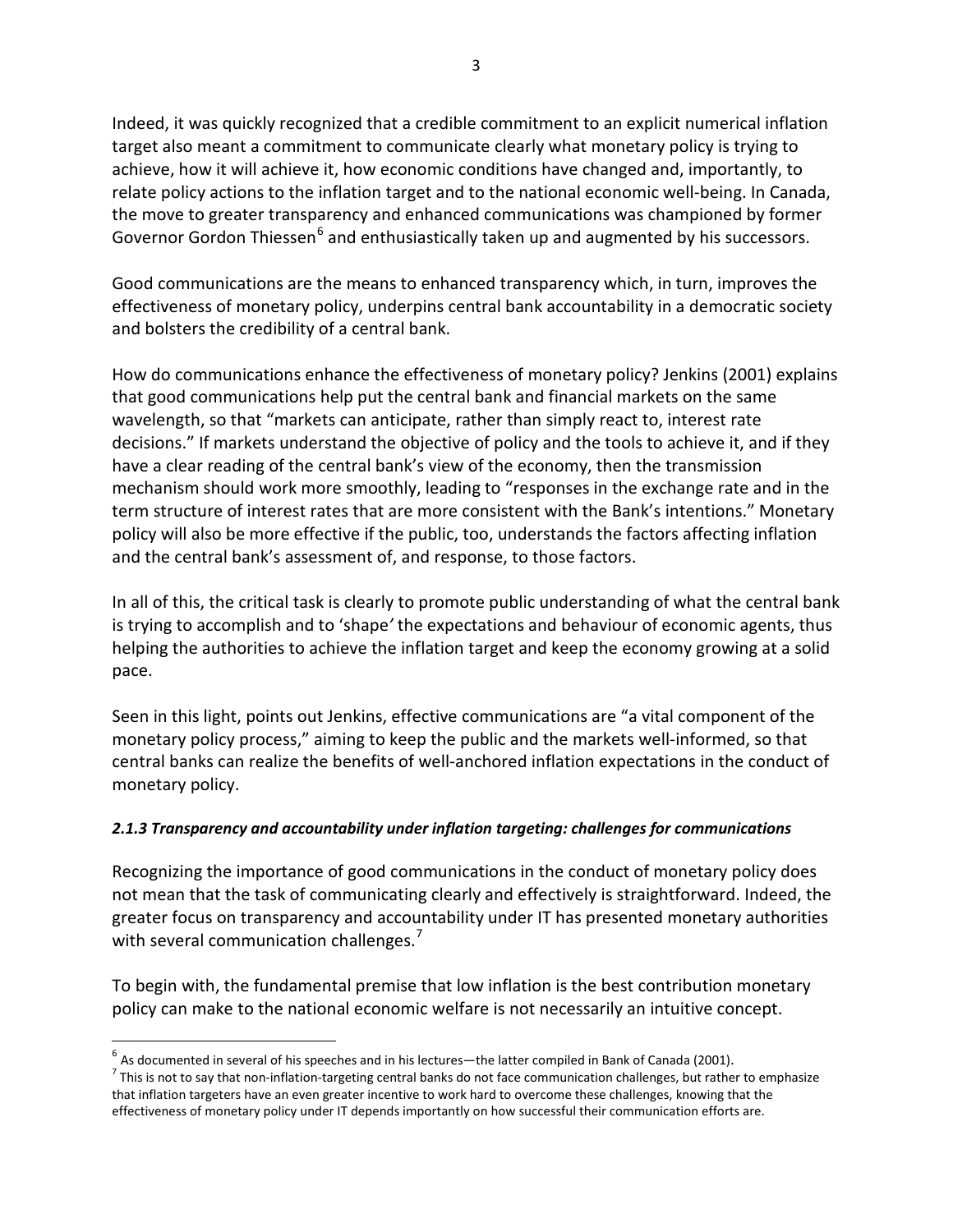Indeed, it was quickly recognized that a credible commitment to an explicit numerical inflation target also meant a commitment to communicate clearly what monetary policy is trying to achieve, how it will achieve it, how economic conditions have changed and, importantly, to relate policy actions to the inflation target and to the national economic well-being. In Canada, the move to greater transparency and enhanced communications was championed by former Governor Gordon Thiessen[6] and enthusiastically taken up and augmented by his successors.

Good communications are the means to enhanced transparency which, in turn, improves the effectiveness of monetary policy, underpins central bank accountability in a democratic society and bolsters the credibility of a central bank.

How do communications enhance the effectiveness of monetary policy? Jenkins (2001) explains that good communications help put the central bank and financial markets on the same wavelength, so that "markets can anticipate, rather than simply react to, interest rate decisions." If markets understand the objective of policy and the tools to achieve it, and if they have a clear reading of the central bank's view of the economy, then the transmission mechanism should work more smoothly, leading to "responses in the exchange rate and in the term structure of interest rates that are more consistent with the Bank's intentions." Monetary policy will also be more effective if the public, too, understands the factors affecting inflation and the central bank's assessment of, and response, to those factors.

In all of this, the critical task is clearly to promote public understanding of what the central bank is trying to accomplish and to 'shape' the expectations and behaviour of economic agents, thus helping the authorities to achieve the inflation target and keep the economy growing at a solid pace.

Seen in this light, points out Jenkins, effective communications are "a vital component of the monetary policy process," aiming to keep the public and the markets well-informed, so that central banks can realize the benefits of well-anchored inflation expectations in the conduct of monetary policy.

#### *2.1.3 Transparency and accountability under inflation targeting: challenges for communications*

Recognizing the importance of good communications in the conduct of monetary policy does not mean that the task of communicating clearly and effectively is straightforward. Indeed, the greater focus on transparency and accountability under IT has presented monetary authorities with several communication challenges.[7]

To begin with, the fundamental premise that low inflation is the best contribution monetary policy can make to the national economic welfare is not necessarily an intuitive concept.

---

[6] As documented in several of his speeches and in his lectures—the latter compiled in Bank of Canada (2001).

[7] This is not to say that non-inflation-targeting central banks do not face communication challenges, but rather to emphasize that inflation targeters have an even greater incentive to work hard to overcome these challenges, knowing that the effectiveness of monetary policy under IT depends importantly on how successful their communication efforts are.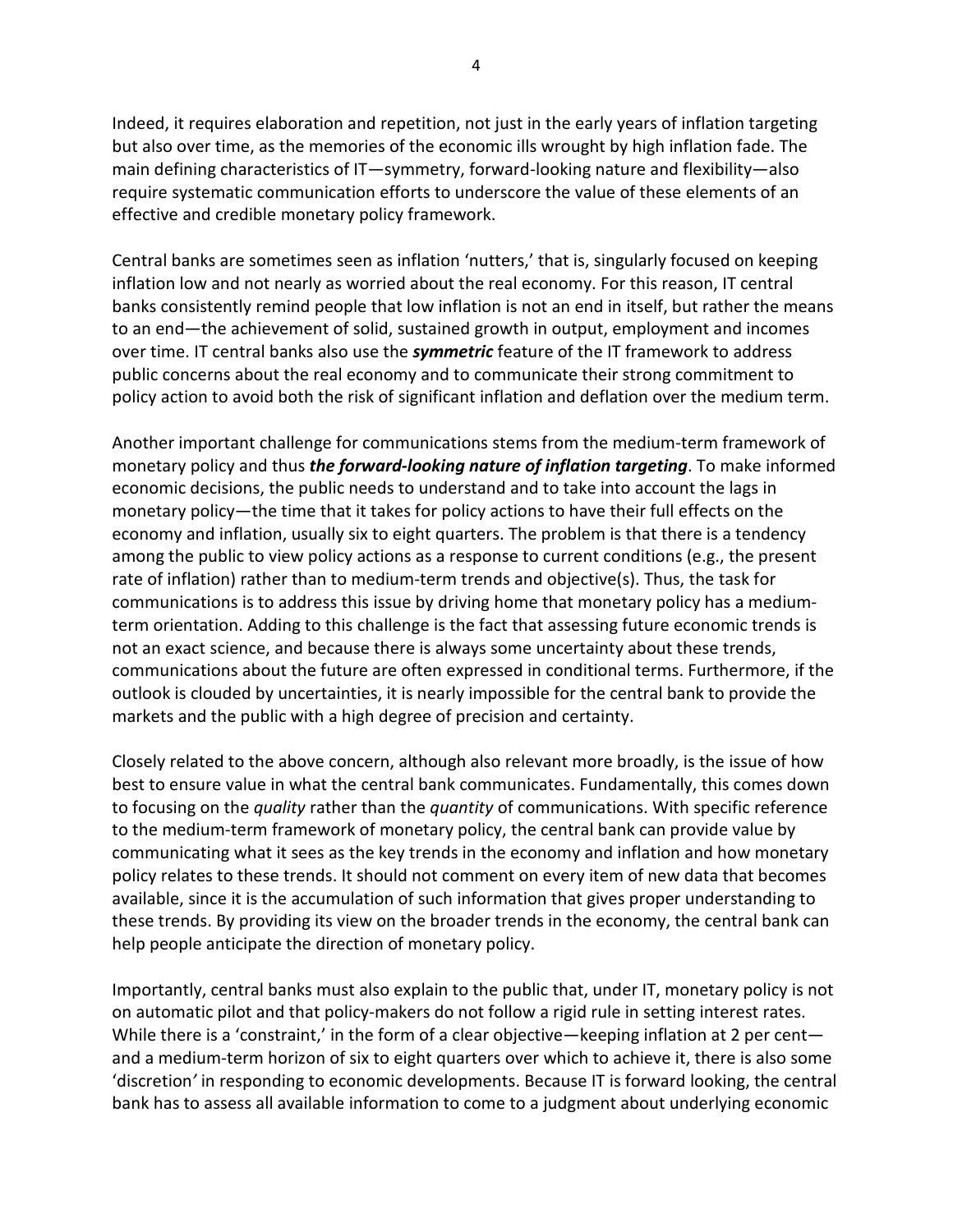Indeed, it requires elaboration and repetition, not just in the early years of inflation targeting but also over time, as the memories of the economic ills wrought by high inflation fade. The main defining characteristics of IT—symmetry, forward-looking nature and flexibility—also require systematic communication efforts to underscore the value of these elements of an effective and credible monetary policy framework.

Central banks are sometimes seen as inflation 'nutters,' that is, singularly focused on keeping inflation low and not nearly as worried about the real economy. For this reason, IT central banks consistently remind people that low inflation is not an end in itself, but rather the means to an end—the achievement of solid, sustained growth in output, employment and incomes over time. IT central banks also use the ***symmetric*** feature of the IT framework to address public concerns about the real economy and to communicate their strong commitment to policy action to avoid both the risk of significant inflation and deflation over the medium term.

Another important challenge for communications stems from the medium-term framework of monetary policy and thus ***the forward-looking nature of inflation targeting***. To make informed economic decisions, the public needs to understand and to take into account the lags in monetary policy—the time that it takes for policy actions to have their full effects on the economy and inflation, usually six to eight quarters. The problem is that there is a tendency among the public to view policy actions as a response to current conditions (e.g., the present rate of inflation) rather than to medium-term trends and objective(s). Thus, the task for communications is to address this issue by driving home that monetary policy has a medium-term orientation. Adding to this challenge is the fact that assessing future economic trends is not an exact science, and because there is always some uncertainty about these trends, communications about the future are often expressed in conditional terms. Furthermore, if the outlook is clouded by uncertainties, it is nearly impossible for the central bank to provide the markets and the public with a high degree of precision and certainty.

Closely related to the above concern, although also relevant more broadly, is the issue of how best to ensure value in what the central bank communicates. Fundamentally, this comes down to focusing on the *quality* rather than the *quantity* of communications. With specific reference to the medium-term framework of monetary policy, the central bank can provide value by communicating what it sees as the key trends in the economy and inflation and how monetary policy relates to these trends. It should not comment on every item of new data that becomes available, since it is the accumulation of such information that gives proper understanding to these trends. By providing its view on the broader trends in the economy, the central bank can help people anticipate the direction of monetary policy.

Importantly, central banks must also explain to the public that, under IT, monetary policy is not on automatic pilot and that policy-makers do not follow a rigid rule in setting interest rates. While there is a 'constraint,' in the form of a clear objective—keeping inflation at 2 per cent—and a medium-term horizon of six to eight quarters over which to achieve it, there is also some 'discretion' in responding to economic developments. Because IT is forward looking, the central bank has to assess all available information to come to a judgment about underlying economic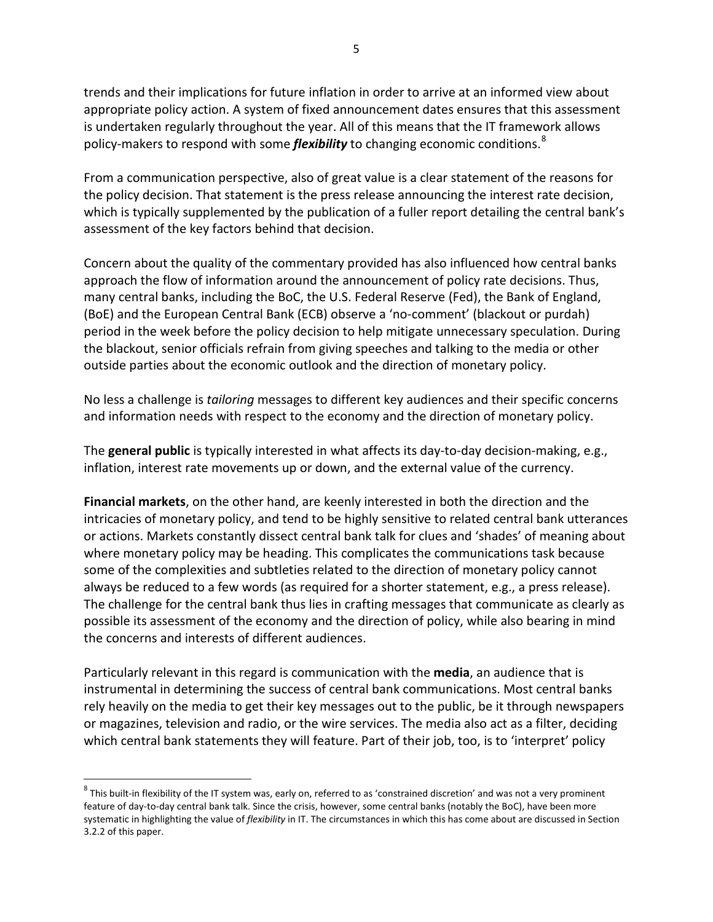trends and their implications for future inflation in order to arrive at an informed view about appropriate policy action. A system of fixed announcement dates ensures that this assessment is undertaken regularly throughout the year. All of this means that the IT framework allows policy-makers to respond with some ***flexibility*** to changing economic conditions.[8]

From a communication perspective, also of great value is a clear statement of the reasons for the policy decision. That statement is the press release announcing the interest rate decision, which is typically supplemented by the publication of a fuller report detailing the central bank's assessment of the key factors behind that decision.

Concern about the quality of the commentary provided has also influenced how central banks approach the flow of information around the announcement of policy rate decisions. Thus, many central banks, including the BoC, the U.S. Federal Reserve (Fed), the Bank of England, (BoE) and the European Central Bank (ECB) observe a 'no-comment' (blackout or purdah) period in the week before the policy decision to help mitigate unnecessary speculation. During the blackout, senior officials refrain from giving speeches and talking to the media or other outside parties about the economic outlook and the direction of monetary policy.

No less a challenge is *tailoring* messages to different key audiences and their specific concerns and information needs with respect to the economy and the direction of monetary policy.

The **general public** is typically interested in what affects its day-to-day decision-making, e.g., inflation, interest rate movements up or down, and the external value of the currency.

**Financial markets**, on the other hand, are keenly interested in both the direction and the intricacies of monetary policy, and tend to be highly sensitive to related central bank utterances or actions. Markets constantly dissect central bank talk for clues and 'shades' of meaning about where monetary policy may be heading. This complicates the communications task because some of the complexities and subtleties related to the direction of monetary policy cannot always be reduced to a few words (as required for a shorter statement, e.g., a press release). The challenge for the central bank thus lies in crafting messages that communicate as clearly as possible its assessment of the economy and the direction of policy, while also bearing in mind the concerns and interests of different audiences.

Particularly relevant in this regard is communication with the **media**, an audience that is instrumental in determining the success of central bank communications. Most central banks rely heavily on the media to get their key messages out to the public, be it through newspapers or magazines, television and radio, or the wire services. The media also act as a filter, deciding which central bank statements they will feature. Part of their job, too, is to 'interpret' policy

---

[8] This built-in flexibility of the IT system was, early on, referred to as 'constrained discretion' and was not a very prominent feature of day-to-day central bank talk. Since the crisis, however, some central banks (notably the BoC), have been more systematic in highlighting the value of *flexibility* in IT. The circumstances in which this has come about are discussed in Section 3.2.2 of this paper.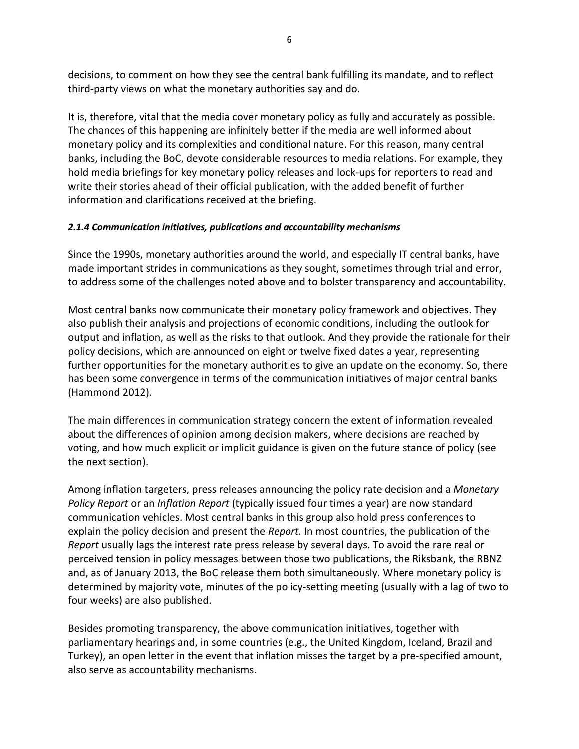decisions, to comment on how they see the central bank fulfilling its mandate, and to reflect third-party views on what the monetary authorities say and do.

It is, therefore, vital that the media cover monetary policy as fully and accurately as possible. The chances of this happening are infinitely better if the media are well informed about monetary policy and its complexities and conditional nature. For this reason, many central banks, including the BoC, devote considerable resources to media relations. For example, they hold media briefings for key monetary policy releases and lock-ups for reporters to read and write their stories ahead of their official publication, with the added benefit of further information and clarifications received at the briefing.

#### *2.1.4 Communication initiatives, publications and accountability mechanisms*

Since the 1990s, monetary authorities around the world, and especially IT central banks, have made important strides in communications as they sought, sometimes through trial and error, to address some of the challenges noted above and to bolster transparency and accountability.

Most central banks now communicate their monetary policy framework and objectives. They also publish their analysis and projections of economic conditions, including the outlook for output and inflation, as well as the risks to that outlook. And they provide the rationale for their policy decisions, which are announced on eight or twelve fixed dates a year, representing further opportunities for the monetary authorities to give an update on the economy. So, there has been some convergence in terms of the communication initiatives of major central banks (Hammond 2012).

The main differences in communication strategy concern the extent of information revealed about the differences of opinion among decision makers, where decisions are reached by voting, and how much explicit or implicit guidance is given on the future stance of policy (see the next section).

Among inflation targeters, press releases announcing the policy rate decision and a *Monetary Policy Report* or an *Inflation Report* (typically issued four times a year) are now standard communication vehicles. Most central banks in this group also hold press conferences to explain the policy decision and present the *Report.* In most countries, the publication of the *Report* usually lags the interest rate press release by several days. To avoid the rare real or perceived tension in policy messages between those two publications, the Riksbank, the RBNZ and, as of January 2013, the BoC release them both simultaneously. Where monetary policy is determined by majority vote, minutes of the policy-setting meeting (usually with a lag of two to four weeks) are also published.

Besides promoting transparency, the above communication initiatives, together with parliamentary hearings and, in some countries (e.g., the United Kingdom, Iceland, Brazil and Turkey), an open letter in the event that inflation misses the target by a pre-specified amount, also serve as accountability mechanisms.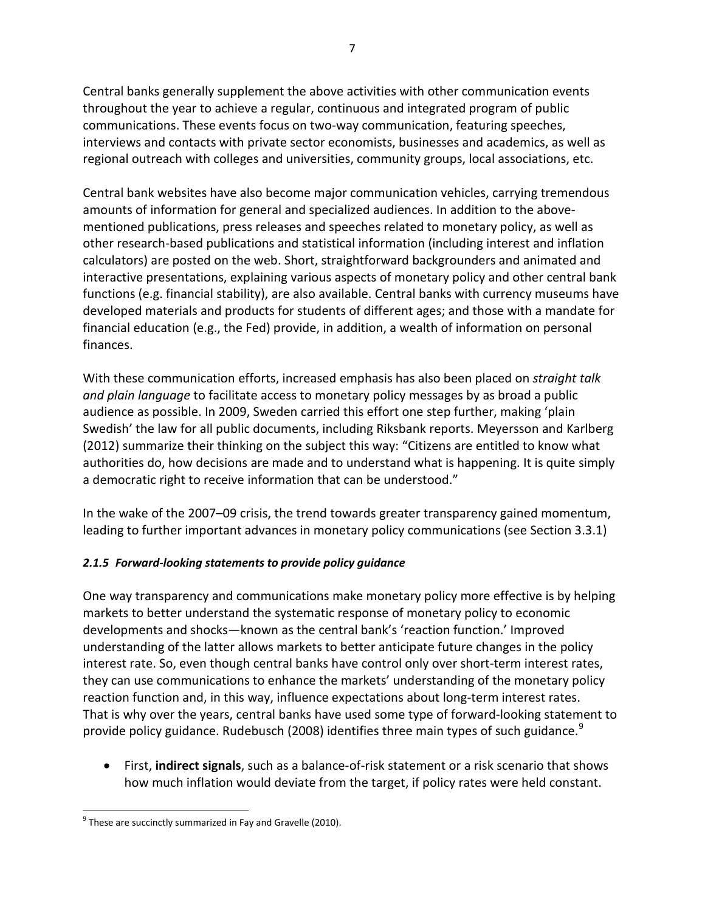Central banks generally supplement the above activities with other communication events throughout the year to achieve a regular, continuous and integrated program of public communications. These events focus on two-way communication, featuring speeches, interviews and contacts with private sector economists, businesses and academics, as well as regional outreach with colleges and universities, community groups, local associations, etc.

Central bank websites have also become major communication vehicles, carrying tremendous amounts of information for general and specialized audiences. In addition to the above-mentioned publications, press releases and speeches related to monetary policy, as well as other research-based publications and statistical information (including interest and inflation calculators) are posted on the web. Short, straightforward backgrounders and animated and interactive presentations, explaining various aspects of monetary policy and other central bank functions (e.g. financial stability), are also available. Central banks with currency museums have developed materials and products for students of different ages; and those with a mandate for financial education (e.g., the Fed) provide, in addition, a wealth of information on personal finances.

With these communication efforts, increased emphasis has also been placed on *straight talk and plain language* to facilitate access to monetary policy messages by as broad a public audience as possible. In 2009, Sweden carried this effort one step further, making 'plain Swedish' the law for all public documents, including Riksbank reports. Meyersson and Karlberg (2012) summarize their thinking on the subject this way: "Citizens are entitled to know what authorities do, how decisions are made and to understand what is happening. It is quite simply a democratic right to receive information that can be understood."

In the wake of the 2007–09 crisis, the trend towards greater transparency gained momentum, leading to further important advances in monetary policy communications (see Section 3.3.1)

#### *2.1.5 Forward-looking statements to provide policy guidance*

One way transparency and communications make monetary policy more effective is by helping markets to better understand the systematic response of monetary policy to economic developments and shocks—known as the central bank's 'reaction function.' Improved understanding of the latter allows markets to better anticipate future changes in the policy interest rate. So, even though central banks have control only over short-term interest rates, they can use communications to enhance the markets' understanding of the monetary policy reaction function and, in this way, influence expectations about long-term interest rates. That is why over the years, central banks have used some type of forward-looking statement to provide policy guidance. Rudebusch (2008) identifies three main types of such guidance.[9]

- First, **indirect signals**, such as a balance-of-risk statement or a risk scenario that shows how much inflation would deviate from the target, if policy rates were held constant.

[9] These are succinctly summarized in Fay and Gravelle (2010).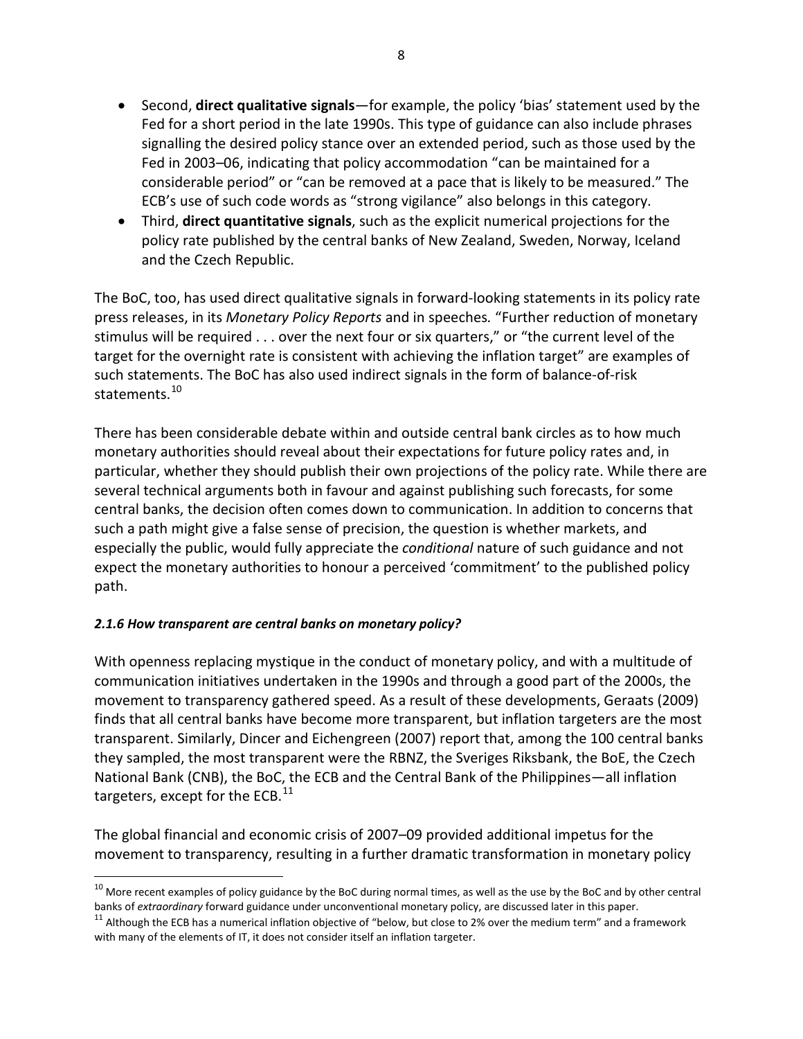- Second, **direct qualitative signals**—for example, the policy 'bias' statement used by the Fed for a short period in the late 1990s. This type of guidance can also include phrases signalling the desired policy stance over an extended period, such as those used by the Fed in 2003–06, indicating that policy accommodation "can be maintained for a considerable period" or "can be removed at a pace that is likely to be measured." The ECB's use of such code words as "strong vigilance" also belongs in this category.
- Third, **direct quantitative signals**, such as the explicit numerical projections for the policy rate published by the central banks of New Zealand, Sweden, Norway, Iceland and the Czech Republic.

The BoC, too, has used direct qualitative signals in forward-looking statements in its policy rate press releases, in its *Monetary Policy Reports* and in speeches. "Further reduction of monetary stimulus will be required . . . over the next four or six quarters," or "the current level of the target for the overnight rate is consistent with achieving the inflation target" are examples of such statements. The BoC has also used indirect signals in the form of balance-of-risk statements.[10]

There has been considerable debate within and outside central bank circles as to how much monetary authorities should reveal about their expectations for future policy rates and, in particular, whether they should publish their own projections of the policy rate. While there are several technical arguments both in favour and against publishing such forecasts, for some central banks, the decision often comes down to communication. In addition to concerns that such a path might give a false sense of precision, the question is whether markets, and especially the public, would fully appreciate the *conditional* nature of such guidance and not expect the monetary authorities to honour a perceived 'commitment' to the published policy path.

***2.1.6 How transparent are central banks on monetary policy?***

With openness replacing mystique in the conduct of monetary policy, and with a multitude of communication initiatives undertaken in the 1990s and through a good part of the 2000s, the movement to transparency gathered speed. As a result of these developments, Geraats (2009) finds that all central banks have become more transparent, but inflation targeters are the most transparent. Similarly, Dincer and Eichengreen (2007) report that, among the 100 central banks they sampled, the most transparent were the RBNZ, the Sveriges Riksbank, the BoE, the Czech National Bank (CNB), the BoC, the ECB and the Central Bank of the Philippines—all inflation targeters, except for the ECB.[11]

The global financial and economic crisis of 2007–09 provided additional impetus for the movement to transparency, resulting in a further dramatic transformation in monetary policy

[10] More recent examples of policy guidance by the BoC during normal times, as well as the use by the BoC and by other central banks of *extraordinary* forward guidance under unconventional monetary policy, are discussed later in this paper.

[11] Although the ECB has a numerical inflation objective of "below, but close to 2% over the medium term" and a framework with many of the elements of IT, it does not consider itself an inflation targeter.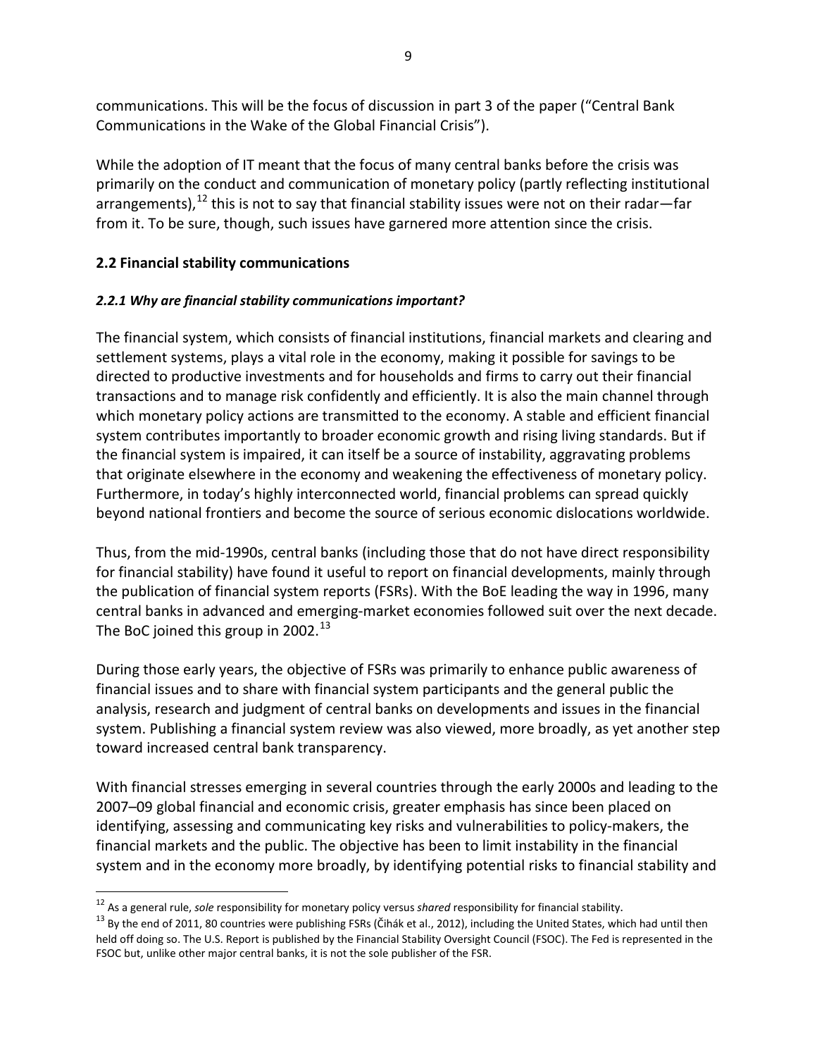communications. This will be the focus of discussion in part 3 of the paper ("Central Bank Communications in the Wake of the Global Financial Crisis").

While the adoption of IT meant that the focus of many central banks before the crisis was primarily on the conduct and communication of monetary policy (partly reflecting institutional arrangements),[12] this is not to say that financial stability issues were not on their radar—far from it. To be sure, though, such issues have garnered more attention since the crisis.

## 2.2 Financial stability communications

### *2.2.1 Why are financial stability communications important?*

The financial system, which consists of financial institutions, financial markets and clearing and settlement systems, plays a vital role in the economy, making it possible for savings to be directed to productive investments and for households and firms to carry out their financial transactions and to manage risk confidently and efficiently. It is also the main channel through which monetary policy actions are transmitted to the economy. A stable and efficient financial system contributes importantly to broader economic growth and rising living standards. But if the financial system is impaired, it can itself be a source of instability, aggravating problems that originate elsewhere in the economy and weakening the effectiveness of monetary policy. Furthermore, in today's highly interconnected world, financial problems can spread quickly beyond national frontiers and become the source of serious economic dislocations worldwide.

Thus, from the mid-1990s, central banks (including those that do not have direct responsibility for financial stability) have found it useful to report on financial developments, mainly through the publication of financial system reports (FSRs). With the BoE leading the way in 1996, many central banks in advanced and emerging-market economies followed suit over the next decade. The BoC joined this group in 2002.[13]

During those early years, the objective of FSRs was primarily to enhance public awareness of financial issues and to share with financial system participants and the general public the analysis, research and judgment of central banks on developments and issues in the financial system. Publishing a financial system review was also viewed, more broadly, as yet another step toward increased central bank transparency.

With financial stresses emerging in several countries through the early 2000s and leading to the 2007–09 global financial and economic crisis, greater emphasis has since been placed on identifying, assessing and communicating key risks and vulnerabilities to policy-makers, the financial markets and the public. The objective has been to limit instability in the financial system and in the economy more broadly, by identifying potential risks to financial stability and

---

[12] As a general rule, *sole* responsibility for monetary policy versus *shared* responsibility for financial stability.

[13] By the end of 2011, 80 countries were publishing FSRs (Čihák et al., 2012), including the United States, which had until then held off doing so. The U.S. Report is published by the Financial Stability Oversight Council (FSOC). The Fed is represented in the FSOC but, unlike other major central banks, it is not the sole publisher of the FSR.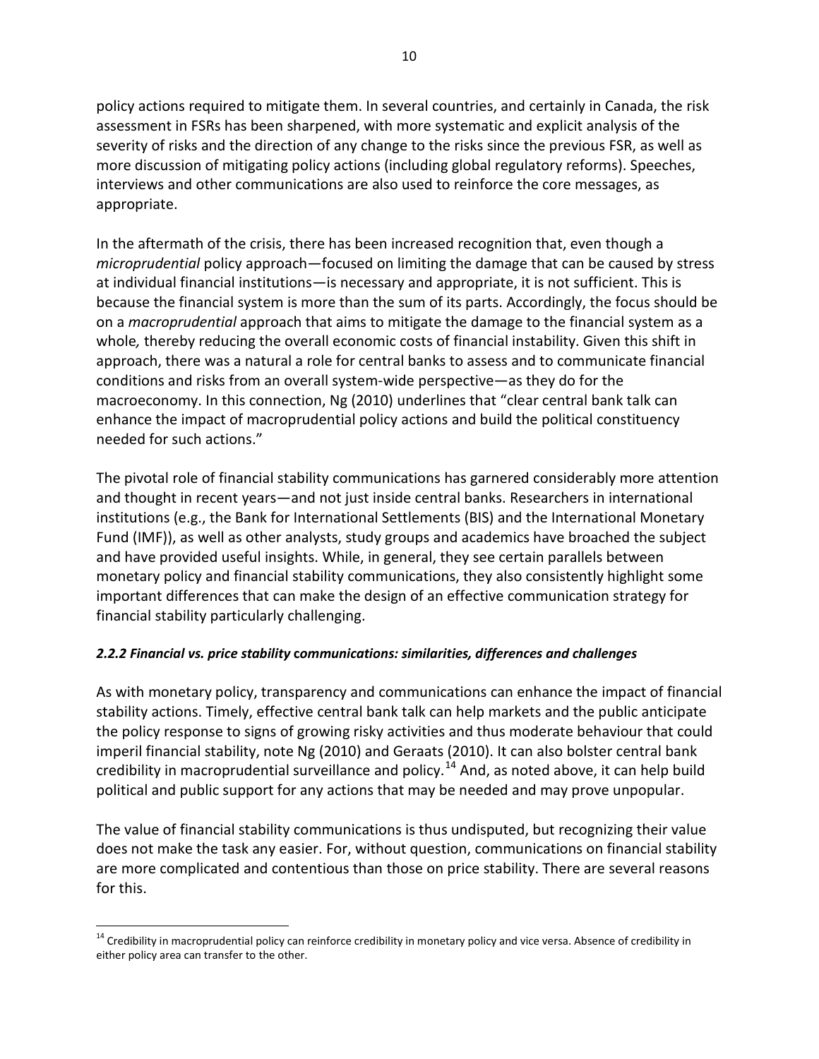policy actions required to mitigate them. In several countries, and certainly in Canada, the risk assessment in FSRs has been sharpened, with more systematic and explicit analysis of the severity of risks and the direction of any change to the risks since the previous FSR, as well as more discussion of mitigating policy actions (including global regulatory reforms). Speeches, interviews and other communications are also used to reinforce the core messages, as appropriate.

In the aftermath of the crisis, there has been increased recognition that, even though a *microprudential* policy approach—focused on limiting the damage that can be caused by stress at individual financial institutions—is necessary and appropriate, it is not sufficient. This is because the financial system is more than the sum of its parts. Accordingly, the focus should be on a *macroprudential* approach that aims to mitigate the damage to the financial system as a whole*,* thereby reducing the overall economic costs of financial instability. Given this shift in approach, there was a natural role for central banks to assess and to communicate financial conditions and risks from an overall system-wide perspective—as they do for the macroeconomy. In this connection, Ng (2010) underlines that "clear central bank talk can enhance the impact of macroprudential policy actions and build the political constituency needed for such actions."

The pivotal role of financial stability communications has garnered considerably more attention and thought in recent years—and not just inside central banks. Researchers in international institutions (e.g., the Bank for International Settlements (BIS) and the International Monetary Fund (IMF)), as well as other analysts, study groups and academics have broached the subject and have provided useful insights. While, in general, they see certain parallels between monetary policy and financial stability communications, they also consistently highlight some important differences that can make the design of an effective communication strategy for financial stability particularly challenging.

#### *2.2.2 Financial vs. price stability communications: similarities, differences and challenges*

As with monetary policy, transparency and communications can enhance the impact of financial stability actions. Timely, effective central bank talk can help markets and the public anticipate the policy response to signs of growing risky activities and thus moderate behaviour that could imperil financial stability, note Ng (2010) and Geraats (2010). It can also bolster central bank credibility in macroprudential surveillance and policy.[14] And, as noted above, it can help build political and public support for any actions that may be needed and may prove unpopular.

The value of financial stability communications is thus undisputed, but recognizing their value does not make the task any easier. For, without question, communications on financial stability are more complicated and contentious than those on price stability. There are several reasons for this.

[14] Credibility in macroprudential policy can reinforce credibility in monetary policy and vice versa. Absence of credibility in either policy area can transfer to the other.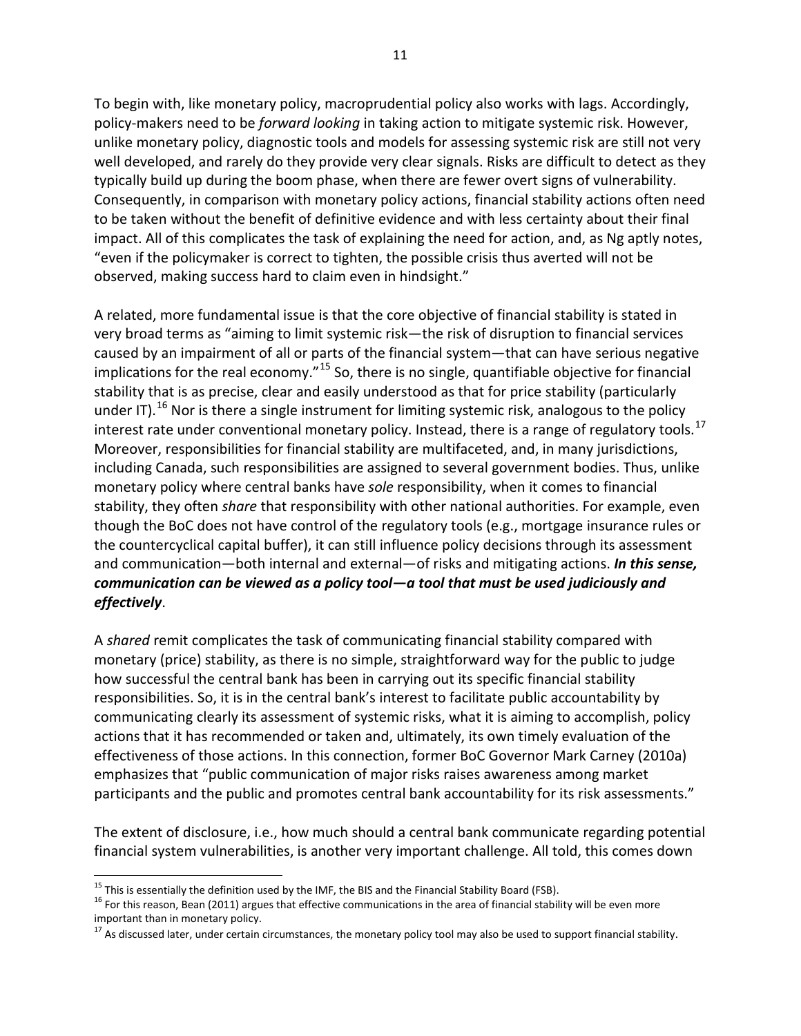To begin with, like monetary policy, macroprudential policy also works with lags. Accordingly, policy-makers need to be *forward looking* in taking action to mitigate systemic risk. However, unlike monetary policy, diagnostic tools and models for assessing systemic risk are still not very well developed, and rarely do they provide very clear signals. Risks are difficult to detect as they typically build up during the boom phase, when there are fewer overt signs of vulnerability. Consequently, in comparison with monetary policy actions, financial stability actions often need to be taken without the benefit of definitive evidence and with less certainty about their final impact. All of this complicates the task of explaining the need for action, and, as Ng aptly notes, "even if the policymaker is correct to tighten, the possible crisis thus averted will not be observed, making success hard to claim even in hindsight."

A related, more fundamental issue is that the core objective of financial stability is stated in very broad terms as "aiming to limit systemic risk—the risk of disruption to financial services caused by an impairment of all or parts of the financial system—that can have serious negative implications for the real economy."[15] So, there is no single, quantifiable objective for financial stability that is as precise, clear and easily understood as that for price stability (particularly under IT).[16] Nor is there a single instrument for limiting systemic risk, analogous to the policy interest rate under conventional monetary policy. Instead, there is a range of regulatory tools.[17] Moreover, responsibilities for financial stability are multifaceted, and, in many jurisdictions, including Canada, such responsibilities are assigned to several government bodies. Thus, unlike monetary policy where central banks have *sole* responsibility, when it comes to financial stability, they often *share* that responsibility with other national authorities. For example, even though the BoC does not have control of the regulatory tools (e.g., mortgage insurance rules or the countercyclical capital buffer), it can still influence policy decisions through its assessment and communication—both internal and external—of risks and mitigating actions. ***In this sense, communication can be viewed as a policy tool—a tool that must be used judiciously and effectively***.

A *shared* remit complicates the task of communicating financial stability compared with monetary (price) stability, as there is no simple, straightforward way for the public to judge how successful the central bank has been in carrying out its specific financial stability responsibilities. So, it is in the central bank's interest to facilitate public accountability by communicating clearly its assessment of systemic risks, what it is aiming to accomplish, policy actions that it has recommended or taken and, ultimately, its own timely evaluation of the effectiveness of those actions. In this connection, former BoC Governor Mark Carney (2010a) emphasizes that "public communication of major risks raises awareness among market participants and the public and promotes central bank accountability for its risk assessments."

The extent of disclosure, i.e., how much should a central bank communicate regarding potential financial system vulnerabilities, is another very important challenge. All told, this comes down

---

[15] This is essentially the definition used by the IMF, the BIS and the Financial Stability Board (FSB).

[16] For this reason, Bean (2011) argues that effective communications in the area of financial stability will be even more important than in monetary policy.

[17] As discussed later, under certain circumstances, the monetary policy tool may also be used to support financial stability.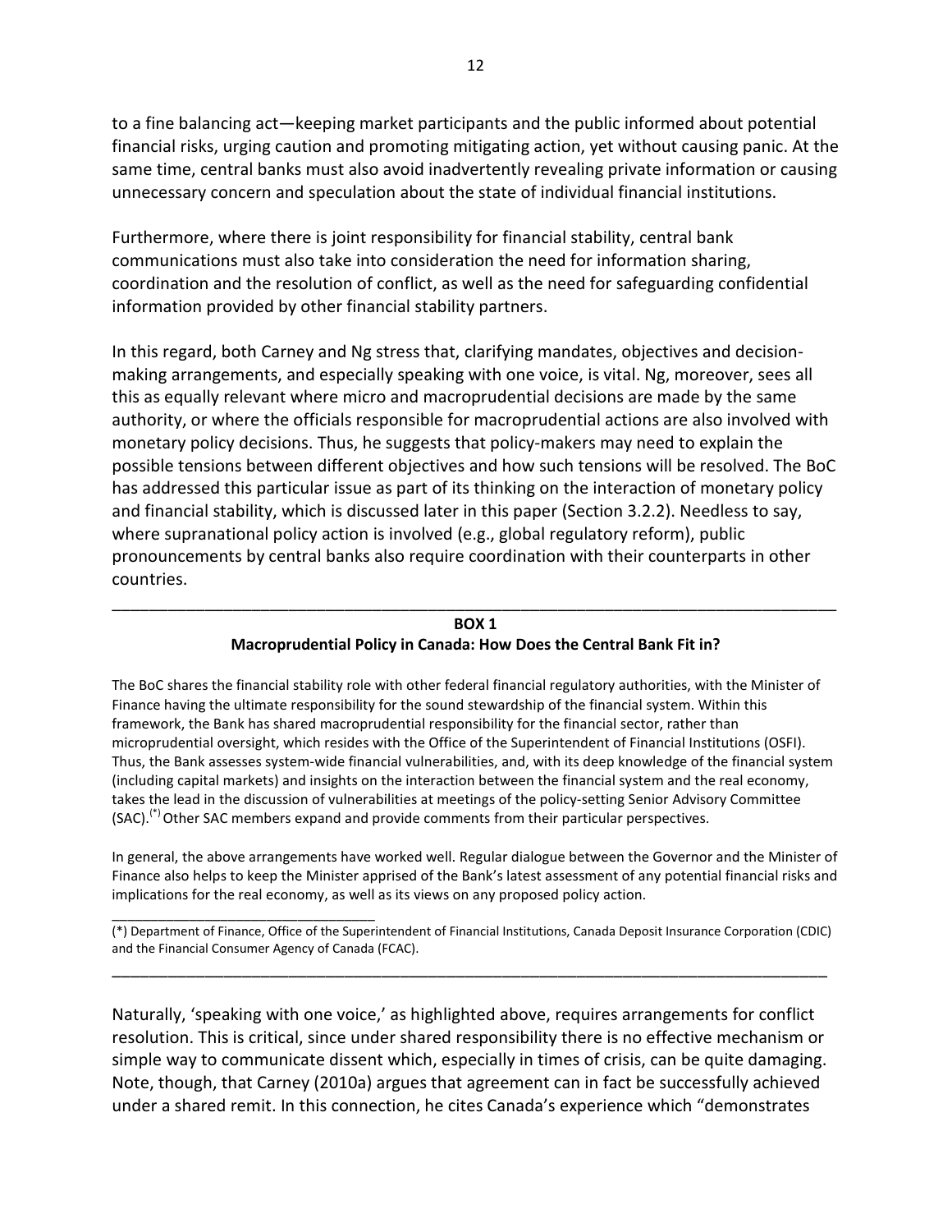to a fine balancing act—keeping market participants and the public informed about potential financial risks, urging caution and promoting mitigating action, yet without causing panic. At the same time, central banks must also avoid inadvertently revealing private information or causing unnecessary concern and speculation about the state of individual financial institutions.

Furthermore, where there is joint responsibility for financial stability, central bank communications must also take into consideration the need for information sharing, coordination and the resolution of conflict, as well as the need for safeguarding confidential information provided by other financial stability partners.

In this regard, both Carney and Ng stress that, clarifying mandates, objectives and decision-making arrangements, and especially speaking with one voice, is vital. Ng, moreover, sees all this as equally relevant where micro and macroprudential decisions are made by the same authority, or where the officials responsible for macroprudential actions are also involved with monetary policy decisions. Thus, he suggests that policy-makers may need to explain the possible tensions between different objectives and how such tensions will be resolved. The BoC has addressed this particular issue as part of its thinking on the interaction of monetary policy and financial stability, which is discussed later in this paper (Section 3.2.2). Needless to say, where supranational policy action is involved (e.g., global regulatory reform), public pronouncements by central banks also require coordination with their counterparts in other countries.

---

**BOX 1**

**Macroprudential Policy in Canada: How Does the Central Bank Fit in?**

The BoC shares the financial stability role with other federal financial regulatory authorities, with the Minister of Finance having the ultimate responsibility for the sound stewardship of the financial system. Within this framework, the Bank has shared macroprudential responsibility for the financial sector, rather than microprudential oversight, which resides with the Office of the Superintendent of Financial Institutions (OSFI). Thus, the Bank assesses system-wide financial vulnerabilities, and, with its deep knowledge of the financial system (including capital markets) and insights on the interaction between the financial system and the real economy, takes the lead in the discussion of vulnerabilities at meetings of the policy-setting Senior Advisory Committee (SAC).[(*)] Other SAC members expand and provide comments from their particular perspectives.

In general, the above arrangements have worked well. Regular dialogue between the Governor and the Minister of Finance also helps to keep the Minister apprised of the Bank's latest assessment of any potential financial risks and implications for the real economy, as well as its views on any proposed policy action.

(*) Department of Finance, Office of the Superintendent of Financial Institutions, Canada Deposit Insurance Corporation (CDIC) and the Financial Consumer Agency of Canada (FCAC).

---

Naturally, 'speaking with one voice,' as highlighted above, requires arrangements for conflict resolution. This is critical, since under shared responsibility there is no effective mechanism or simple way to communicate dissent which, especially in times of crisis, can be quite damaging. Note, though, that Carney (2010a) argues that agreement can in fact be successfully achieved under a shared remit. In this connection, he cites Canada's experience which "demonstrates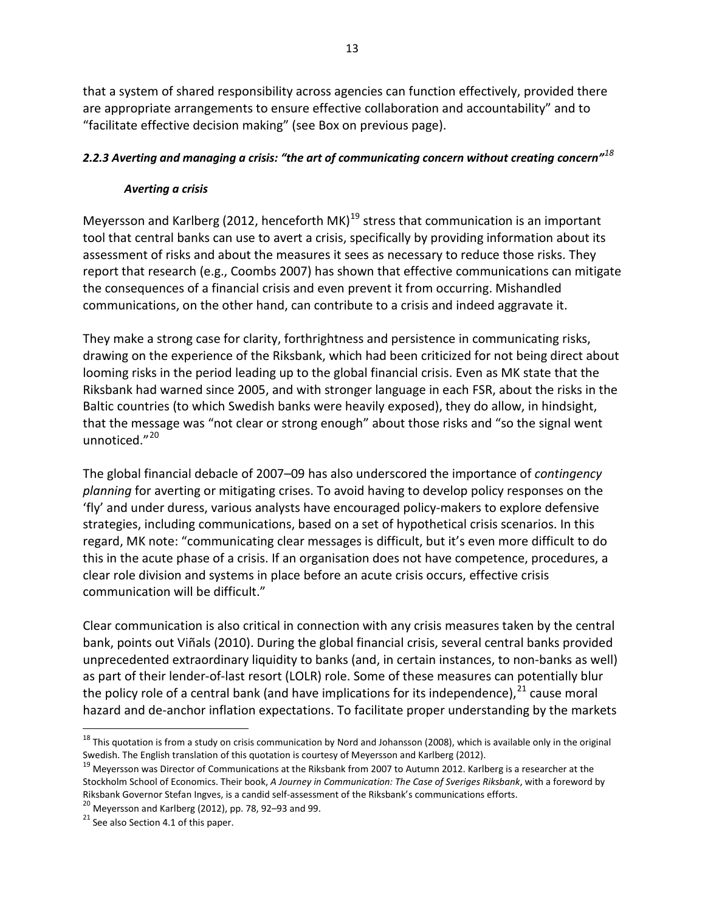that a system of shared responsibility across agencies can function effectively, provided there are appropriate arrangements to ensure effective collaboration and accountability" and to "facilitate effective decision making" (see Box on previous page).

### *2.2.3 Averting and managing a crisis: "the art of communicating concern without creating concern"*[18]

#### *Averting a crisis*

Meyersson and Karlberg (2012, henceforth MK)[19] stress that communication is an important tool that central banks can use to avert a crisis, specifically by providing information about its assessment of risks and about the measures it sees as necessary to reduce those risks. They report that research (e.g., Coombs 2007) has shown that effective communications can mitigate the consequences of a financial crisis and even prevent it from occurring. Mishandled communications, on the other hand, can contribute to a crisis and indeed aggravate it.

They make a strong case for clarity, forthrightness and persistence in communicating risks, drawing on the experience of the Riksbank, which had been criticized for not being direct about looming risks in the period leading up to the global financial crisis. Even as MK state that the Riksbank had warned since 2005, and with stronger language in each FSR, about the risks in the Baltic countries (to which Swedish banks were heavily exposed), they do allow, in hindsight, that the message was "not clear or strong enough" about those risks and "so the signal went unnoticed."[20]

The global financial debacle of 2007–09 has also underscored the importance of *contingency planning* for averting or mitigating crises. To avoid having to develop policy responses on the 'fly' and under duress, various analysts have encouraged policy-makers to explore defensive strategies, including communications, based on a set of hypothetical crisis scenarios. In this regard, MK note: "communicating clear messages is difficult, but it's even more difficult to do this in the acute phase of a crisis. If an organisation does not have competence, procedures, a clear role division and systems in place before an acute crisis occurs, effective crisis communication will be difficult."

Clear communication is also critical in connection with any crisis measures taken by the central bank, points out Viñals (2010). During the global financial crisis, several central banks provided unprecedented extraordinary liquidity to banks (and, in certain instances, to non-banks as well) as part of their lender-of-last resort (LOLR) role. Some of these measures can potentially blur the policy role of a central bank (and have implications for its independence),[21] cause moral hazard and de-anchor inflation expectations. To facilitate proper understanding by the markets

---

[18] This quotation is from a study on crisis communication by Nord and Johansson (2008), which is available only in the original Swedish. The English translation of this quotation is courtesy of Meyersson and Karlberg (2012).

[19] Meyersson was Director of Communications at the Riksbank from 2007 to Autumn 2012. Karlberg is a researcher at the Stockholm School of Economics. Their book, *A Journey in Communication: The Case of Sveriges Riksbank*, with a foreword by Riksbank Governor Stefan Ingves, is a candid self-assessment of the Riksbank's communications efforts.

[20] Meyersson and Karlberg (2012), pp. 78, 92–93 and 99.

[21] See also Section 4.1 of this paper.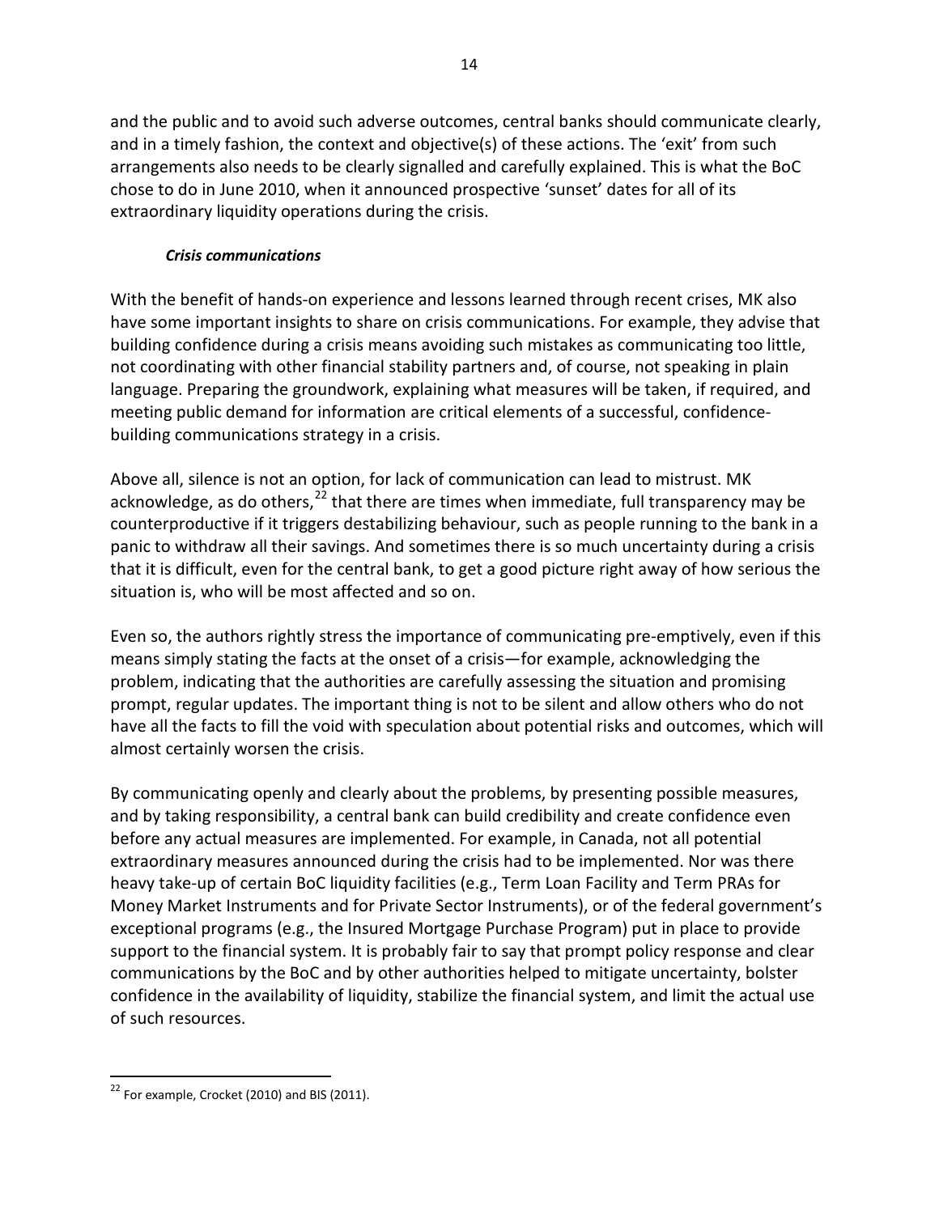and the public and to avoid such adverse outcomes, central banks should communicate clearly, and in a timely fashion, the context and objective(s) of these actions. The 'exit' from such arrangements also needs to be clearly signalled and carefully explained. This is what the BoC chose to do in June 2010, when it announced prospective 'sunset' dates for all of its extraordinary liquidity operations during the crisis.

***Crisis communications***

With the benefit of hands-on experience and lessons learned through recent crises, MK also have some important insights to share on crisis communications. For example, they advise that building confidence during a crisis means avoiding such mistakes as communicating too little, not coordinating with other financial stability partners and, of course, not speaking in plain language. Preparing the groundwork, explaining what measures will be taken, if required, and meeting public demand for information are critical elements of a successful, confidence-building communications strategy in a crisis.

Above all, silence is not an option, for lack of communication can lead to mistrust. MK acknowledge, as do others,[22] that there are times when immediate, full transparency may be counterproductive if it triggers destabilizing behaviour, such as people running to the bank in a panic to withdraw all their savings. And sometimes there is so much uncertainty during a crisis that it is difficult, even for the central bank, to get a good picture right away of how serious the situation is, who will be most affected and so on.

Even so, the authors rightly stress the importance of communicating pre-emptively, even if this means simply stating the facts at the onset of a crisis—for example, acknowledging the problem, indicating that the authorities are carefully assessing the situation and promising prompt, regular updates. The important thing is not to be silent and allow others who do not have all the facts to fill the void with speculation about potential risks and outcomes, which will almost certainly worsen the crisis.

By communicating openly and clearly about the problems, by presenting possible measures, and by taking responsibility, a central bank can build credibility and create confidence even before any actual measures are implemented. For example, in Canada, not all potential extraordinary measures announced during the crisis had to be implemented. Nor was there heavy take-up of certain BoC liquidity facilities (e.g., Term Loan Facility and Term PRAs for Money Market Instruments and for Private Sector Instruments), or of the federal government's exceptional programs (e.g., the Insured Mortgage Purchase Program) put in place to provide support to the financial system. It is probably fair to say that prompt policy response and clear communications by the BoC and by other authorities helped to mitigate uncertainty, bolster confidence in the availability of liquidity, stabilize the financial system, and limit the actual use of such resources.

[22] For example, Crocket (2010) and BIS (2011).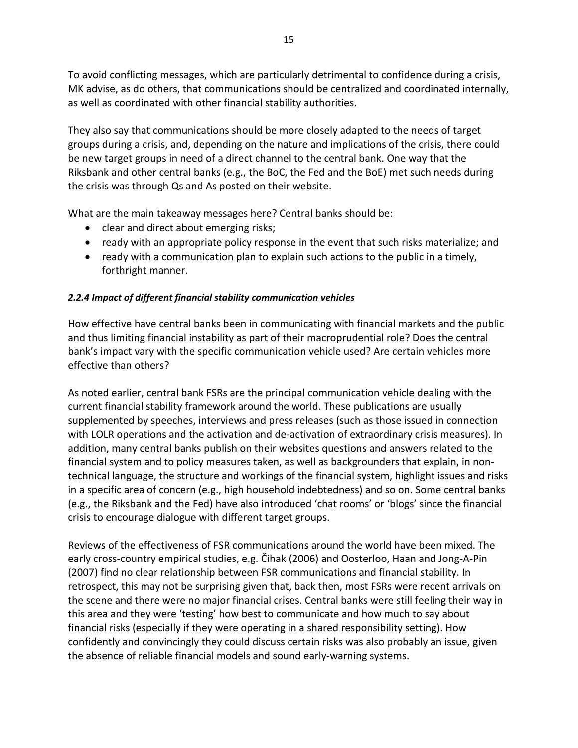To avoid conflicting messages, which are particularly detrimental to confidence during a crisis, MK advise, as do others, that communications should be centralized and coordinated internally, as well as coordinated with other financial stability authorities.

They also say that communications should be more closely adapted to the needs of target groups during a crisis, and, depending on the nature and implications of the crisis, there could be new target groups in need of a direct channel to the central bank. One way that the Riksbank and other central banks (e.g., the BoC, the Fed and the BoE) met such needs during the crisis was through Qs and As posted on their website.

What are the main takeaway messages here? Central banks should be:

- clear and direct about emerging risks;
- ready with an appropriate policy response in the event that such risks materialize; and
- ready with a communication plan to explain such actions to the public in a timely, forthright manner.

#### *2.2.4 Impact of different financial stability communication vehicles*

How effective have central banks been in communicating with financial markets and the public and thus limiting financial instability as part of their macroprudential role? Does the central bank's impact vary with the specific communication vehicle used? Are certain vehicles more effective than others?

As noted earlier, central bank FSRs are the principal communication vehicle dealing with the current financial stability framework around the world. These publications are usually supplemented by speeches, interviews and press releases (such as those issued in connection with LOLR operations and the activation and de-activation of extraordinary crisis measures). In addition, many central banks publish on their websites questions and answers related to the financial system and to policy measures taken, as well as backgrounders that explain, in non-technical language, the structure and workings of the financial system, highlight issues and risks in a specific area of concern (e.g., high household indebtedness) and so on. Some central banks (e.g., the Riksbank and the Fed) have also introduced 'chat rooms' or 'blogs' since the financial crisis to encourage dialogue with different target groups.

Reviews of the effectiveness of FSR communications around the world have been mixed. The early cross-country empirical studies, e.g. Čihak (2006) and Oosterloo, Haan and Jong-A-Pin (2007) find no clear relationship between FSR communications and financial stability. In retrospect, this may not be surprising given that, back then, most FSRs were recent arrivals on the scene and there were no major financial crises. Central banks were still feeling their way in this area and they were 'testing' how best to communicate and how much to say about financial risks (especially if they were operating in a shared responsibility setting). How confidently and convincingly they could discuss certain risks was also probably an issue, given the absence of reliable financial models and sound early-warning systems.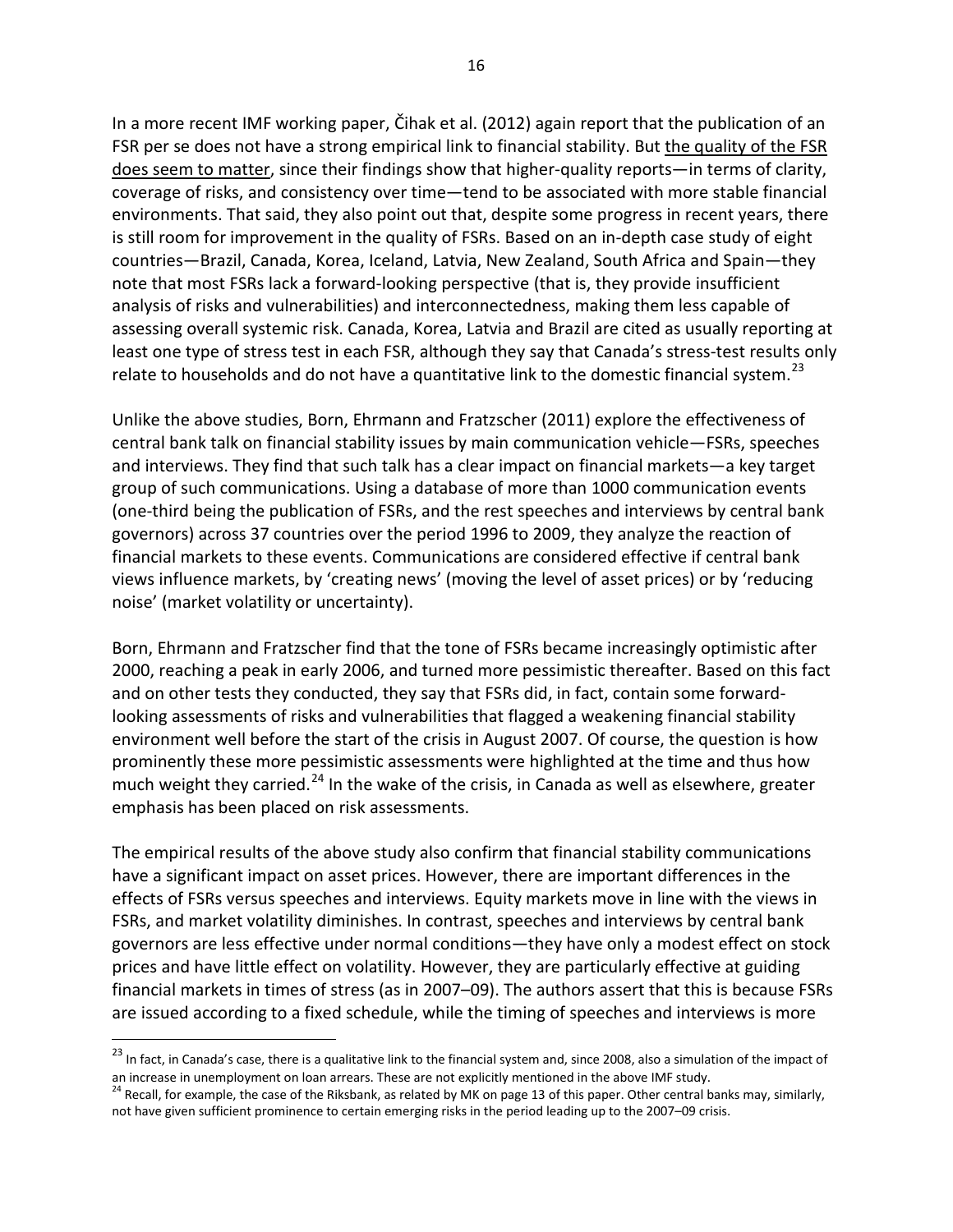In a more recent IMF working paper, Čihak et al. (2012) again report that the publication of an FSR per se does not have a strong empirical link to financial stability. But the quality of the FSR does seem to matter, since their findings show that higher-quality reports—in terms of clarity, coverage of risks, and consistency over time—tend to be associated with more stable financial environments. That said, they also point out that, despite some progress in recent years, there is still room for improvement in the quality of FSRs. Based on an in-depth case study of eight countries—Brazil, Canada, Korea, Iceland, Latvia, New Zealand, South Africa and Spain—they note that most FSRs lack a forward-looking perspective (that is, they provide insufficient analysis of risks and vulnerabilities) and interconnectedness, making them less capable of assessing overall systemic risk. Canada, Korea, Latvia and Brazil are cited as usually reporting at least one type of stress test in each FSR, although they say that Canada's stress-test results only relate to households and do not have a quantitative link to the domestic financial system.[23]

Unlike the above studies, Born, Ehrmann and Fratzscher (2011) explore the effectiveness of central bank talk on financial stability issues by main communication vehicle—FSRs, speeches and interviews. They find that such talk has a clear impact on financial markets—a key target group of such communications. Using a database of more than 1000 communication events (one-third being the publication of FSRs, and the rest speeches and interviews by central bank governors) across 37 countries over the period 1996 to 2009, they analyze the reaction of financial markets to these events. Communications are considered effective if central bank views influence markets, by 'creating news' (moving the level of asset prices) or by 'reducing noise' (market volatility or uncertainty).

Born, Ehrmann and Fratzscher find that the tone of FSRs became increasingly optimistic after 2000, reaching a peak in early 2006, and turned more pessimistic thereafter. Based on this fact and on other tests they conducted, they say that FSRs did, in fact, contain some forward-looking assessments of risks and vulnerabilities that flagged a weakening financial stability environment well before the start of the crisis in August 2007. Of course, the question is how prominently these more pessimistic assessments were highlighted at the time and thus how much weight they carried.[24] In the wake of the crisis, in Canada as well as elsewhere, greater emphasis has been placed on risk assessments.

The empirical results of the above study also confirm that financial stability communications have a significant impact on asset prices. However, there are important differences in the effects of FSRs versus speeches and interviews. Equity markets move in line with the views in FSRs, and market volatility diminishes. In contrast, speeches and interviews by central bank governors are less effective under normal conditions—they have only a modest effect on stock prices and have little effect on volatility. However, they are particularly effective at guiding financial markets in times of stress (as in 2007–09). The authors assert that this is because FSRs are issued according to a fixed schedule, while the timing of speeches and interviews is more

[23] In fact, in Canada's case, there is a qualitative link to the financial system and, since 2008, also a simulation of the impact of an increase in unemployment on loan arrears. These are not explicitly mentioned in the above IMF study.

[24] Recall, for example, the case of the Riksbank, as related by MK on page 13 of this paper. Other central banks may, similarly, not have given sufficient prominence to certain emerging risks in the period leading up to the 2007–09 crisis.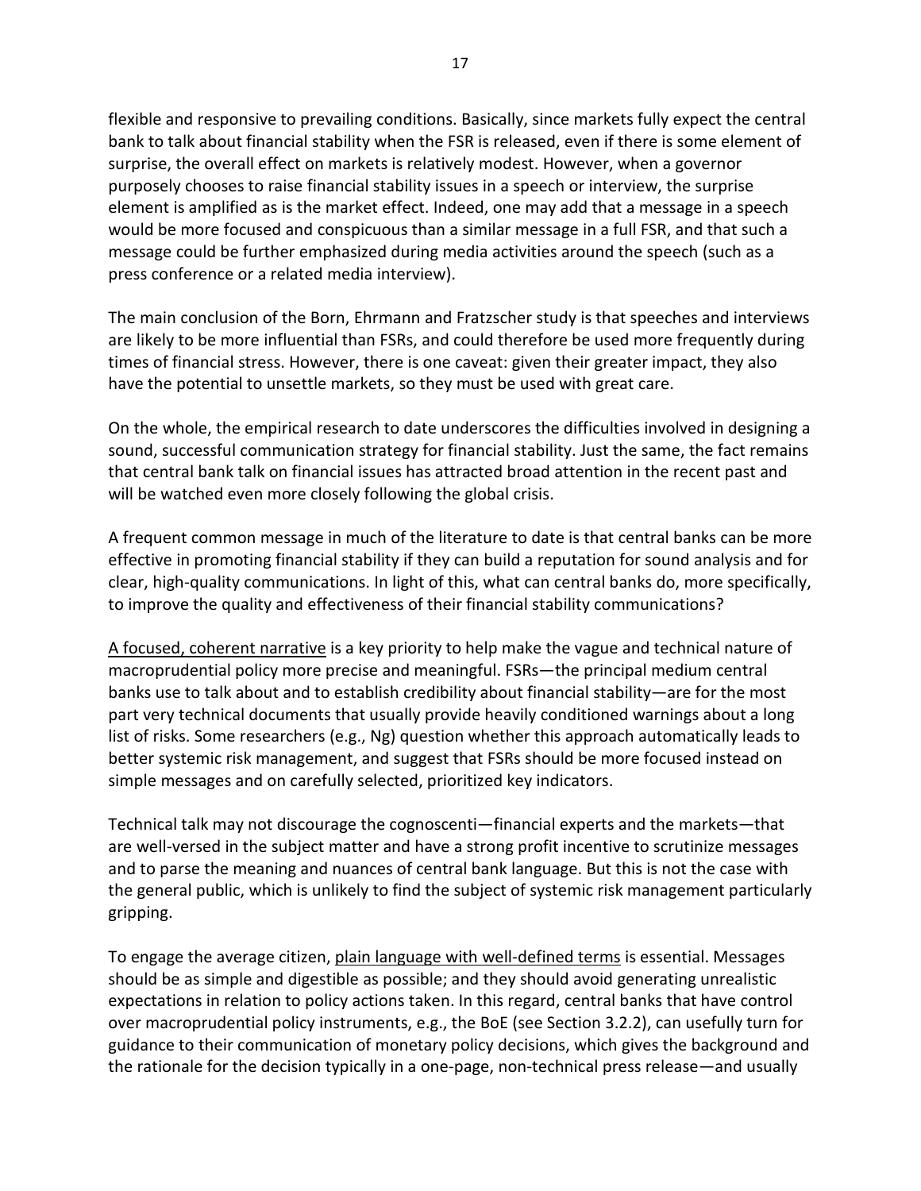flexible and responsive to prevailing conditions. Basically, since markets fully expect the central bank to talk about financial stability when the FSR is released, even if there is some element of surprise, the overall effect on markets is relatively modest. However, when a governor purposely chooses to raise financial stability issues in a speech or interview, the surprise element is amplified as is the market effect. Indeed, one may add that a message in a speech would be more focused and conspicuous than a similar message in a full FSR, and that such a message could be further emphasized during media activities around the speech (such as a press conference or a related media interview).

The main conclusion of the Born, Ehrmann and Fratzscher study is that speeches and interviews are likely to be more influential than FSRs, and could therefore be used more frequently during times of financial stress. However, there is one caveat: given their greater impact, they also have the potential to unsettle markets, so they must be used with great care.

On the whole, the empirical research to date underscores the difficulties involved in designing a sound, successful communication strategy for financial stability. Just the same, the fact remains that central bank talk on financial issues has attracted broad attention in the recent past and will be watched even more closely following the global crisis.

A frequent common message in much of the literature to date is that central banks can be more effective in promoting financial stability if they can build a reputation for sound analysis and for clear, high-quality communications. In light of this, what can central banks do, more specifically, to improve the quality and effectiveness of their financial stability communications?

<u>A focused, coherent narrative</u> is a key priority to help make the vague and technical nature of macroprudential policy more precise and meaningful. FSRs—the principal medium central banks use to talk about and to establish credibility about financial stability—are for the most part very technical documents that usually provide heavily conditioned warnings about a long list of risks. Some researchers (e.g., Ng) question whether this approach automatically leads to better systemic risk management, and suggest that FSRs should be more focused instead on simple messages and on carefully selected, prioritized key indicators.

Technical talk may not discourage the cognoscenti—financial experts and the markets—that are well-versed in the subject matter and have a strong profit incentive to scrutinize messages and to parse the meaning and nuances of central bank language. But this is not the case with the general public, which is unlikely to find the subject of systemic risk management particularly gripping.

To engage the average citizen, <u>plain language with well-defined terms</u> is essential. Messages should be as simple and digestible as possible; and they should avoid generating unrealistic expectations in relation to policy actions taken. In this regard, central banks that have control over macroprudential policy instruments, e.g., the BoE (see Section 3.2.2), can usefully turn for guidance to their communication of monetary policy decisions, which gives the background and the rationale for the decision typically in a one-page, non-technical press release—and usually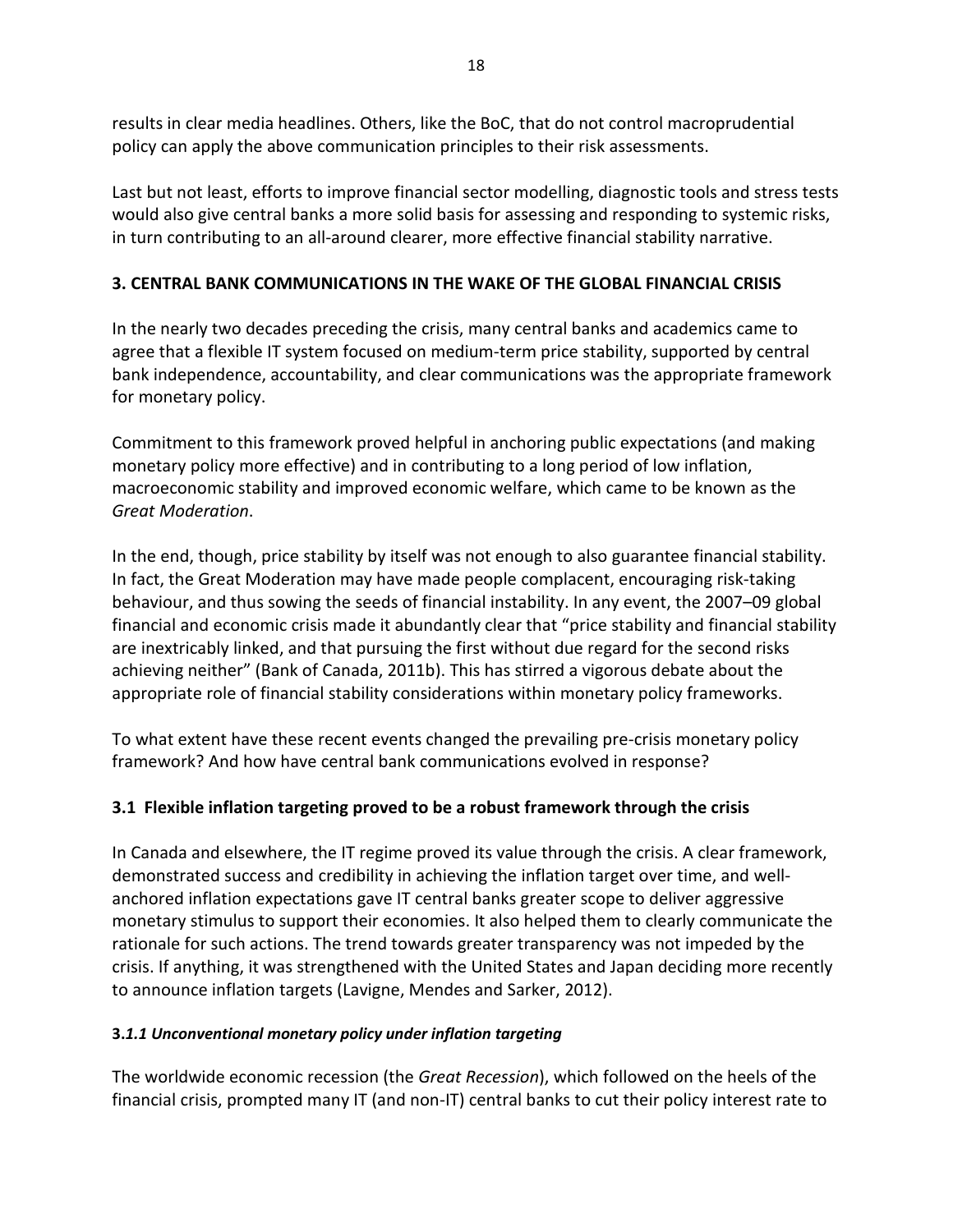results in clear media headlines. Others, like the BoC, that do not control macroprudential policy can apply the above communication principles to their risk assessments.

Last but not least, efforts to improve financial sector modelling, diagnostic tools and stress tests would also give central banks a more solid basis for assessing and responding to systemic risks, in turn contributing to an all-around clearer, more effective financial stability narrative.

## 3. CENTRAL BANK COMMUNICATIONS IN THE WAKE OF THE GLOBAL FINANCIAL CRISIS

In the nearly two decades preceding the crisis, many central banks and academics came to agree that a flexible IT system focused on medium-term price stability, supported by central bank independence, accountability, and clear communications was the appropriate framework for monetary policy.

Commitment to this framework proved helpful in anchoring public expectations (and making monetary policy more effective) and in contributing to a long period of low inflation, macroeconomic stability and improved economic welfare, which came to be known as the *Great Moderation*.

In the end, though, price stability by itself was not enough to also guarantee financial stability. In fact, the Great Moderation may have made people complacent, encouraging risk-taking behaviour, and thus sowing the seeds of financial instability. In any event, the 2007–09 global financial and economic crisis made it abundantly clear that "price stability and financial stability are inextricably linked, and that pursuing the first without due regard for the second risks achieving neither" (Bank of Canada, 2011b). This has stirred a vigorous debate about the appropriate role of financial stability considerations within monetary policy frameworks.

To what extent have these recent events changed the prevailing pre-crisis monetary policy framework? And how have central bank communications evolved in response?

### 3.1 Flexible inflation targeting proved to be a robust framework through the crisis

In Canada and elsewhere, the IT regime proved its value through the crisis. A clear framework, demonstrated success and credibility in achieving the inflation target over time, and well-anchored inflation expectations gave IT central banks greater scope to deliver aggressive monetary stimulus to support their economies. It also helped them to clearly communicate the rationale for such actions. The trend towards greater transparency was not impeded by the crisis. If anything, it was strengthened with the United States and Japan deciding more recently to announce inflation targets (Lavigne, Mendes and Sarker, 2012).

#### 3.*1.1 Unconventional monetary policy under inflation targeting*

The worldwide economic recession (the *Great Recession*), which followed on the heels of the financial crisis, prompted many IT (and non-IT) central banks to cut their policy interest rate to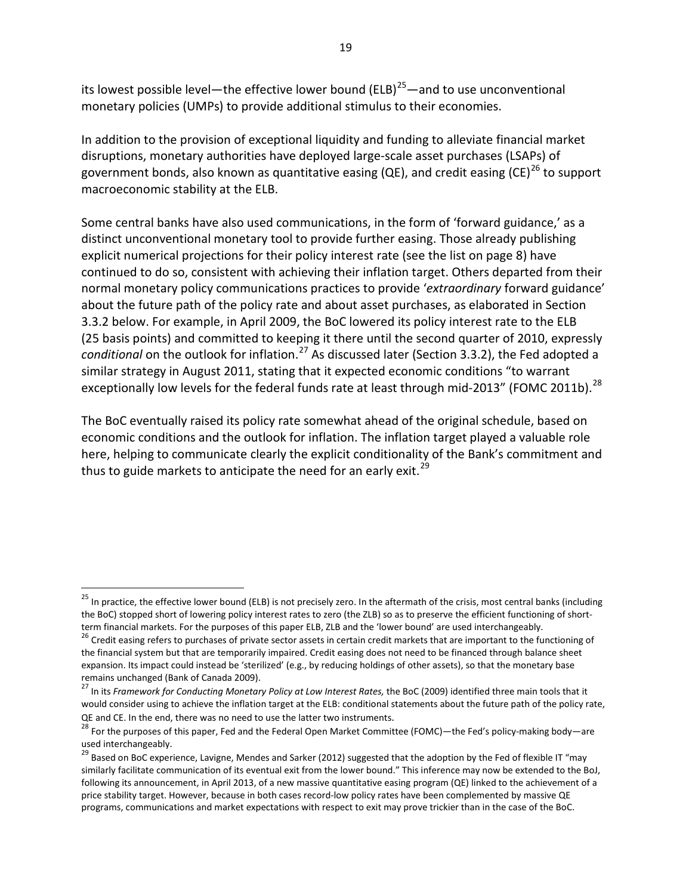its lowest possible level—the effective lower bound (ELB)[25]—and to use unconventional monetary policies (UMPs) to provide additional stimulus to their economies.

In addition to the provision of exceptional liquidity and funding to alleviate financial market disruptions, monetary authorities have deployed large-scale asset purchases (LSAPs) of government bonds, also known as quantitative easing (QE), and credit easing (CE)[26] to support macroeconomic stability at the ELB.

Some central banks have also used communications, in the form of 'forward guidance,' as a distinct unconventional monetary tool to provide further easing. Those already publishing explicit numerical projections for their policy interest rate (see the list on page 8) have continued to do so, consistent with achieving their inflation target. Others departed from their normal monetary policy communications practices to provide '*extraordinary* forward guidance' about the future path of the policy rate and about asset purchases, as elaborated in Section 3.3.2 below. For example, in April 2009, the BoC lowered its policy interest rate to the ELB (25 basis points) and committed to keeping it there until the second quarter of 2010, expressly *conditional* on the outlook for inflation.[27] As discussed later (Section 3.3.2), the Fed adopted a similar strategy in August 2011, stating that it expected economic conditions "to warrant exceptionally low levels for the federal funds rate at least through mid-2013" (FOMC 2011b).[28]

The BoC eventually raised its policy rate somewhat ahead of the original schedule, based on economic conditions and the outlook for inflation. The inflation target played a valuable role here, helping to communicate clearly the explicit conditionality of the Bank's commitment and thus to guide markets to anticipate the need for an early exit.[29]

---

[25] In practice, the effective lower bound (ELB) is not precisely zero. In the aftermath of the crisis, most central banks (including the BoC) stopped short of lowering policy interest rates to zero (the ZLB) so as to preserve the efficient functioning of short-term financial markets. For the purposes of this paper ELB, ZLB and the 'lower bound' are used interchangeably.

[26] Credit easing refers to purchases of private sector assets in certain credit markets that are important to the functioning of the financial system but that are temporarily impaired. Credit easing does not need to be financed through balance sheet expansion. Its impact could instead be 'sterilized' (e.g., by reducing holdings of other assets), so that the monetary base remains unchanged (Bank of Canada 2009).

[27] In its *Framework for Conducting Monetary Policy at Low Interest Rates,* the BoC (2009) identified three main tools that it would consider using to achieve the inflation target at the ELB: conditional statements about the future path of the policy rate, QE and CE. In the end, there was no need to use the latter two instruments.

[28] For the purposes of this paper, Fed and the Federal Open Market Committee (FOMC)—the Fed's policy-making body—are used interchangeably.

[29] Based on BoC experience, Lavigne, Mendes and Sarker (2012) suggested that the adoption by the Fed of flexible IT "may similarly facilitate communication of its eventual exit from the lower bound." This inference may now be extended to the BoJ, following its announcement, in April 2013, of a new massive quantitative easing program (QE) linked to the achievement of a price stability target. However, because in both cases record-low policy rates have been complemented by massive QE programs, communications and market expectations with respect to exit may prove trickier than in the case of the BoC.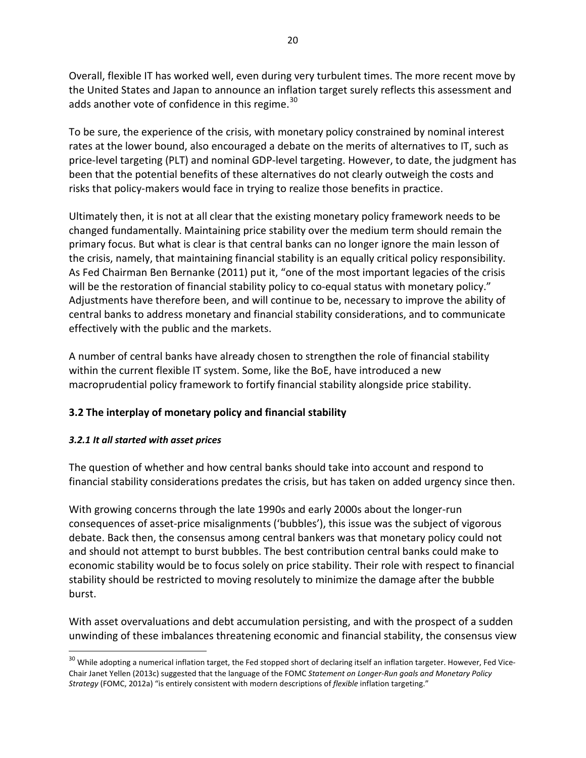Overall, flexible IT has worked well, even during very turbulent times. The more recent move by the United States and Japan to announce an inflation target surely reflects this assessment and adds another vote of confidence in this regime.[30]

To be sure, the experience of the crisis, with monetary policy constrained by nominal interest rates at the lower bound, also encouraged a debate on the merits of alternatives to IT, such as price-level targeting (PLT) and nominal GDP-level targeting. However, to date, the judgment has been that the potential benefits of these alternatives do not clearly outweigh the costs and risks that policy-makers would face in trying to realize those benefits in practice.

Ultimately then, it is not at all clear that the existing monetary policy framework needs to be changed fundamentally. Maintaining price stability over the medium term should remain the primary focus. But what is clear is that central banks can no longer ignore the main lesson of the crisis, namely, that maintaining financial stability is an equally critical policy responsibility. As Fed Chairman Ben Bernanke (2011) put it, "one of the most important legacies of the crisis will be the restoration of financial stability policy to co-equal status with monetary policy." Adjustments have therefore been, and will continue to be, necessary to improve the ability of central banks to address monetary and financial stability considerations, and to communicate effectively with the public and the markets.

A number of central banks have already chosen to strengthen the role of financial stability within the current flexible IT system. Some, like the BoE, have introduced a new macroprudential policy framework to fortify financial stability alongside price stability.

### 3.2 The interplay of monetary policy and financial stability

#### *3.2.1 It all started with asset prices*

The question of whether and how central banks should take into account and respond to financial stability considerations predates the crisis, but has taken on added urgency since then.

With growing concerns through the late 1990s and early 2000s about the longer-run consequences of asset-price misalignments ('bubbles'), this issue was the subject of vigorous debate. Back then, the consensus among central bankers was that monetary policy could not and should not attempt to burst bubbles. The best contribution central banks could make to economic stability would be to focus solely on price stability. Their role with respect to financial stability should be restricted to moving resolutely to minimize the damage after the bubble burst.

With asset overvaluations and debt accumulation persisting, and with the prospect of a sudden unwinding of these imbalances threatening economic and financial stability, the consensus view

[30] While adopting a numerical inflation target, the Fed stopped short of declaring itself an inflation targeter. However, Fed Vice-Chair Janet Yellen (2013c) suggested that the language of the FOMC *Statement on Longer-Run goals and Monetary Policy Strategy* (FOMC, 2012a) "is entirely consistent with modern descriptions of *flexible* inflation targeting."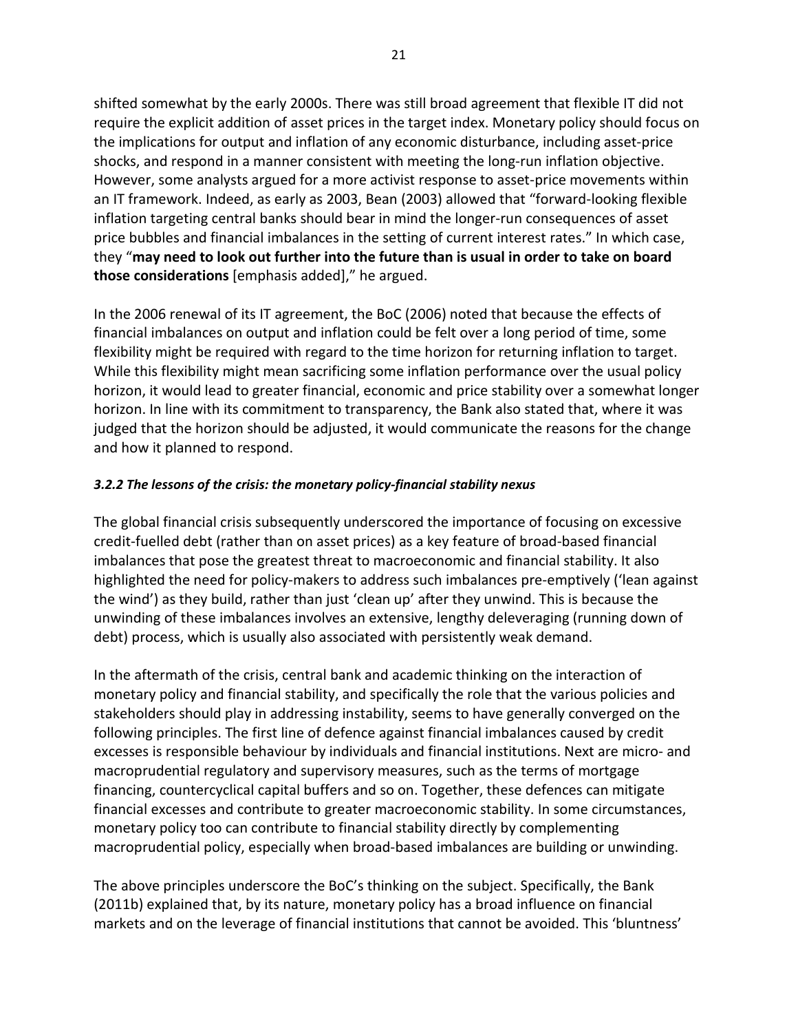shifted somewhat by the early 2000s. There was still broad agreement that flexible IT did not require the explicit addition of asset prices in the target index. Monetary policy should focus on the implications for output and inflation of any economic disturbance, including asset-price shocks, and respond in a manner consistent with meeting the long-run inflation objective. However, some analysts argued for a more activist response to asset-price movements within an IT framework. Indeed, as early as 2003, Bean (2003) allowed that "forward-looking flexible inflation targeting central banks should bear in mind the longer-run consequences of asset price bubbles and financial imbalances in the setting of current interest rates." In which case, they "**may need to look out further into the future than is usual in order to take on board those considerations** [emphasis added]," he argued.

In the 2006 renewal of its IT agreement, the BoC (2006) noted that because the effects of financial imbalances on output and inflation could be felt over a long period of time, some flexibility might be required with regard to the time horizon for returning inflation to target. While this flexibility might mean sacrificing some inflation performance over the usual policy horizon, it would lead to greater financial, economic and price stability over a somewhat longer horizon. In line with its commitment to transparency, the Bank also stated that, where it was judged that the horizon should be adjusted, it would communicate the reasons for the change and how it planned to respond.

#### *3.2.2 The lessons of the crisis: the monetary policy-financial stability nexus*

The global financial crisis subsequently underscored the importance of focusing on excessive credit-fuelled debt (rather than on asset prices) as a key feature of broad-based financial imbalances that pose the greatest threat to macroeconomic and financial stability. It also highlighted the need for policy-makers to address such imbalances pre-emptively ('lean against the wind') as they build, rather than just 'clean up' after they unwind. This is because the unwinding of these imbalances involves an extensive, lengthy deleveraging (running down of debt) process, which is usually also associated with persistently weak demand.

In the aftermath of the crisis, central bank and academic thinking on the interaction of monetary policy and financial stability, and specifically the role that the various policies and stakeholders should play in addressing instability, seems to have generally converged on the following principles. The first line of defence against financial imbalances caused by credit excesses is responsible behaviour by individuals and financial institutions. Next are micro- and macroprudential regulatory and supervisory measures, such as the terms of mortgage financing, countercyclical capital buffers and so on. Together, these defences can mitigate financial excesses and contribute to greater macroeconomic stability. In some circumstances, monetary policy too can contribute to financial stability directly by complementing macroprudential policy, especially when broad-based imbalances are building or unwinding.

The above principles underscore the BoC's thinking on the subject. Specifically, the Bank (2011b) explained that, by its nature, monetary policy has a broad influence on financial markets and on the leverage of financial institutions that cannot be avoided. This 'bluntness'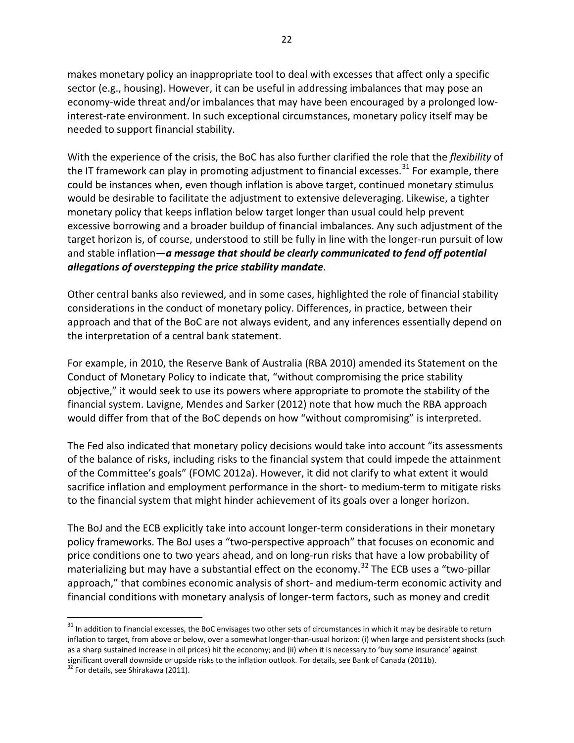makes monetary policy an inappropriate tool to deal with excesses that affect only a specific sector (e.g., housing). However, it can be useful in addressing imbalances that may pose an economy-wide threat and/or imbalances that may have been encouraged by a prolonged low-interest-rate environment. In such exceptional circumstances, monetary policy itself may be needed to support financial stability.

With the experience of the crisis, the BoC has also further clarified the role that the *flexibility* of the IT framework can play in promoting adjustment to financial excesses.[31] For example, there could be instances when, even though inflation is above target, continued monetary stimulus would be desirable to facilitate the adjustment to extensive deleveraging. Likewise, a tighter monetary policy that keeps inflation below target longer than usual could help prevent excessive borrowing and a broader buildup of financial imbalances. Any such adjustment of the target horizon is, of course, understood to still be fully in line with the longer-run pursuit of low and stable inflation—***a message that should be clearly communicated to fend off potential allegations of overstepping the price stability mandate***.

Other central banks also reviewed, and in some cases, highlighted the role of financial stability considerations in the conduct of monetary policy. Differences, in practice, between their approach and that of the BoC are not always evident, and any inferences essentially depend on the interpretation of a central bank statement.

For example, in 2010, the Reserve Bank of Australia (RBA 2010) amended its Statement on the Conduct of Monetary Policy to indicate that, "without compromising the price stability objective," it would seek to use its powers where appropriate to promote the stability of the financial system. Lavigne, Mendes and Sarker (2012) note that how much the RBA approach would differ from that of the BoC depends on how "without compromising" is interpreted.

The Fed also indicated that monetary policy decisions would take into account "its assessments of the balance of risks, including risks to the financial system that could impede the attainment of the Committee's goals" (FOMC 2012a). However, it did not clarify to what extent it would sacrifice inflation and employment performance in the short- to medium-term to mitigate risks to the financial system that might hinder achievement of its goals over a longer horizon.

The BoJ and the ECB explicitly take into account longer-term considerations in their monetary policy frameworks. The BoJ uses a "two-perspective approach" that focuses on economic and price conditions one to two years ahead, and on long-run risks that have a low probability of materializing but may have a substantial effect on the economy.[32] The ECB uses a "two-pillar approach," that combines economic analysis of short- and medium-term economic activity and financial conditions with monetary analysis of longer-term factors, such as money and credit

---

[31] In addition to financial excesses, the BoC envisages two other sets of circumstances in which it may be desirable to return inflation to target, from above or below, over a somewhat longer-than-usual horizon: (i) when large and persistent shocks (such as a sharp sustained increase in oil prices) hit the economy; and (ii) when it is necessary to 'buy some insurance' against significant overall downside or upside risks to the inflation outlook. For details, see Bank of Canada (2011b).

[32] For details, see Shirakawa (2011).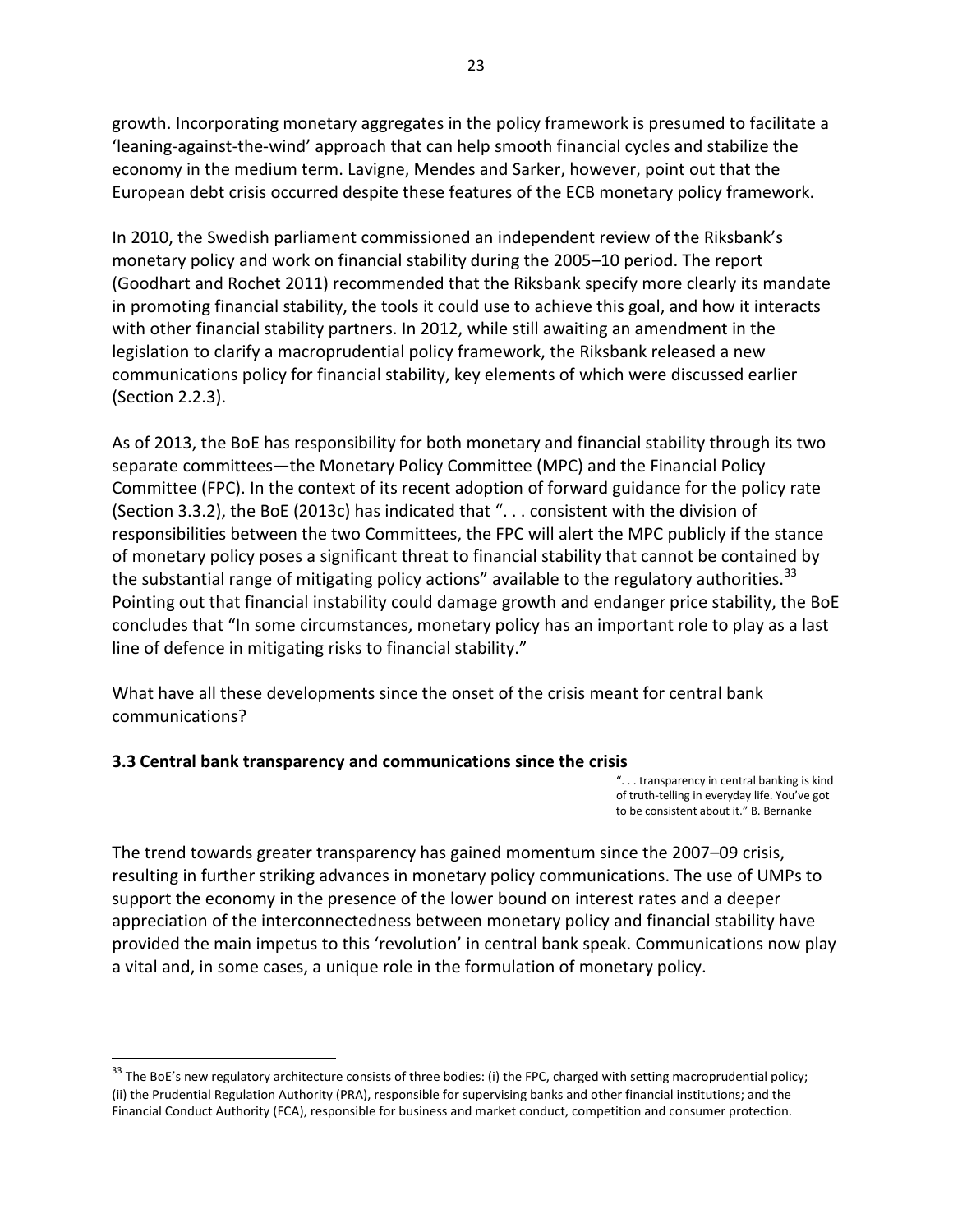growth. Incorporating monetary aggregates in the policy framework is presumed to facilitate a 'leaning-against-the-wind' approach that can help smooth financial cycles and stabilize the economy in the medium term. Lavigne, Mendes and Sarker, however, point out that the European debt crisis occurred despite these features of the ECB monetary policy framework.

In 2010, the Swedish parliament commissioned an independent review of the Riksbank's monetary policy and work on financial stability during the 2005–10 period. The report (Goodhart and Rochet 2011) recommended that the Riksbank specify more clearly its mandate in promoting financial stability, the tools it could use to achieve this goal, and how it interacts with other financial stability partners. In 2012, while still awaiting an amendment in the legislation to clarify a macroprudential policy framework, the Riksbank released a new communications policy for financial stability, key elements of which were discussed earlier (Section 2.2.3).

As of 2013, the BoE has responsibility for both monetary and financial stability through its two separate committees—the Monetary Policy Committee (MPC) and the Financial Policy Committee (FPC). In the context of its recent adoption of forward guidance for the policy rate (Section 3.3.2), the BoE (2013c) has indicated that ". . . consistent with the division of responsibilities between the two Committees, the FPC will alert the MPC publicly if the stance of monetary policy poses a significant threat to financial stability that cannot be contained by the substantial range of mitigating policy actions" available to the regulatory authorities.[33] Pointing out that financial instability could damage growth and endanger price stability, the BoE concludes that "In some circumstances, monetary policy has an important role to play as a last line of defence in mitigating risks to financial stability."

What have all these developments since the onset of the crisis meant for central bank communications?

### 3.3 Central bank transparency and communications since the crisis

> ". . . transparency in central banking is kind of truth-telling in everyday life. You've got to be consistent about it." B. Bernanke

The trend towards greater transparency has gained momentum since the 2007–09 crisis, resulting in further striking advances in monetary policy communications. The use of UMPs to support the economy in the presence of the lower bound on interest rates and a deeper appreciation of the interconnectedness between monetary policy and financial stability have provided the main impetus to this 'revolution' in central bank speak. Communications now play a vital and, in some cases, a unique role in the formulation of monetary policy.

---

[33] The BoE's new regulatory architecture consists of three bodies: (i) the FPC, charged with setting macroprudential policy; (ii) the Prudential Regulation Authority (PRA), responsible for supervising banks and other financial institutions; and the Financial Conduct Authority (FCA), responsible for business and market conduct, competition and consumer protection.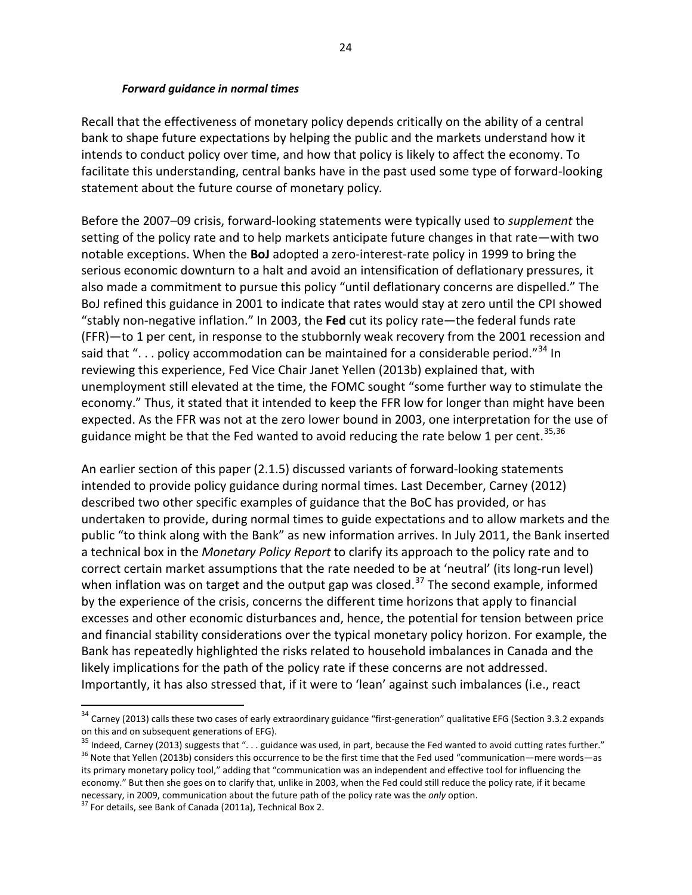#### *Forward guidance in normal times*

Recall that the effectiveness of monetary policy depends critically on the ability of a central bank to shape future expectations by helping the public and the markets understand how it intends to conduct policy over time, and how that policy is likely to affect the economy. To facilitate this understanding, central banks have in the past used some type of forward-looking statement about the future course of monetary policy.

Before the 2007–09 crisis, forward-looking statements were typically used to *supplement* the setting of the policy rate and to help markets anticipate future changes in that rate—with two notable exceptions. When the **BoJ** adopted a zero-interest-rate policy in 1999 to bring the serious economic downturn to a halt and avoid an intensification of deflationary pressures, it also made a commitment to pursue this policy "until deflationary concerns are dispelled." The BoJ refined this guidance in 2001 to indicate that rates would stay at zero until the CPI showed "stably non-negative inflation." In 2003, the **Fed** cut its policy rate—the federal funds rate (FFR)—to 1 per cent, in response to the stubbornly weak recovery from the 2001 recession and said that ". . . policy accommodation can be maintained for a considerable period."[34] In reviewing this experience, Fed Vice Chair Janet Yellen (2013b) explained that, with unemployment still elevated at the time, the FOMC sought "some further way to stimulate the economy." Thus, it stated that it intended to keep the FFR low for longer than might have been expected. As the FFR was not at the zero lower bound in 2003, one interpretation for the use of guidance might be that the Fed wanted to avoid reducing the rate below 1 per cent.[35,36]

An earlier section of this paper (2.1.5) discussed variants of forward-looking statements intended to provide policy guidance during normal times. Last December, Carney (2012) described two other specific examples of guidance that the BoC has provided, or has undertaken to provide, during normal times to guide expectations and to allow markets and the public "to think along with the Bank" as new information arrives. In July 2011, the Bank inserted a technical box in the *Monetary Policy Report* to clarify its approach to the policy rate and to correct certain market assumptions that the rate needed to be at 'neutral' (its long-run level) when inflation was on target and the output gap was closed.[37] The second example, informed by the experience of the crisis, concerns the different time horizons that apply to financial excesses and other economic disturbances and, hence, the potential for tension between price and financial stability considerations over the typical monetary policy horizon. For example, the Bank has repeatedly highlighted the risks related to household imbalances in Canada and the likely implications for the path of the policy rate if these concerns are not addressed. Importantly, it has also stressed that, if it were to 'lean' against such imbalances (i.e., react

---

[34] Carney (2013) calls these two cases of early extraordinary guidance "first-generation" qualitative EFG (Section 3.3.2 expands on this and on subsequent generations of EFG).

[35] Indeed, Carney (2013) suggests that ". . . guidance was used, in part, because the Fed wanted to avoid cutting rates further."

[36] Note that Yellen (2013b) considers this occurrence to be the first time that the Fed used "communication—mere words—as its primary monetary policy tool," adding that "communication was an independent and effective tool for influencing the economy." But then she goes on to clarify that, unlike in 2003, when the Fed could still reduce the policy rate, if it became necessary, in 2009, communication about the future path of the policy rate was the *only* option.

[37] For details, see Bank of Canada (2011a), Technical Box 2.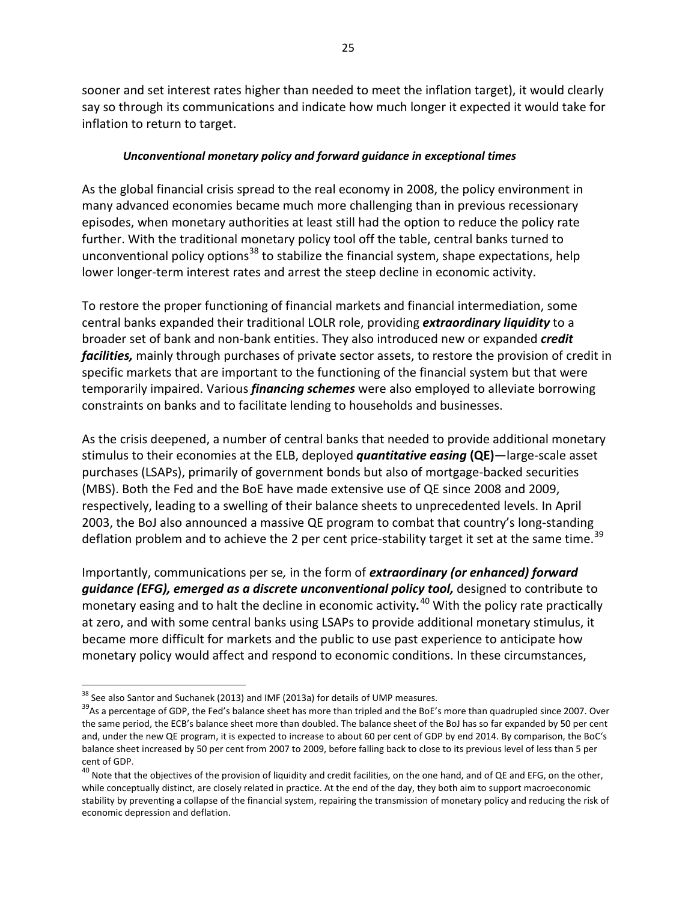sooner and set interest rates higher than needed to meet the inflation target), it would clearly say so through its communications and indicate how much longer it expected it would take for inflation to return to target.

### *Unconventional monetary policy and forward guidance in exceptional times*

As the global financial crisis spread to the real economy in 2008, the policy environment in many advanced economies became much more challenging than in previous recessionary episodes, when monetary authorities at least still had the option to reduce the policy rate further. With the traditional monetary policy tool off the table, central banks turned to unconventional policy options[38] to stabilize the financial system, shape expectations, help lower longer-term interest rates and arrest the steep decline in economic activity.

To restore the proper functioning of financial markets and financial intermediation, some central banks expanded their traditional LOLR role, providing ***extraordinary liquidity*** to a broader set of bank and non-bank entities. They also introduced new or expanded ***credit facilities,*** mainly through purchases of private sector assets, to restore the provision of credit in specific markets that are important to the functioning of the financial system but that were temporarily impaired. Various ***financing schemes*** were also employed to alleviate borrowing constraints on banks and to facilitate lending to households and businesses.

As the crisis deepened, a number of central banks that needed to provide additional monetary stimulus to their economies at the ELB, deployed ***quantitative easing*** **(QE)**—large-scale asset purchases (LSAPs), primarily of government bonds but also of mortgage-backed securities (MBS). Both the Fed and the BoE have made extensive use of QE since 2008 and 2009, respectively, leading to a swelling of their balance sheets to unprecedented levels. In April 2003, the BoJ also announced a massive QE program to combat that country's long-standing deflation problem and to achieve the 2 per cent price-stability target it set at the same time.[39]

Importantly, communications per se*,* in the form of ***extraordinary (or enhanced) forward guidance (EFG), emerged as a discrete unconventional policy tool,*** designed to contribute to monetary easing and to halt the decline in economic activity*.*[40] With the policy rate practically at zero, and with some central banks using LSAPs to provide additional monetary stimulus, it became more difficult for markets and the public to use past experience to anticipate how monetary policy would affect and respond to economic conditions. In these circumstances,

---

[38] See also Santor and Suchanek (2013) and IMF (2013a) for details of UMP measures.

[39] As a percentage of GDP, the Fed's balance sheet has more than tripled and the BoE's more than quadrupled since 2007. Over the same period, the ECB's balance sheet more than doubled. The balance sheet of the BoJ has so far expanded by 50 per cent and, under the new QE program, it is expected to increase to about 60 per cent of GDP by end 2014. By comparison, the BoC's balance sheet increased by 50 per cent from 2007 to 2009, before falling back to close to its previous level of less than 5 per cent of GDP.

[40] Note that the objectives of the provision of liquidity and credit facilities, on the one hand, and of QE and EFG, on the other, while conceptually distinct, are closely related in practice. At the end of the day, they both aim to support macroeconomic stability by preventing a collapse of the financial system, repairing the transmission of monetary policy and reducing the risk of economic depression and deflation.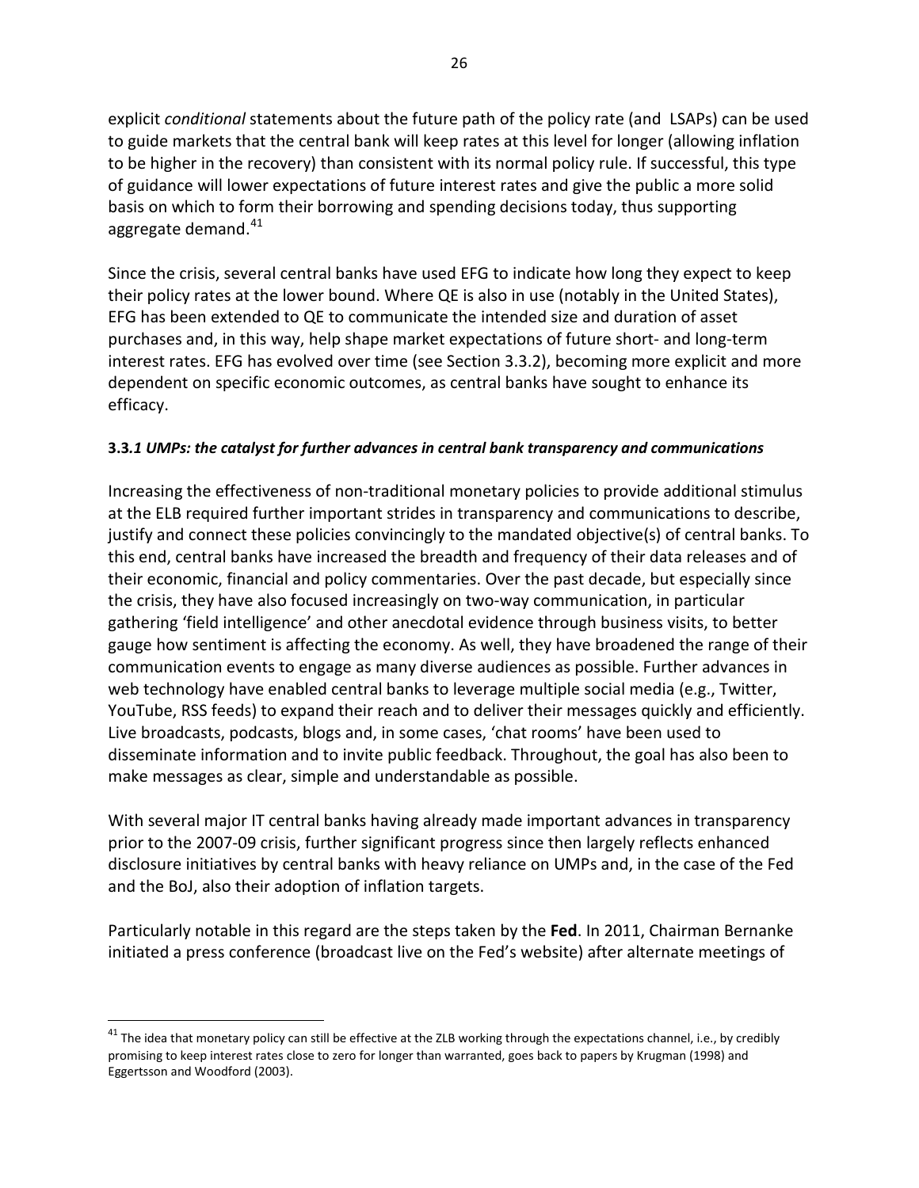explicit *conditional* statements about the future path of the policy rate (and LSAPs) can be used to guide markets that the central bank will keep rates at this level for longer (allowing inflation to be higher in the recovery) than consistent with its normal policy rule. If successful, this type of guidance will lower expectations of future interest rates and give the public a more solid basis on which to form their borrowing and spending decisions today, thus supporting aggregate demand.[41]

Since the crisis, several central banks have used EFG to indicate how long they expect to keep their policy rates at the lower bound. Where QE is also in use (notably in the United States), EFG has been extended to QE to communicate the intended size and duration of asset purchases and, in this way, help shape market expectations of future short- and long-term interest rates. EFG has evolved over time (see Section 3.3.2), becoming more explicit and more dependent on specific economic outcomes, as central banks have sought to enhance its efficacy.

**3.3.*1 UMPs: the catalyst for further advances in central bank transparency and communications***

Increasing the effectiveness of non-traditional monetary policies to provide additional stimulus at the ELB required further important strides in transparency and communications to describe, justify and connect these policies convincingly to the mandated objective(s) of central banks. To this end, central banks have increased the breadth and frequency of their data releases and of their economic, financial and policy commentaries. Over the past decade, but especially since the crisis, they have also focused increasingly on two-way communication, in particular gathering 'field intelligence' and other anecdotal evidence through business visits, to better gauge how sentiment is affecting the economy. As well, they have broadened the range of their communication events to engage as many diverse audiences as possible. Further advances in web technology have enabled central banks to leverage multiple social media (e.g., Twitter, YouTube, RSS feeds) to expand their reach and to deliver their messages quickly and efficiently. Live broadcasts, podcasts, blogs and, in some cases, 'chat rooms' have been used to disseminate information and to invite public feedback. Throughout, the goal has also been to make messages as clear, simple and understandable as possible.

With several major IT central banks having already made important advances in transparency prior to the 2007-09 crisis, further significant progress since then largely reflects enhanced disclosure initiatives by central banks with heavy reliance on UMPs and, in the case of the Fed and the BoJ, also their adoption of inflation targets.

Particularly notable in this regard are the steps taken by the **Fed**. In 2011, Chairman Bernanke initiated a press conference (broadcast live on the Fed's website) after alternate meetings of

[41] The idea that monetary policy can still be effective at the ZLB working through the expectations channel, i.e., by credibly promising to keep interest rates close to zero for longer than warranted, goes back to papers by Krugman (1998) and Eggertsson and Woodford (2003).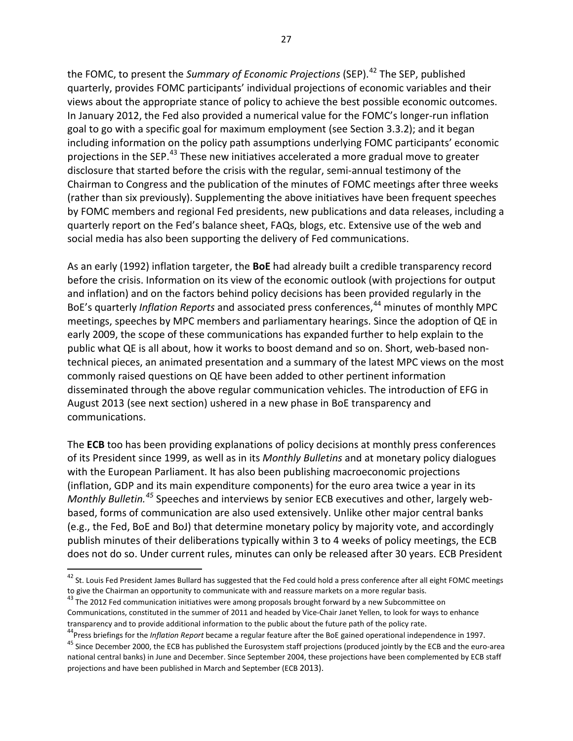the FOMC, to present the *Summary of Economic Projections* (SEP).[42] The SEP, published quarterly, provides FOMC participants' individual projections of economic variables and their views about the appropriate stance of policy to achieve the best possible economic outcomes. In January 2012, the Fed also provided a numerical value for the FOMC's longer-run inflation goal to go with a specific goal for maximum employment (see Section 3.3.2); and it began including information on the policy path assumptions underlying FOMC participants' economic projections in the SEP.[43] These new initiatives accelerated a more gradual move to greater disclosure that started before the crisis with the regular, semi-annual testimony of the Chairman to Congress and the publication of the minutes of FOMC meetings after three weeks (rather than six previously). Supplementing the above initiatives have been frequent speeches by FOMC members and regional Fed presidents, new publications and data releases, including a quarterly report on the Fed's balance sheet, FAQs, blogs, etc. Extensive use of the web and social media has also been supporting the delivery of Fed communications.

As an early (1992) inflation targeter, the **BoE** had already built a credible transparency record before the crisis. Information on its view of the economic outlook (with projections for output and inflation) and on the factors behind policy decisions has been provided regularly in the BoE's quarterly *Inflation Reports* and associated press conferences,[44] minutes of monthly MPC meetings, speeches by MPC members and parliamentary hearings. Since the adoption of QE in early 2009, the scope of these communications has expanded further to help explain to the public what QE is all about, how it works to boost demand and so on. Short, web-based non-technical pieces, an animated presentation and a summary of the latest MPC views on the most commonly raised questions on QE have been added to other pertinent information disseminated through the above regular communication vehicles. The introduction of EFG in August 2013 (see next section) ushered in a new phase in BoE transparency and communications.

The **ECB** too has been providing explanations of policy decisions at monthly press conferences of its President since 1999, as well as in its *Monthly Bulletins* and at monetary policy dialogues with the European Parliament. It has also been publishing macroeconomic projections (inflation, GDP and its main expenditure components) for the euro area twice a year in its *Monthly Bulletin.*[45] Speeches and interviews by senior ECB executives and other, largely web-based, forms of communication are also used extensively. Unlike other major central banks (e.g., the Fed, BoE and BoJ) that determine monetary policy by majority vote, and accordingly publish minutes of their deliberations typically within 3 to 4 weeks of policy meetings, the ECB does not do so. Under current rules, minutes can only be released after 30 years. ECB President

---

[42] St. Louis Fed President James Bullard has suggested that the Fed could hold a press conference after all eight FOMC meetings to give the Chairman an opportunity to communicate with and reassure markets on a more regular basis.

[43] The 2012 Fed communication initiatives were among proposals brought forward by a new Subcommittee on Communications, constituted in the summer of 2011 and headed by Vice-Chair Janet Yellen, to look for ways to enhance transparency and to provide additional information to the public about the future path of the policy rate.

[44] Press briefings for the *Inflation Report* became a regular feature after the BoE gained operational independence in 1997.

[45] Since December 2000, the ECB has published the Eurosystem staff projections (produced jointly by the ECB and the euro-area national central banks) in June and December. Since September 2004, these projections have been complemented by ECB staff projections and have been published in March and September (ECB 2013).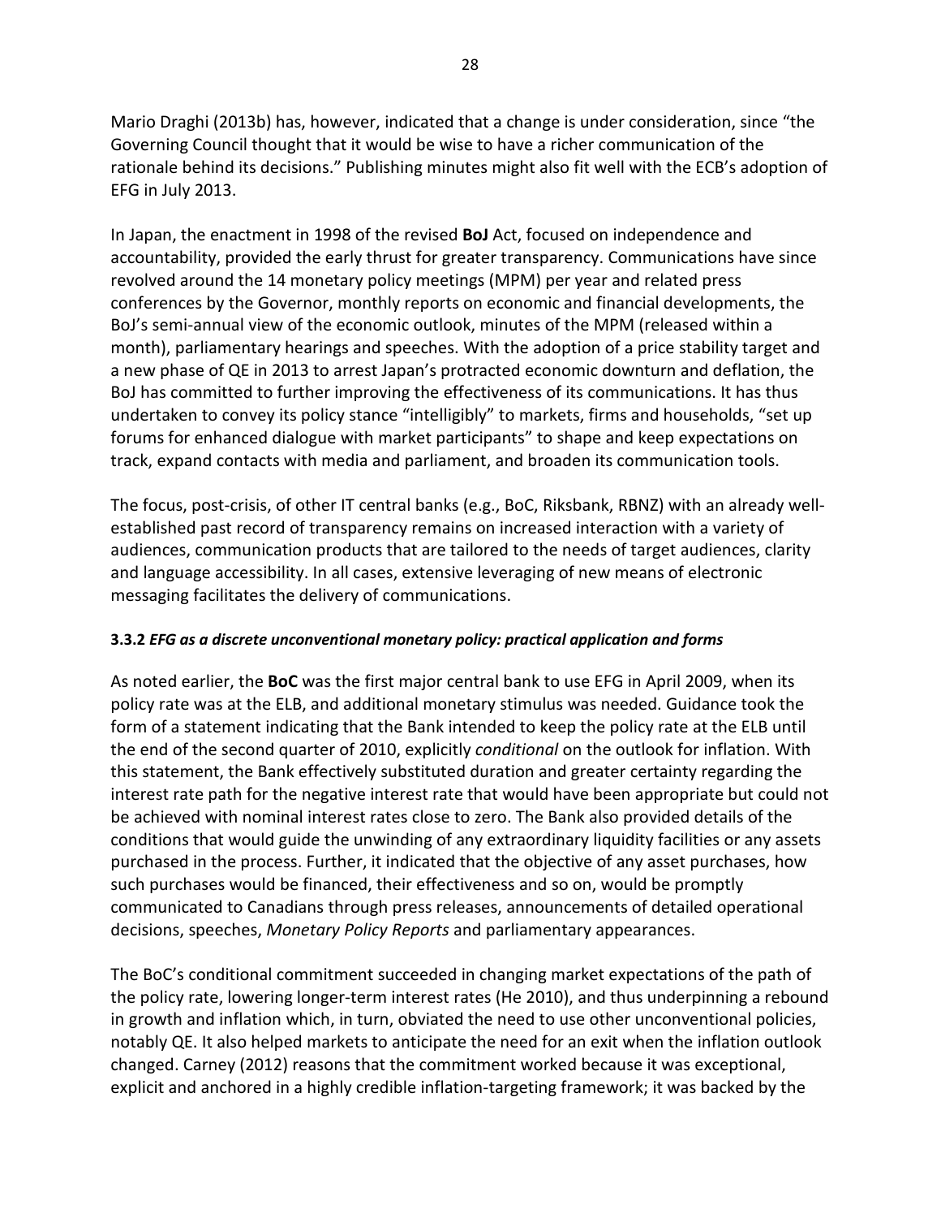Mario Draghi (2013b) has, however, indicated that a change is under consideration, since "the Governing Council thought that it would be wise to have a richer communication of the rationale behind its decisions." Publishing minutes might also fit well with the ECB's adoption of EFG in July 2013.

In Japan, the enactment in 1998 of the revised **BoJ** Act, focused on independence and accountability, provided the early thrust for greater transparency. Communications have since revolved around the 14 monetary policy meetings (MPM) per year and related press conferences by the Governor, monthly reports on economic and financial developments, the BoJ's semi-annual view of the economic outlook, minutes of the MPM (released within a month), parliamentary hearings and speeches. With the adoption of a price stability target and a new phase of QE in 2013 to arrest Japan's protracted economic downturn and deflation, the BoJ has committed to further improving the effectiveness of its communications. It has thus undertaken to convey its policy stance "intelligibly" to markets, firms and households, "set up forums for enhanced dialogue with market participants" to shape and keep expectations on track, expand contacts with media and parliament, and broaden its communication tools.

The focus, post-crisis, of other IT central banks (e.g., BoC, Riksbank, RBNZ) with an already well-established past record of transparency remains on increased interaction with a variety of audiences, communication products that are tailored to the needs of target audiences, clarity and language accessibility. In all cases, extensive leveraging of new means of electronic messaging facilitates the delivery of communications.

### 3.3.2 *EFG as a discrete unconventional monetary policy: practical application and forms*

As noted earlier, the **BoC** was the first major central bank to use EFG in April 2009, when its policy rate was at the ELB, and additional monetary stimulus was needed. Guidance took the form of a statement indicating that the Bank intended to keep the policy rate at the ELB until the end of the second quarter of 2010, explicitly *conditional* on the outlook for inflation. With this statement, the Bank effectively substituted duration and greater certainty regarding the interest rate path for the negative interest rate that would have been appropriate but could not be achieved with nominal interest rates close to zero. The Bank also provided details of the conditions that would guide the unwinding of any extraordinary liquidity facilities or any assets purchased in the process. Further, it indicated that the objective of any asset purchases, how such purchases would be financed, their effectiveness and so on, would be promptly communicated to Canadians through press releases, announcements of detailed operational decisions, speeches, *Monetary Policy Reports* and parliamentary appearances.

The BoC's conditional commitment succeeded in changing market expectations of the path of the policy rate, lowering longer-term interest rates (He 2010), and thus underpinning a rebound in growth and inflation which, in turn, obviated the need to use other unconventional policies, notably QE. It also helped markets to anticipate the need for an exit when the inflation outlook changed. Carney (2012) reasons that the commitment worked because it was exceptional, explicit and anchored in a highly credible inflation-targeting framework; it was backed by the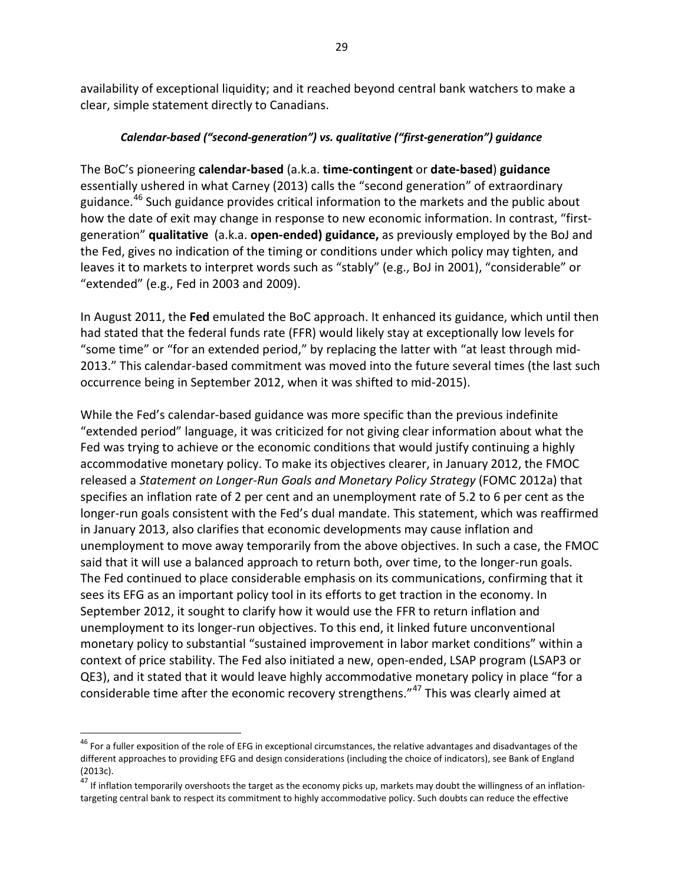availability of exceptional liquidity; and it reached beyond central bank watchers to make a clear, simple statement directly to Canadians.

***Calendar-based ("second-generation") vs. qualitative ("first-generation") guidance***

The BoC's pioneering **calendar-based** (a.k.a. **time-contingent** or **date-based**) **guidance** essentially ushered in what Carney (2013) calls the "second generation" of extraordinary guidance.[46] Such guidance provides critical information to the markets and the public about how the date of exit may change in response to new economic information. In contrast, "first-generation" **qualitative** (a.k.a. **open-ended) guidance,** as previously employed by the BoJ and the Fed, gives no indication of the timing or conditions under which policy may tighten, and leaves it to markets to interpret words such as "stably" (e.g., BoJ in 2001), "considerable" or "extended" (e.g., Fed in 2003 and 2009).

In August 2011, the **Fed** emulated the BoC approach. It enhanced its guidance, which until then had stated that the federal funds rate (FFR) would likely stay at exceptionally low levels for "some time" or "for an extended period," by replacing the latter with "at least through mid-2013." This calendar-based commitment was moved into the future several times (the last such occurrence being in September 2012, when it was shifted to mid-2015).

While the Fed's calendar-based guidance was more specific than the previous indefinite "extended period" language, it was criticized for not giving clear information about what the Fed was trying to achieve or the economic conditions that would justify continuing a highly accommodative monetary policy. To make its objectives clearer, in January 2012, the FMOC released a *Statement on Longer-Run Goals and Monetary Policy Strategy* (FOMC 2012a) that specifies an inflation rate of 2 per cent and an unemployment rate of 5.2 to 6 per cent as the longer-run goals consistent with the Fed's dual mandate. This statement, which was reaffirmed in January 2013, also clarifies that economic developments may cause inflation and unemployment to move away temporarily from the above objectives. In such a case, the FMOC said that it will use a balanced approach to return both, over time, to the longer-run goals. The Fed continued to place considerable emphasis on its communications, confirming that it sees its EFG as an important policy tool in its efforts to get traction in the economy. In September 2012, it sought to clarify how it would use the FFR to return inflation and unemployment to its longer-run objectives. To this end, it linked future unconventional monetary policy to substantial "sustained improvement in labor market conditions" within a context of price stability. The Fed also initiated a new, open-ended, LSAP program (LSAP3 or QE3), and it stated that it would leave highly accommodative monetary policy in place "for a considerable time after the economic recovery strengthens."[47] This was clearly aimed at

---

[46] For a fuller exposition of the role of EFG in exceptional circumstances, the relative advantages and disadvantages of the different approaches to providing EFG and design considerations (including the choice of indicators), see Bank of England (2013c).

[47] If inflation temporarily overshoots the target as the economy picks up, markets may doubt the willingness of an inflation-targeting central bank to respect its commitment to highly accommodative policy. Such doubts can reduce the effective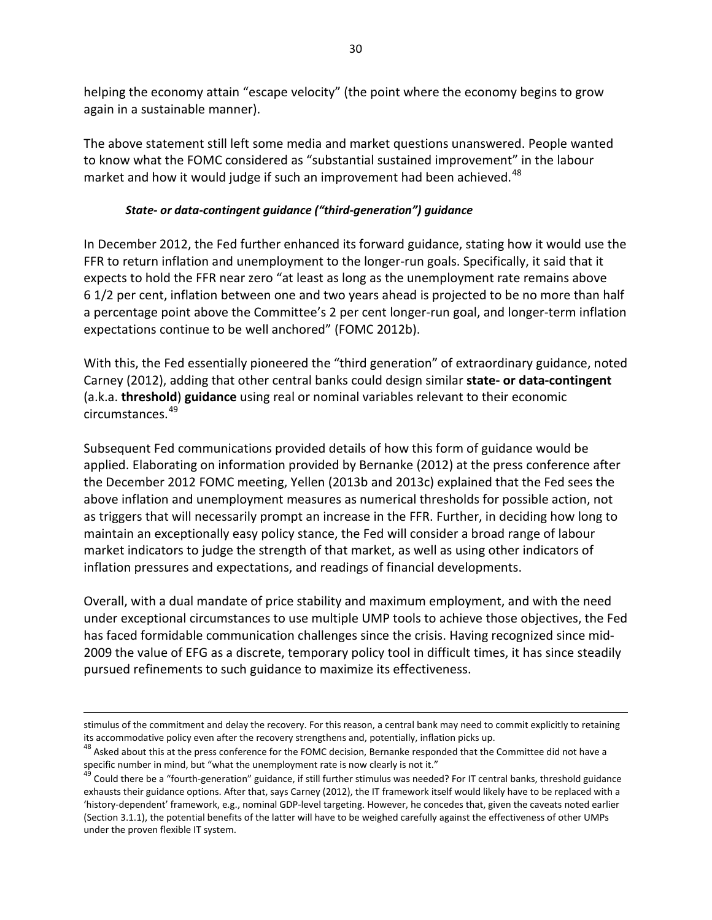helping the economy attain "escape velocity" (the point where the economy begins to grow again in a sustainable manner).

The above statement still left some media and market questions unanswered. People wanted to know what the FOMC considered as "substantial sustained improvement" in the labour market and how it would judge if such an improvement had been achieved.[48]

#### *State- or data-contingent guidance ("third-generation") guidance*

In December 2012, the Fed further enhanced its forward guidance, stating how it would use the FFR to return inflation and unemployment to the longer-run goals. Specifically, it said that it expects to hold the FFR near zero "at least as long as the unemployment rate remains above 6 1/2 per cent, inflation between one and two years ahead is projected to be no more than half a percentage point above the Committee's 2 per cent longer-run goal, and longer-term inflation expectations continue to be well anchored" (FOMC 2012b).

With this, the Fed essentially pioneered the "third generation" of extraordinary guidance, noted Carney (2012), adding that other central banks could design similar **state- or data-contingent** (a.k.a. **threshold**) **guidance** using real or nominal variables relevant to their economic circumstances.[49]

Subsequent Fed communications provided details of how this form of guidance would be applied. Elaborating on information provided by Bernanke (2012) at the press conference after the December 2012 FOMC meeting, Yellen (2013b and 2013c) explained that the Fed sees the above inflation and unemployment measures as numerical thresholds for possible action, not as triggers that will necessarily prompt an increase in the FFR. Further, in deciding how long to maintain an exceptionally easy policy stance, the Fed will consider a broad range of labour market indicators to judge the strength of that market, as well as using other indicators of inflation pressures and expectations, and readings of financial developments.

Overall, with a dual mandate of price stability and maximum employment, and with the need under exceptional circumstances to use multiple UMP tools to achieve those objectives, the Fed has faced formidable communication challenges since the crisis. Having recognized since mid-2009 the value of EFG as a discrete, temporary policy tool in difficult times, it has since steadily pursued refinements to such guidance to maximize its effectiveness.

---

stimulus of the commitment and delay the recovery. For this reason, a central bank may need to commit explicitly to retaining its accommodative policy even after the recovery strengthens and, potentially, inflation picks up.

[48] Asked about this at the press conference for the FOMC decision, Bernanke responded that the Committee did not have a specific number in mind, but "what the unemployment rate is now clearly is not it."

[49] Could there be a "fourth-generation" guidance, if still further stimulus was needed? For IT central banks, threshold guidance exhausts their guidance options. After that, says Carney (2012), the IT framework itself would likely have to be replaced with a 'history-dependent' framework, e.g., nominal GDP-level targeting. However, he concedes that, given the caveats noted earlier (Section 3.1.1), the potential benefits of the latter will have to be weighed carefully against the effectiveness of other UMPs under the proven flexible IT system.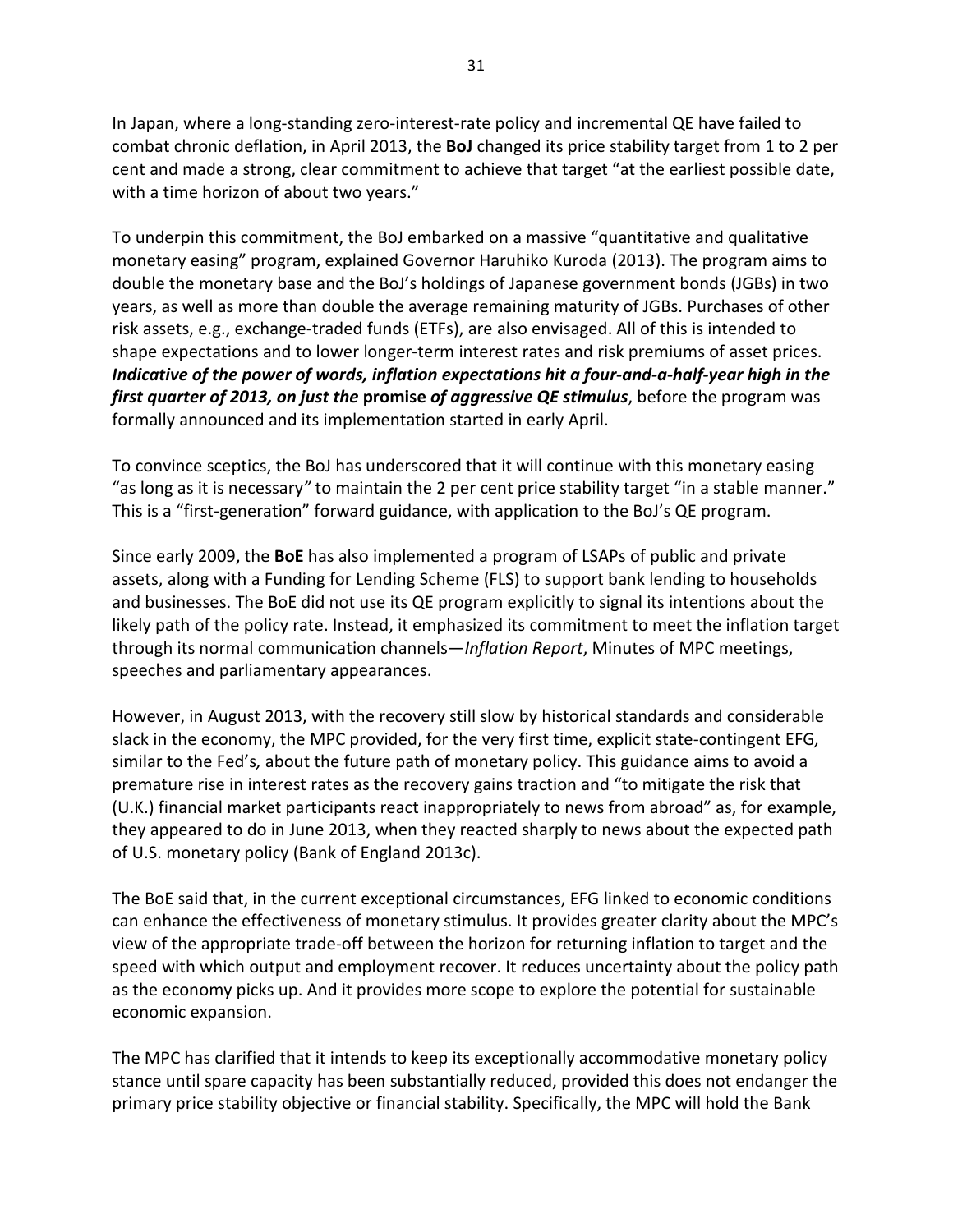In Japan, where a long-standing zero-interest-rate policy and incremental QE have failed to combat chronic deflation, in April 2013, the **BoJ** changed its price stability target from 1 to 2 per cent and made a strong, clear commitment to achieve that target "at the earliest possible date, with a time horizon of about two years."

To underpin this commitment, the BoJ embarked on a massive "quantitative and qualitative monetary easing" program, explained Governor Haruhiko Kuroda (2013). The program aims to double the monetary base and the BoJ's holdings of Japanese government bonds (JGBs) in two years, as well as more than double the average remaining maturity of JGBs. Purchases of other risk assets, e.g., exchange-traded funds (ETFs), are also envisaged. All of this is intended to shape expectations and to lower longer-term interest rates and risk premiums of asset prices. ***Indicative of the power of words, inflation expectations hit a four-and-a-half-year high in the first quarter of 2013, on just the* promise *of aggressive QE stimulus***, before the program was formally announced and its implementation started in early April.

To convince sceptics, the BoJ has underscored that it will continue with this monetary easing "as long as it is necessary" to maintain the 2 per cent price stability target "in a stable manner." This is a "first-generation" forward guidance, with application to the BoJ's QE program.

Since early 2009, the **BoE** has also implemented a program of LSAPs of public and private assets, along with a Funding for Lending Scheme (FLS) to support bank lending to households and businesses. The BoE did not use its QE program explicitly to signal its intentions about the likely path of the policy rate. Instead, it emphasized its commitment to meet the inflation target through its normal communication channels—*Inflation Report*, Minutes of MPC meetings, speeches and parliamentary appearances.

However, in August 2013, with the recovery still slow by historical standards and considerable slack in the economy, the MPC provided, for the very first time, explicit state-contingent EFG*,* similar to the Fed's*,* about the future path of monetary policy. This guidance aims to avoid a premature rise in interest rates as the recovery gains traction and "to mitigate the risk that (U.K.) financial market participants react inappropriately to news from abroad" as, for example, they appeared to do in June 2013, when they reacted sharply to news about the expected path of U.S. monetary policy (Bank of England 2013c).

The BoE said that, in the current exceptional circumstances, EFG linked to economic conditions can enhance the effectiveness of monetary stimulus. It provides greater clarity about the MPC's view of the appropriate trade-off between the horizon for returning inflation to target and the speed with which output and employment recover. It reduces uncertainty about the policy path as the economy picks up. And it provides more scope to explore the potential for sustainable economic expansion.

The MPC has clarified that it intends to keep its exceptionally accommodative monetary policy stance until spare capacity has been substantially reduced, provided this does not endanger the primary price stability objective or financial stability. Specifically, the MPC will hold the Bank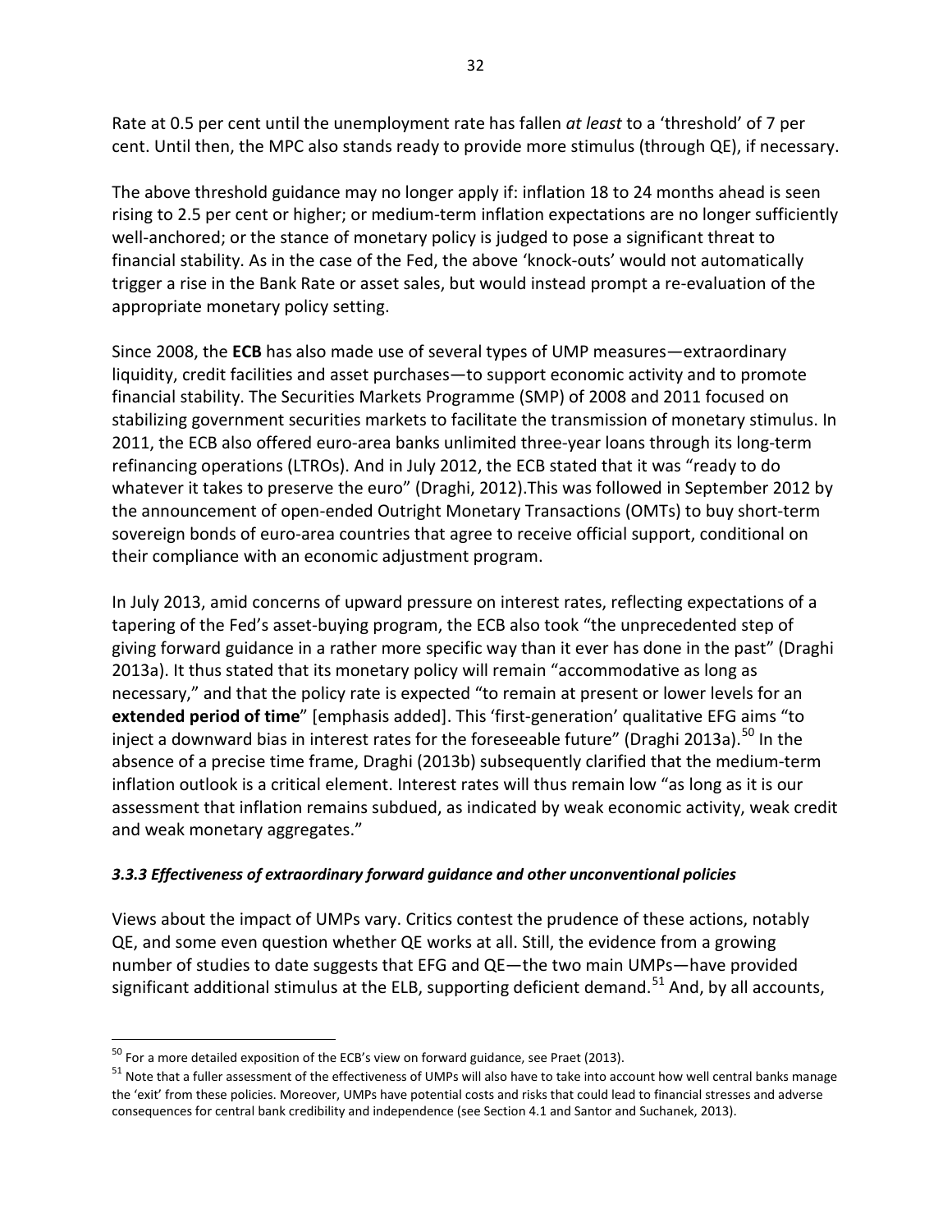Rate at 0.5 per cent until the unemployment rate has fallen *at least* to a 'threshold' of 7 per cent. Until then, the MPC also stands ready to provide more stimulus (through QE), if necessary.

The above threshold guidance may no longer apply if: inflation 18 to 24 months ahead is seen rising to 2.5 per cent or higher; or medium-term inflation expectations are no longer sufficiently well-anchored; or the stance of monetary policy is judged to pose a significant threat to financial stability. As in the case of the Fed, the above 'knock-outs' would not automatically trigger a rise in the Bank Rate or asset sales, but would instead prompt a re-evaluation of the appropriate monetary policy setting.

Since 2008, the **ECB** has also made use of several types of UMP measures—extraordinary liquidity, credit facilities and asset purchases—to support economic activity and to promote financial stability. The Securities Markets Programme (SMP) of 2008 and 2011 focused on stabilizing government securities markets to facilitate the transmission of monetary stimulus. In 2011, the ECB also offered euro-area banks unlimited three-year loans through its long-term refinancing operations (LTROs). And in July 2012, the ECB stated that it was "ready to do whatever it takes to preserve the euro" (Draghi, 2012).This was followed in September 2012 by the announcement of open-ended Outright Monetary Transactions (OMTs) to buy short-term sovereign bonds of euro-area countries that agree to receive official support, conditional on their compliance with an economic adjustment program.

In July 2013, amid concerns of upward pressure on interest rates, reflecting expectations of a tapering of the Fed's asset-buying program, the ECB also took "the unprecedented step of giving forward guidance in a rather more specific way than it ever has done in the past" (Draghi 2013a). It thus stated that its monetary policy will remain "accommodative as long as necessary," and that the policy rate is expected "to remain at present or lower levels for an **extended period of time**" [emphasis added]. This 'first-generation' qualitative EFG aims "to inject a downward bias in interest rates for the foreseeable future" (Draghi 2013a).[50] In the absence of a precise time frame, Draghi (2013b) subsequently clarified that the medium-term inflation outlook is a critical element. Interest rates will thus remain low "as long as it is our assessment that inflation remains subdued, as indicated by weak economic activity, weak credit and weak monetary aggregates."

### *3.3.3 Effectiveness of extraordinary forward guidance and other unconventional policies*

Views about the impact of UMPs vary. Critics contest the prudence of these actions, notably QE, and some even question whether QE works at all. Still, the evidence from a growing number of studies to date suggests that EFG and QE—the two main UMPs—have provided significant additional stimulus at the ELB, supporting deficient demand.[51] And, by all accounts,

[50] For a more detailed exposition of the ECB's view on forward guidance, see Praet (2013).

[51] Note that a fuller assessment of the effectiveness of UMPs will also have to take into account how well central banks manage the 'exit' from these policies. Moreover, UMPs have potential costs and risks that could lead to financial stresses and adverse consequences for central bank credibility and independence (see Section 4.1 and Santor and Suchanek, 2013).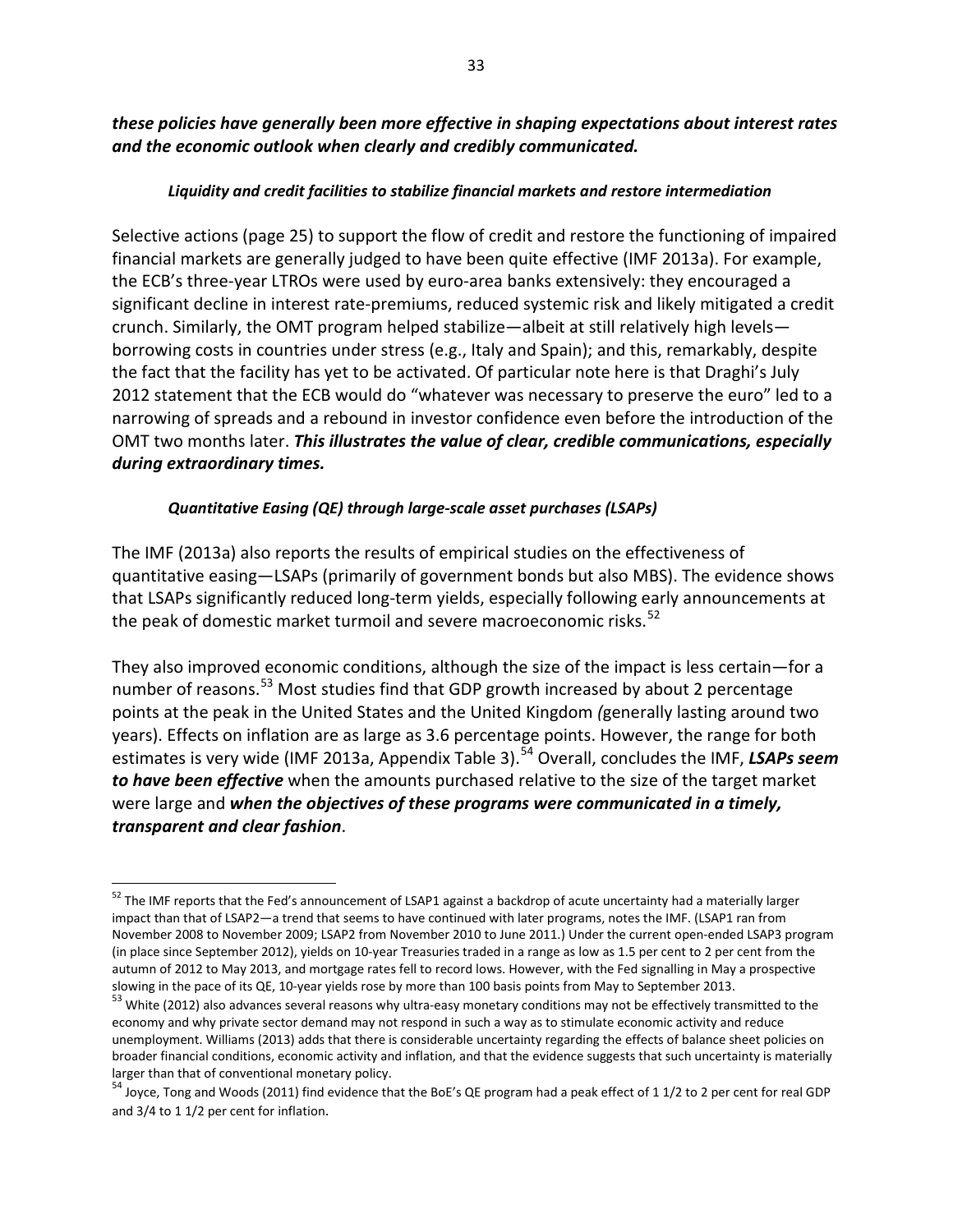***these policies have generally been more effective in shaping expectations about interest rates and the economic outlook when clearly and credibly communicated.***

***Liquidity and credit facilities to stabilize financial markets and restore intermediation***

Selective actions (page 25) to support the flow of credit and restore the functioning of impaired financial markets are generally judged to have been quite effective (IMF 2013a). For example, the ECB's three-year LTROs were used by euro-area banks extensively: they encouraged a significant decline in interest rate-premiums, reduced systemic risk and likely mitigated a credit crunch. Similarly, the OMT program helped stabilize—albeit at still relatively high levels—borrowing costs in countries under stress (e.g., Italy and Spain); and this, remarkably, despite the fact that the facility has yet to be activated. Of particular note here is that Draghi's July 2012 statement that the ECB would do "whatever was necessary to preserve the euro" led to a narrowing of spreads and a rebound in investor confidence even before the introduction of the OMT two months later. ***This illustrates the value of clear, credible communications, especially during extraordinary times.***

***Quantitative Easing (QE) through large-scale asset purchases (LSAPs)***

The IMF (2013a) also reports the results of empirical studies on the effectiveness of quantitative easing—LSAPs (primarily of government bonds but also MBS). The evidence shows that LSAPs significantly reduced long-term yields, especially following early announcements at the peak of domestic market turmoil and severe macroeconomic risks.[52]

They also improved economic conditions, although the size of the impact is less certain—for a number of reasons.[53] Most studies find that GDP growth increased by about 2 percentage points at the peak in the United States and the United Kingdom *(*generally lasting around two years). Effects on inflation are as large as 3.6 percentage points. However, the range for both estimates is very wide (IMF 2013a, Appendix Table 3).[54] Overall, concludes the IMF, ***LSAPs seem to have been effective*** when the amounts purchased relative to the size of the target market were large and ***when the objectives of these programs were communicated in a timely, transparent and clear fashion***.

---

[52] The IMF reports that the Fed's announcement of LSAP1 against a backdrop of acute uncertainty had a materially larger impact than that of LSAP2—a trend that seems to have continued with later programs, notes the IMF. (LSAP1 ran from November 2008 to November 2009; LSAP2 from November 2010 to June 2011.) Under the current open-ended LSAP3 program (in place since September 2012), yields on 10-year Treasuries traded in a range as low as 1.5 per cent to 2 per cent from the autumn of 2012 to May 2013, and mortgage rates fell to record lows. However, with the Fed signalling in May a prospective slowing in the pace of its QE, 10-year yields rose by more than 100 basis points from May to September 2013.

[53] White (2012) also advances several reasons why ultra-easy monetary conditions may not be effectively transmitted to the economy and why private sector demand may not respond in such a way as to stimulate economic activity and reduce unemployment. Williams (2013) adds that there is considerable uncertainty regarding the effects of balance sheet policies on broader financial conditions, economic activity and inflation, and that the evidence suggests that such uncertainty is materially larger than that of conventional monetary policy.

[54] Joyce, Tong and Woods (2011) find evidence that the BoE's QE program had a peak effect of 1 1/2 to 2 per cent for real GDP and 3/4 to 1 1/2 per cent for inflation.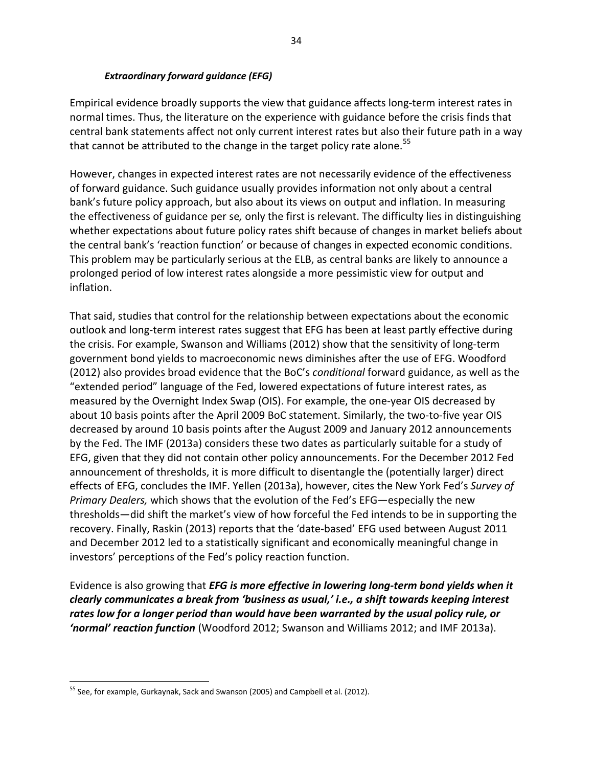### ***Extraordinary forward guidance (EFG)***

Empirical evidence broadly supports the view that guidance affects long-term interest rates in normal times. Thus, the literature on the experience with guidance before the crisis finds that central bank statements affect not only current interest rates but also their future path in a way that cannot be attributed to the change in the target policy rate alone.[55]

However, changes in expected interest rates are not necessarily evidence of the effectiveness of forward guidance. Such guidance usually provides information not only about a central bank's future policy approach, but also about its views on output and inflation. In measuring the effectiveness of guidance per se*,* only the first is relevant. The difficulty lies in distinguishing whether expectations about future policy rates shift because of changes in market beliefs about the central bank's 'reaction function' or because of changes in expected economic conditions. This problem may be particularly serious at the ELB, as central banks are likely to announce a prolonged period of low interest rates alongside a more pessimistic view for output and inflation.

That said, studies that control for the relationship between expectations about the economic outlook and long-term interest rates suggest that EFG has been at least partly effective during the crisis. For example, Swanson and Williams (2012) show that the sensitivity of long-term government bond yields to macroeconomic news diminishes after the use of EFG. Woodford (2012) also provides broad evidence that the BoC's *conditional* forward guidance, as well as the "extended period" language of the Fed, lowered expectations of future interest rates, as measured by the Overnight Index Swap (OIS). For example, the one-year OIS decreased by about 10 basis points after the April 2009 BoC statement. Similarly, the two-to-five year OIS decreased by around 10 basis points after the August 2009 and January 2012 announcements by the Fed. The IMF (2013a) considers these two dates as particularly suitable for a study of EFG, given that they did not contain other policy announcements. For the December 2012 Fed announcement of thresholds, it is more difficult to disentangle the (potentially larger) direct effects of EFG, concludes the IMF. Yellen (2013a), however, cites the New York Fed's *Survey of Primary Dealers,* which shows that the evolution of the Fed's EFG—especially the new thresholds—did shift the market's view of how forceful the Fed intends to be in supporting the recovery. Finally, Raskin (2013) reports that the 'date-based' EFG used between August 2011 and December 2012 led to a statistically significant and economically meaningful change in investors' perceptions of the Fed's policy reaction function.

Evidence is also growing that ***EFG is more effective in lowering long-term bond yields when it clearly communicates a break from 'business as usual,' i.e., a shift towards keeping interest rates low for a longer period than would have been warranted by the usual policy rule, or 'normal' reaction function*** (Woodford 2012; Swanson and Williams 2012; and IMF 2013a).

---

[55] See, for example, Gurkaynak, Sack and Swanson (2005) and Campbell et al. (2012).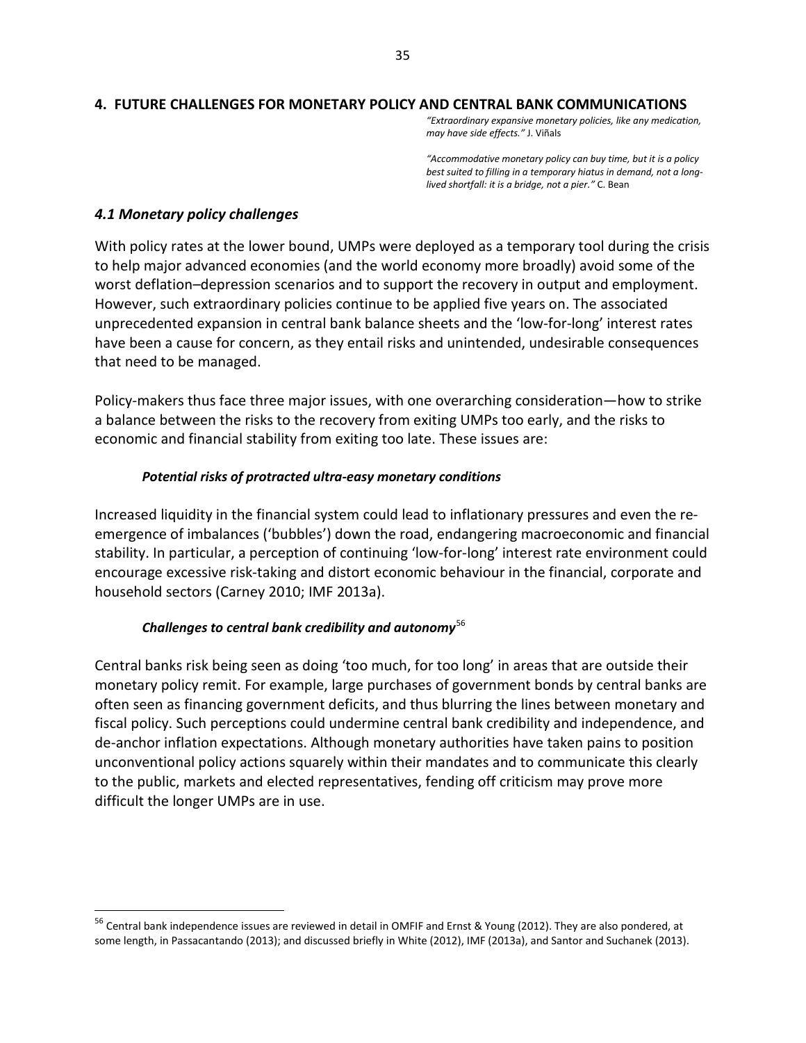## 4. FUTURE CHALLENGES FOR MONETARY POLICY AND CENTRAL BANK COMMUNICATIONS

*"Extraordinary expansive monetary policies, like any medication, may have side effects."* J. Viñals

*"Accommodative monetary policy can buy time, but it is a policy best suited to filling in a temporary hiatus in demand, not a long-lived shortfall: it is a bridge, not a pier."* C. Bean

### *4.1 Monetary policy challenges*

With policy rates at the lower bound, UMPs were deployed as a temporary tool during the crisis to help major advanced economies (and the world economy more broadly) avoid some of the worst deflation–depression scenarios and to support the recovery in output and employment. However, such extraordinary policies continue to be applied five years on. The associated unprecedented expansion in central bank balance sheets and the 'low-for-long' interest rates have been a cause for concern, as they entail risks and unintended, undesirable consequences that need to be managed.

Policy-makers thus face three major issues, with one overarching consideration—how to strike a balance between the risks to the recovery from exiting UMPs too early, and the risks to economic and financial stability from exiting too late. These issues are:

***Potential risks of protracted ultra-easy monetary conditions***

Increased liquidity in the financial system could lead to inflationary pressures and even the re-emergence of imbalances ('bubbles') down the road, endangering macroeconomic and financial stability. In particular, a perception of continuing 'low-for-long' interest rate environment could encourage excessive risk-taking and distort economic behaviour in the financial, corporate and household sectors (Carney 2010; IMF 2013a).

***Challenges to central bank credibility and autonomy***[56]

Central banks risk being seen as doing 'too much, for too long' in areas that are outside their monetary policy remit. For example, large purchases of government bonds by central banks are often seen as financing government deficits, and thus blurring the lines between monetary and fiscal policy. Such perceptions could undermine central bank credibility and independence, and de-anchor inflation expectations. Although monetary authorities have taken pains to position unconventional policy actions squarely within their mandates and to communicate this clearly to the public, markets and elected representatives, fending off criticism may prove more difficult the longer UMPs are in use.

---

[56] Central bank independence issues are reviewed in detail in OMFIF and Ernst & Young (2012). They are also pondered, at some length, in Passacantando (2013); and discussed briefly in White (2012), IMF (2013a), and Santor and Suchanek (2013).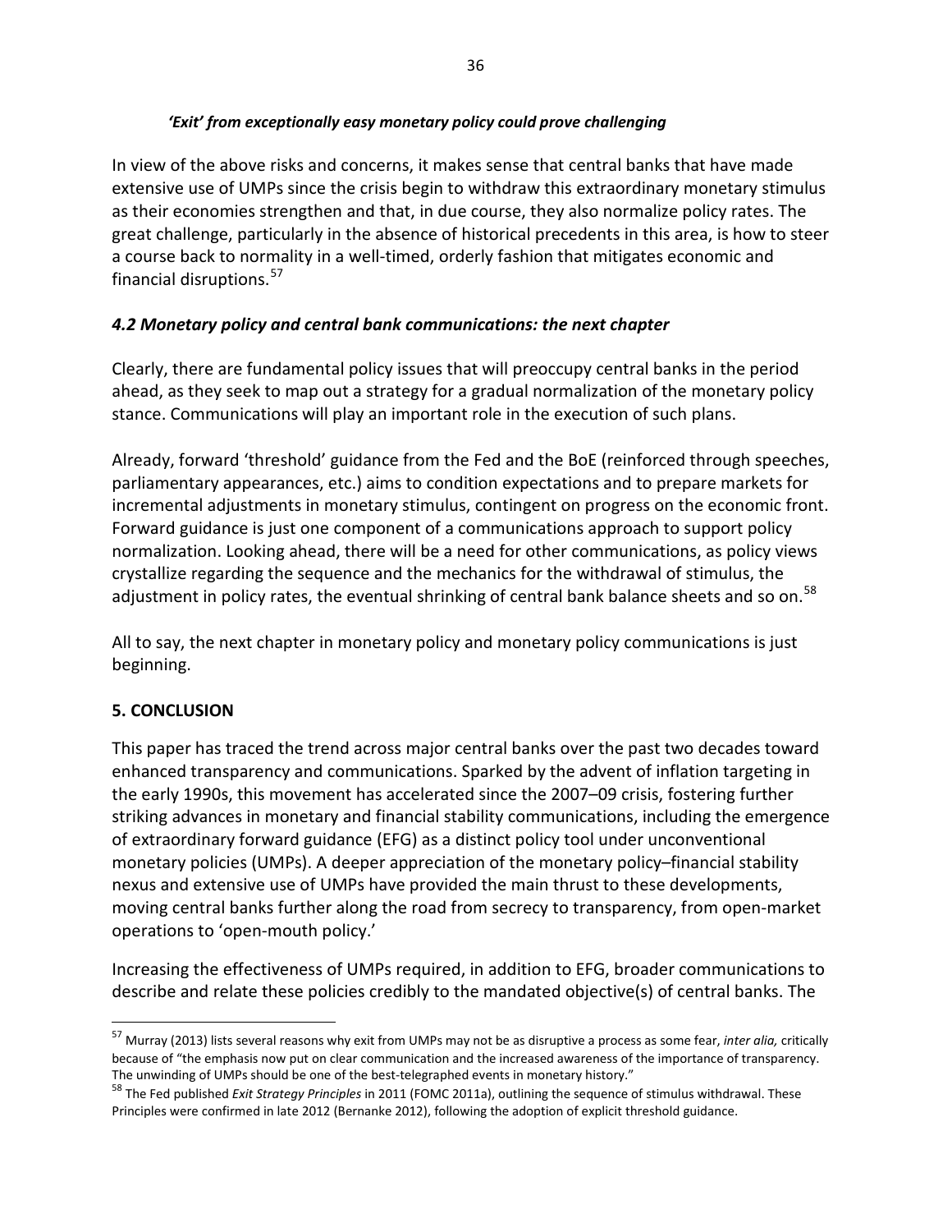*'Exit' from exceptionally easy monetary policy could prove challenging*

In view of the above risks and concerns, it makes sense that central banks that have made extensive use of UMPs since the crisis begin to withdraw this extraordinary monetary stimulus as their economies strengthen and that, in due course, they also normalize policy rates. The great challenge, particularly in the absence of historical precedents in this area, is how to steer a course back to normality in a well-timed, orderly fashion that mitigates economic and financial disruptions.[57]

### *4.2 Monetary policy and central bank communications: the next chapter*

Clearly, there are fundamental policy issues that will preoccupy central banks in the period ahead, as they seek to map out a strategy for a gradual normalization of the monetary policy stance. Communications will play an important role in the execution of such plans.

Already, forward 'threshold' guidance from the Fed and the BoE (reinforced through speeches, parliamentary appearances, etc.) aims to condition expectations and to prepare markets for incremental adjustments in monetary stimulus, contingent on progress on the economic front. Forward guidance is just one component of a communications approach to support policy normalization. Looking ahead, there will be a need for other communications, as policy views crystallize regarding the sequence and the mechanics for the withdrawal of stimulus, the adjustment in policy rates, the eventual shrinking of central bank balance sheets and so on.[58]

All to say, the next chapter in monetary policy and monetary policy communications is just beginning.

## 5. CONCLUSION

This paper has traced the trend across major central banks over the past two decades toward enhanced transparency and communications. Sparked by the advent of inflation targeting in the early 1990s, this movement has accelerated since the 2007–09 crisis, fostering further striking advances in monetary and financial stability communications, including the emergence of extraordinary forward guidance (EFG) as a distinct policy tool under unconventional monetary policies (UMPs). A deeper appreciation of the monetary policy–financial stability nexus and extensive use of UMPs have provided the main thrust to these developments, moving central banks further along the road from secrecy to transparency, from open-market operations to 'open-mouth policy.'

Increasing the effectiveness of UMPs required, in addition to EFG, broader communications to describe and relate these policies credibly to the mandated objective(s) of central banks. The

---

[57] Murray (2013) lists several reasons why exit from UMPs may not be as disruptive a process as some fear, *inter alia,* critically because of "the emphasis now put on clear communication and the increased awareness of the importance of transparency. The unwinding of UMPs should be one of the best-telegraphed events in monetary history."

[58] The Fed published *Exit Strategy Principles* in 2011 (FOMC 2011a), outlining the sequence of stimulus withdrawal. These Principles were confirmed in late 2012 (Bernanke 2012), following the adoption of explicit threshold guidance.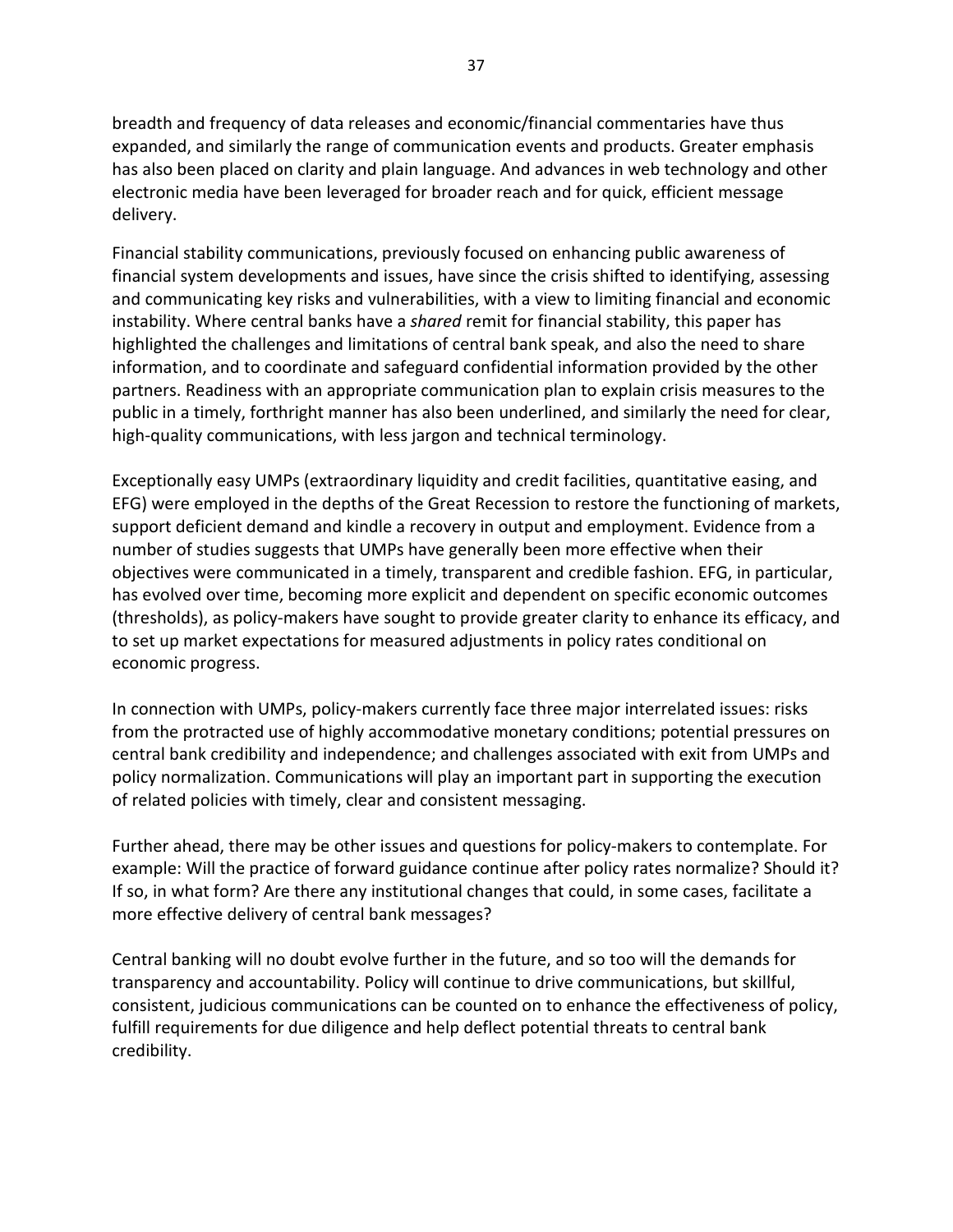breadth and frequency of data releases and economic/financial commentaries have thus expanded, and similarly the range of communication events and products. Greater emphasis has also been placed on clarity and plain language. And advances in web technology and other electronic media have been leveraged for broader reach and for quick, efficient message delivery.

Financial stability communications, previously focused on enhancing public awareness of financial system developments and issues, have since the crisis shifted to identifying, assessing and communicating key risks and vulnerabilities, with a view to limiting financial and economic instability. Where central banks have a *shared* remit for financial stability, this paper has highlighted the challenges and limitations of central bank speak, and also the need to share information, and to coordinate and safeguard confidential information provided by the other partners. Readiness with an appropriate communication plan to explain crisis measures to the public in a timely, forthright manner has also been underlined, and similarly the need for clear, high-quality communications, with less jargon and technical terminology.

Exceptionally easy UMPs (extraordinary liquidity and credit facilities, quantitative easing, and EFG) were employed in the depths of the Great Recession to restore the functioning of markets, support deficient demand and kindle a recovery in output and employment. Evidence from a number of studies suggests that UMPs have generally been more effective when their objectives were communicated in a timely, transparent and credible fashion. EFG, in particular, has evolved over time, becoming more explicit and dependent on specific economic outcomes (thresholds), as policy-makers have sought to provide greater clarity to enhance its efficacy, and to set up market expectations for measured adjustments in policy rates conditional on economic progress.

In connection with UMPs, policy-makers currently face three major interrelated issues: risks from the protracted use of highly accommodative monetary conditions; potential pressures on central bank credibility and independence; and challenges associated with exit from UMPs and policy normalization. Communications will play an important part in supporting the execution of related policies with timely, clear and consistent messaging.

Further ahead, there may be other issues and questions for policy-makers to contemplate. For example: Will the practice of forward guidance continue after policy rates normalize? Should it? If so, in what form? Are there any institutional changes that could, in some cases, facilitate a more effective delivery of central bank messages?

Central banking will no doubt evolve further in the future, and so too will the demands for transparency and accountability. Policy will continue to drive communications, but skillful, consistent, judicious communications can be counted on to enhance the effectiveness of policy, fulfill requirements for due diligence and help deflect potential threats to central bank credibility.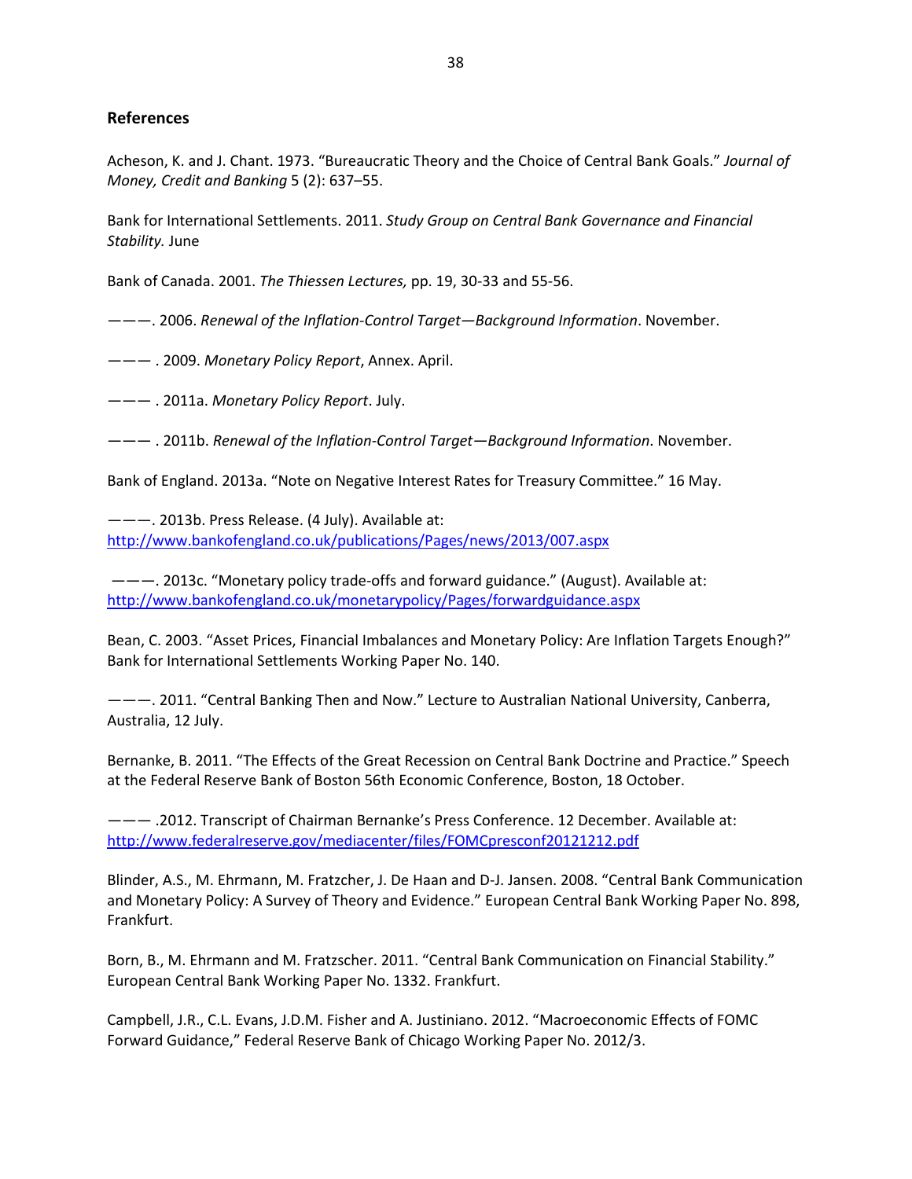## References

Acheson, K. and J. Chant. 1973. "Bureaucratic Theory and the Choice of Central Bank Goals." *Journal of Money, Credit and Banking* 5 (2): 637–55.

Bank for International Settlements. 2011. *Study Group on Central Bank Governance and Financial Stability.* June

Bank of Canada. 2001. *The Thiessen Lectures,* pp. 19, 30-33 and 55-56.

———. 2006. *Renewal of the Inflation-Control Target—Background Information*. November.

——— . 2009. *Monetary Policy Report*, Annex. April.

——— . 2011a. *Monetary Policy Report*. July.

——— . 2011b. *Renewal of the Inflation-Control Target—Background Information*. November.

Bank of England. 2013a. "Note on Negative Interest Rates for Treasury Committee." 16 May.

———. 2013b. Press Release. (4 July). Available at: http://www.bankofengland.co.uk/publications/Pages/news/2013/007.aspx

———. 2013c. "Monetary policy trade-offs and forward guidance." (August). Available at: http://www.bankofengland.co.uk/monetarypolicy/Pages/forwardguidance.aspx

Bean, C. 2003. "Asset Prices, Financial Imbalances and Monetary Policy: Are Inflation Targets Enough?" Bank for International Settlements Working Paper No. 140.

———. 2011. "Central Banking Then and Now." Lecture to Australian National University, Canberra, Australia, 12 July.

Bernanke, B. 2011. "The Effects of the Great Recession on Central Bank Doctrine and Practice." Speech at the Federal Reserve Bank of Boston 56th Economic Conference, Boston, 18 October.

——— .2012. Transcript of Chairman Bernanke's Press Conference. 12 December. Available at: http://www.federalreserve.gov/mediacenter/files/FOMCpresconf20121212.pdf

Blinder, A.S., M. Ehrmann, M. Fratzcher, J. De Haan and D-J. Jansen. 2008. "Central Bank Communication and Monetary Policy: A Survey of Theory and Evidence." European Central Bank Working Paper No. 898, Frankfurt.

Born, B., M. Ehrmann and M. Fratzscher. 2011. "Central Bank Communication on Financial Stability." European Central Bank Working Paper No. 1332. Frankfurt.

Campbell, J.R., C.L. Evans, J.D.M. Fisher and A. Justiniano. 2012. "Macroeconomic Effects of FOMC Forward Guidance," Federal Reserve Bank of Chicago Working Paper No. 2012/3.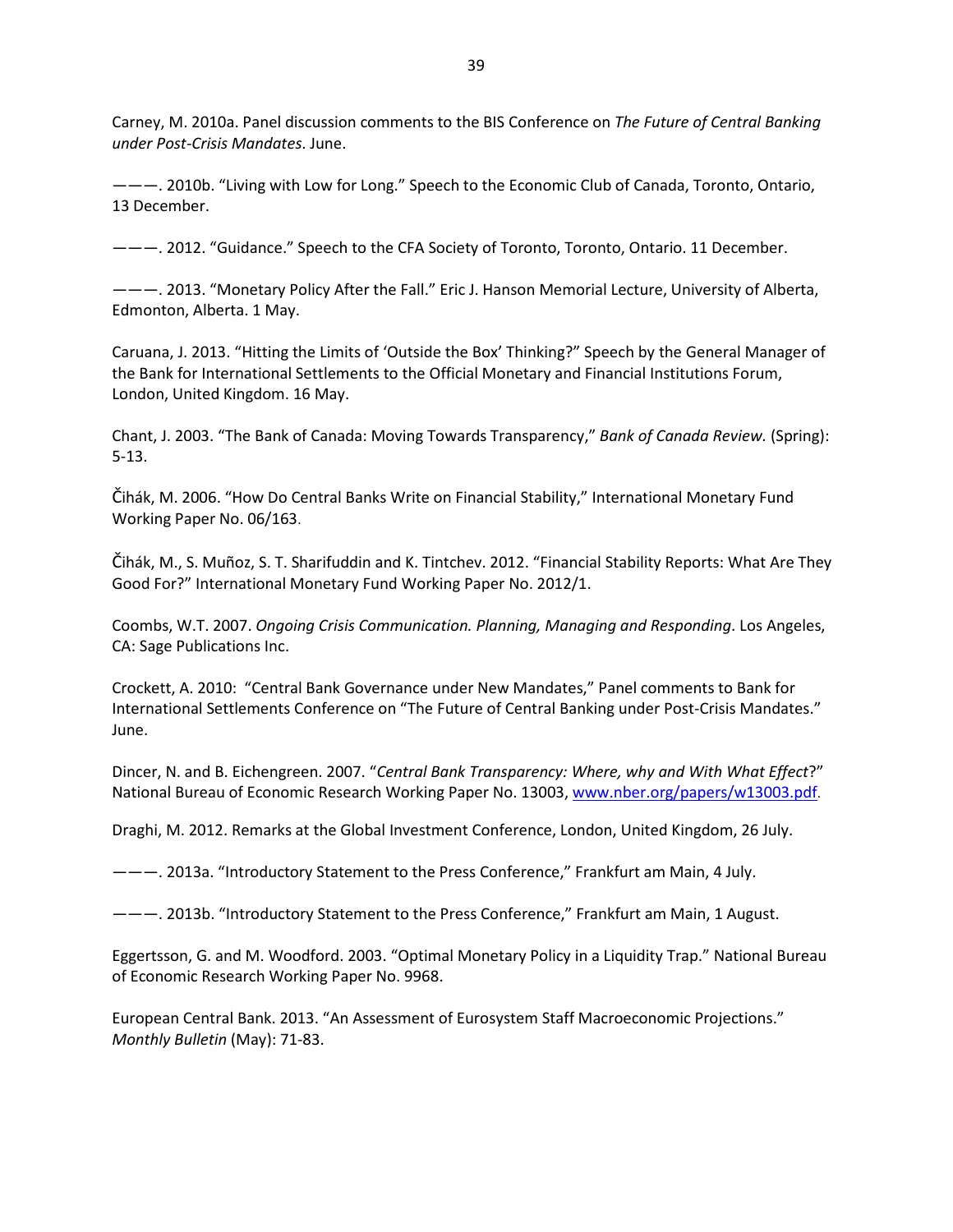Carney, M. 2010a. Panel discussion comments to the BIS Conference on *The Future of Central Banking under Post-Crisis Mandates*. June.

———. 2010b. "Living with Low for Long." Speech to the Economic Club of Canada, Toronto, Ontario, 13 December.

———. 2012. "Guidance." Speech to the CFA Society of Toronto, Toronto, Ontario. 11 December.

———. 2013. "Monetary Policy After the Fall." Eric J. Hanson Memorial Lecture, University of Alberta, Edmonton, Alberta. 1 May.

Caruana, J. 2013. "Hitting the Limits of 'Outside the Box' Thinking?" Speech by the General Manager of the Bank for International Settlements to the Official Monetary and Financial Institutions Forum, London, United Kingdom. 16 May.

Chant, J. 2003. "The Bank of Canada: Moving Towards Transparency," *Bank of Canada Review.* (Spring): 5-13.

Čihák, M. 2006. "How Do Central Banks Write on Financial Stability," International Monetary Fund Working Paper No. 06/163.

Čihák, M., S. Muñoz, S. T. Sharifuddin and K. Tintchev. 2012. "Financial Stability Reports: What Are They Good For?" International Monetary Fund Working Paper No. 2012/1.

Coombs, W.T. 2007. *Ongoing Crisis Communication. Planning, Managing and Responding*. Los Angeles, CA: Sage Publications Inc.

Crockett, A. 2010: "Central Bank Governance under New Mandates," Panel comments to Bank for International Settlements Conference on "The Future of Central Banking under Post-Crisis Mandates." June.

Dincer, N. and B. Eichengreen. 2007. "*Central Bank Transparency: Where, why and With What Effect*?" National Bureau of Economic Research Working Paper No. 13003, www.nber.org/papers/w13003.pdf.

Draghi, M. 2012. Remarks at the Global Investment Conference, London, United Kingdom, 26 July.

———. 2013a. "Introductory Statement to the Press Conference," Frankfurt am Main, 4 July.

———. 2013b. "Introductory Statement to the Press Conference," Frankfurt am Main, 1 August.

Eggertsson, G. and M. Woodford. 2003. "Optimal Monetary Policy in a Liquidity Trap." National Bureau of Economic Research Working Paper No. 9968.

European Central Bank. 2013. "An Assessment of Eurosystem Staff Macroeconomic Projections." *Monthly Bulletin* (May): 71-83.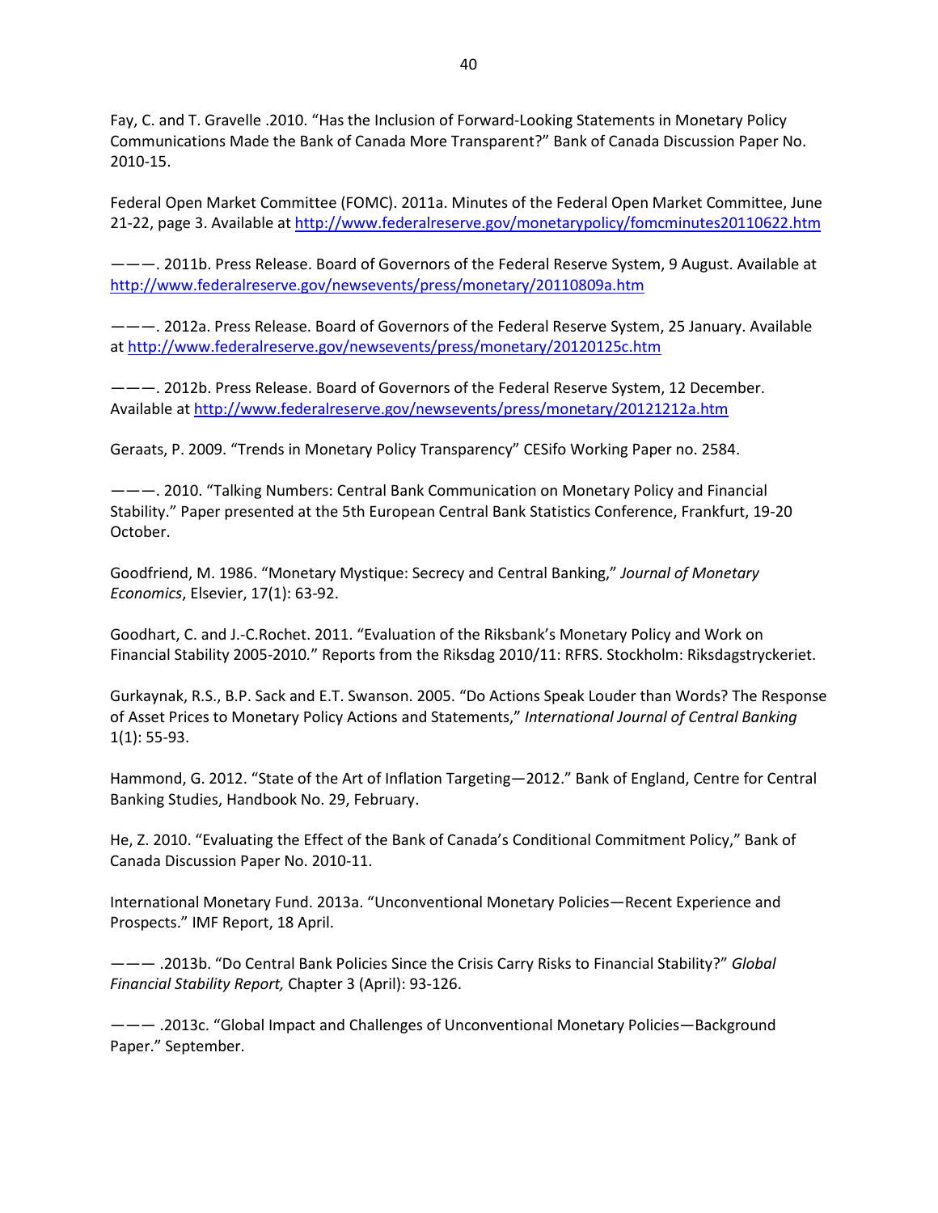Fay, C. and T. Gravelle .2010. "Has the Inclusion of Forward-Looking Statements in Monetary Policy Communications Made the Bank of Canada More Transparent?" Bank of Canada Discussion Paper No. 2010-15.

Federal Open Market Committee (FOMC). 2011a. Minutes of the Federal Open Market Committee, June 21-22, page 3. Available at http://www.federalreserve.gov/monetarypolicy/fomcminutes20110622.htm

———. 2011b. Press Release. Board of Governors of the Federal Reserve System, 9 August. Available at http://www.federalreserve.gov/newsevents/press/monetary/20110809a.htm

———. 2012a. Press Release. Board of Governors of the Federal Reserve System, 25 January. Available at http://www.federalreserve.gov/newsevents/press/monetary/20120125c.htm

———. 2012b. Press Release. Board of Governors of the Federal Reserve System, 12 December. Available at http://www.federalreserve.gov/newsevents/press/monetary/20121212a.htm

Geraats, P. 2009. "Trends in Monetary Policy Transparency" CESifo Working Paper no. 2584.

———. 2010. "Talking Numbers: Central Bank Communication on Monetary Policy and Financial Stability." Paper presented at the 5th European Central Bank Statistics Conference, Frankfurt, 19-20 October.

Goodfriend, M. 1986. "Monetary Mystique: Secrecy and Central Banking," *Journal of Monetary Economics*, Elsevier, 17(1): 63-92.

Goodhart, C. and J.-C.Rochet. 2011. "Evaluation of the Riksbank's Monetary Policy and Work on Financial Stability 2005-2010." Reports from the Riksdag 2010/11: RFRS. Stockholm: Riksdagstryckeriet.

Gurkaynak, R.S., B.P. Sack and E.T. Swanson. 2005. "Do Actions Speak Louder than Words? The Response of Asset Prices to Monetary Policy Actions and Statements," *International Journal of Central Banking* 1(1): 55-93.

Hammond, G. 2012. "State of the Art of Inflation Targeting—2012." Bank of England, Centre for Central Banking Studies, Handbook No. 29, February.

He, Z. 2010. "Evaluating the Effect of the Bank of Canada's Conditional Commitment Policy," Bank of Canada Discussion Paper No. 2010-11.

International Monetary Fund. 2013a. "Unconventional Monetary Policies—Recent Experience and Prospects." IMF Report, 18 April.

——— .2013b. "Do Central Bank Policies Since the Crisis Carry Risks to Financial Stability?" *Global Financial Stability Report,* Chapter 3 (April): 93-126.

——— .2013c. "Global Impact and Challenges of Unconventional Monetary Policies—Background Paper." September.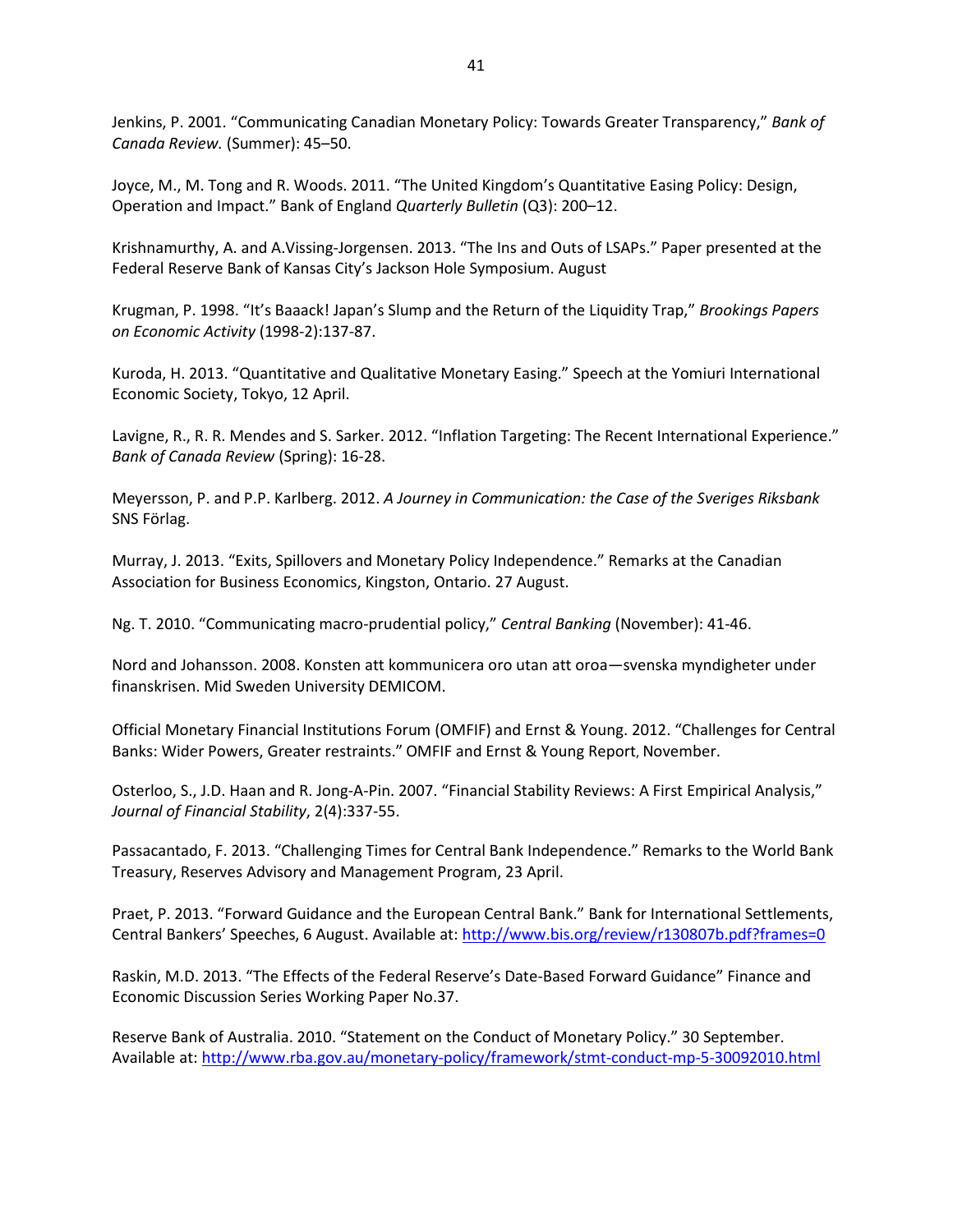Jenkins, P. 2001. “Communicating Canadian Monetary Policy: Towards Greater Transparency,” *Bank of Canada Review.* (Summer): 45–50.

Joyce, M., M. Tong and R. Woods. 2011. “The United Kingdom’s Quantitative Easing Policy: Design, Operation and Impact.” Bank of England *Quarterly Bulletin* (Q3): 200–12.

Krishnamurthy, A. and A.Vissing-Jorgensen. 2013. “The Ins and Outs of LSAPs.” Paper presented at the Federal Reserve Bank of Kansas City’s Jackson Hole Symposium. August

Krugman, P. 1998. “It’s Baaack! Japan’s Slump and the Return of the Liquidity Trap,” *Brookings Papers on Economic Activity* (1998-2):137-87.

Kuroda, H. 2013. “Quantitative and Qualitative Monetary Easing.” Speech at the Yomiuri International Economic Society, Tokyo, 12 April.

Lavigne, R., R. R. Mendes and S. Sarker. 2012. “Inflation Targeting: The Recent International Experience.” *Bank of Canada Review* (Spring): 16-28.

Meyersson, P. and P.P. Karlberg. 2012. *A Journey in Communication: the Case of the Sveriges Riksbank* SNS Förlag.

Murray, J. 2013. “Exits, Spillovers and Monetary Policy Independence.” Remarks at the Canadian Association for Business Economics, Kingston, Ontario. 27 August.

Ng. T. 2010. “Communicating macro-prudential policy,” *Central Banking* (November): 41-46.

Nord and Johansson. 2008. Konsten att kommunicera oro utan att oroa—svenska myndigheter under finanskrisen. Mid Sweden University DEMICOM.

Official Monetary Financial Institutions Forum (OMFIF) and Ernst & Young. 2012. “Challenges for Central Banks: Wider Powers, Greater restraints.” OMFIF and Ernst & Young Report, November.

Osterloo, S., J.D. Haan and R. Jong-A-Pin. 2007. “Financial Stability Reviews: A First Empirical Analysis,” *Journal of Financial Stability*, 2(4):337-55.

Passacantado, F. 2013. “Challenging Times for Central Bank Independence.” Remarks to the World Bank Treasury, Reserves Advisory and Management Program, 23 April.

Praet, P. 2013. “Forward Guidance and the European Central Bank.” Bank for International Settlements, Central Bankers’ Speeches, 6 August. Available at: http://www.bis.org/review/r130807b.pdf?frames=0

Raskin, M.D. 2013. “The Effects of the Federal Reserve’s Date-Based Forward Guidance” Finance and Economic Discussion Series Working Paper No.37.

Reserve Bank of Australia. 2010. “Statement on the Conduct of Monetary Policy.” 30 September. Available at: http://www.rba.gov.au/monetary-policy/framework/stmt-conduct-mp-5-30092010.html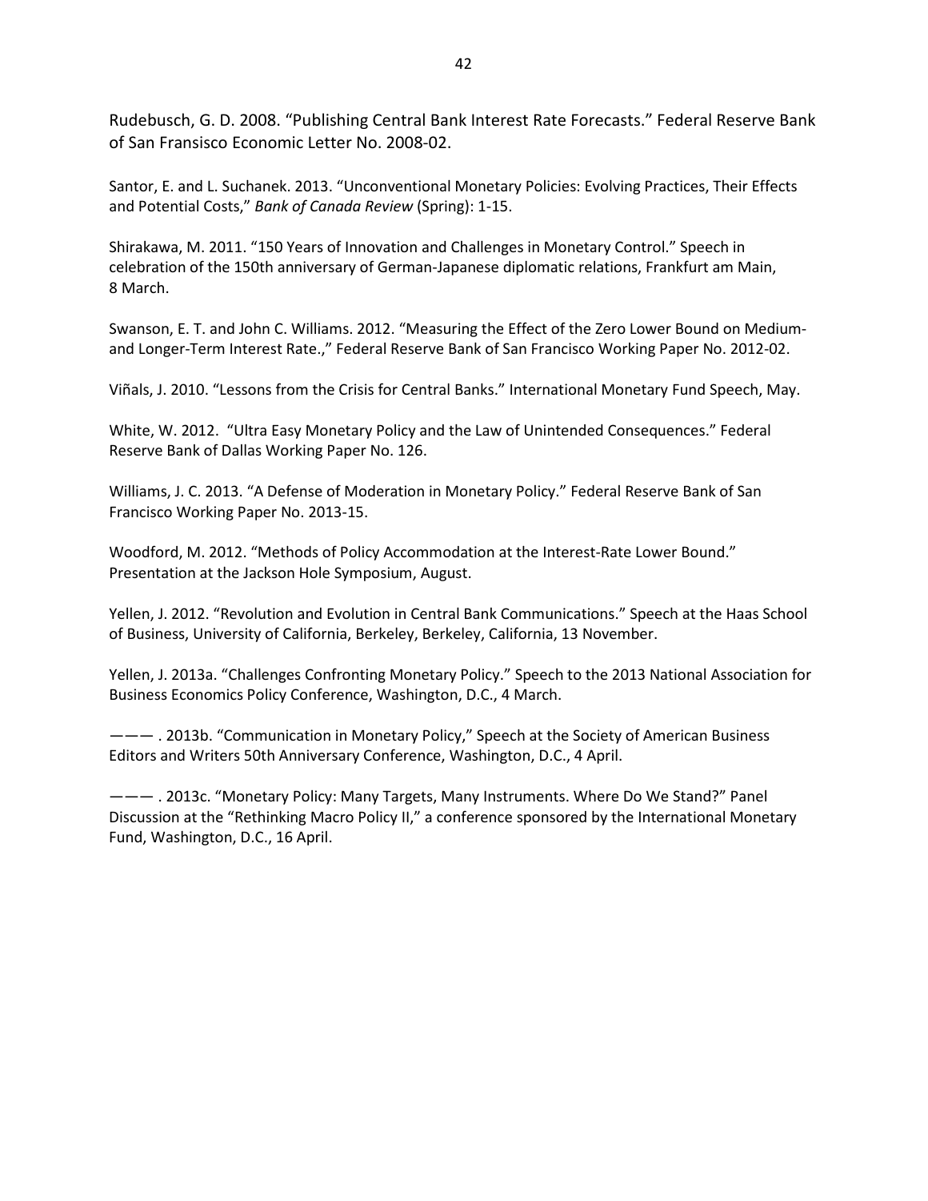Rudebusch, G. D. 2008. "Publishing Central Bank Interest Rate Forecasts." Federal Reserve Bank of San Fransisco Economic Letter No. 2008-02.

Santor, E. and L. Suchanek. 2013. "Unconventional Monetary Policies: Evolving Practices, Their Effects and Potential Costs," *Bank of Canada Review* (Spring): 1-15.

Shirakawa, M. 2011. "150 Years of Innovation and Challenges in Monetary Control." Speech in celebration of the 150th anniversary of German-Japanese diplomatic relations, Frankfurt am Main, 8 March.

Swanson, E. T. and John C. Williams. 2012. "Measuring the Effect of the Zero Lower Bound on Medium- and Longer-Term Interest Rate.," Federal Reserve Bank of San Francisco Working Paper No. 2012-02.

Viñals, J. 2010. "Lessons from the Crisis for Central Banks." International Monetary Fund Speech, May.

White, W. 2012. "Ultra Easy Monetary Policy and the Law of Unintended Consequences." Federal Reserve Bank of Dallas Working Paper No. 126.

Williams, J. C. 2013. "A Defense of Moderation in Monetary Policy." Federal Reserve Bank of San Francisco Working Paper No. 2013-15.

Woodford, M. 2012. "Methods of Policy Accommodation at the Interest-Rate Lower Bound." Presentation at the Jackson Hole Symposium, August.

Yellen, J. 2012. "Revolution and Evolution in Central Bank Communications." Speech at the Haas School of Business, University of California, Berkeley, Berkeley, California, 13 November.

Yellen, J. 2013a. "Challenges Confronting Monetary Policy." Speech to the 2013 National Association for Business Economics Policy Conference, Washington, D.C., 4 March.

——— . 2013b. "Communication in Monetary Policy," Speech at the Society of American Business Editors and Writers 50th Anniversary Conference, Washington, D.C., 4 April.

——— . 2013c. "Monetary Policy: Many Targets, Many Instruments. Where Do We Stand?" Panel Discussion at the "Rethinking Macro Policy II," a conference sponsored by the International Monetary Fund, Washington, D.C., 16 April.